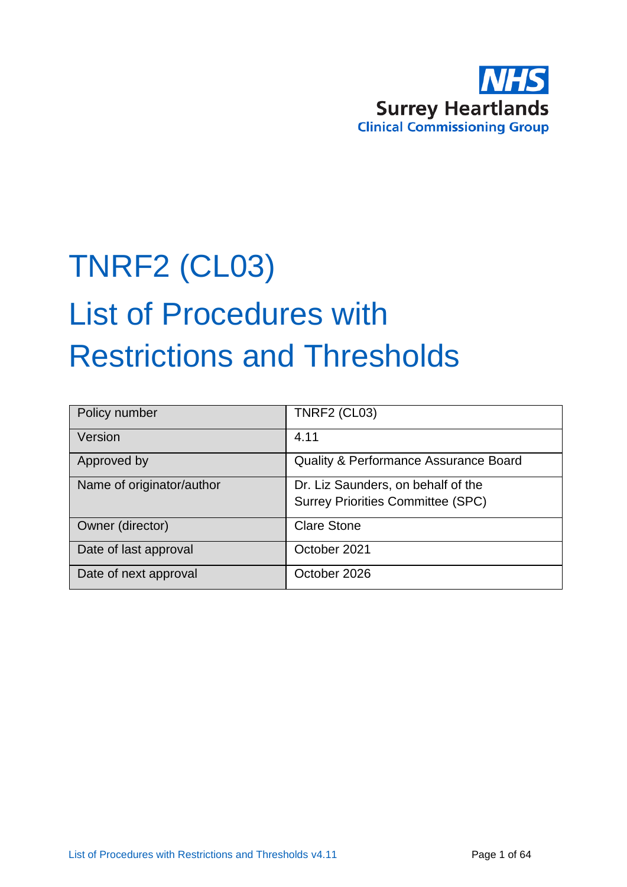NHS
Surrey Heartlands
Clinical Commissioning Group

# TNRF2 (CL03)

# List of Procedures with Restrictions and Thresholds

| Policy number | TNRF2 (CL03) |
|---|---|
| Version | 4.11 |
| Approved by | Quality & Performance Assurance Board |
| Name of originator/author | Dr. Liz Saunders, on behalf of the Surrey Priorities Committee (SPC) |
| Owner (director) | Clare Stone |
| Date of last approval | October 2021 |
| Date of next approval | October 2026 |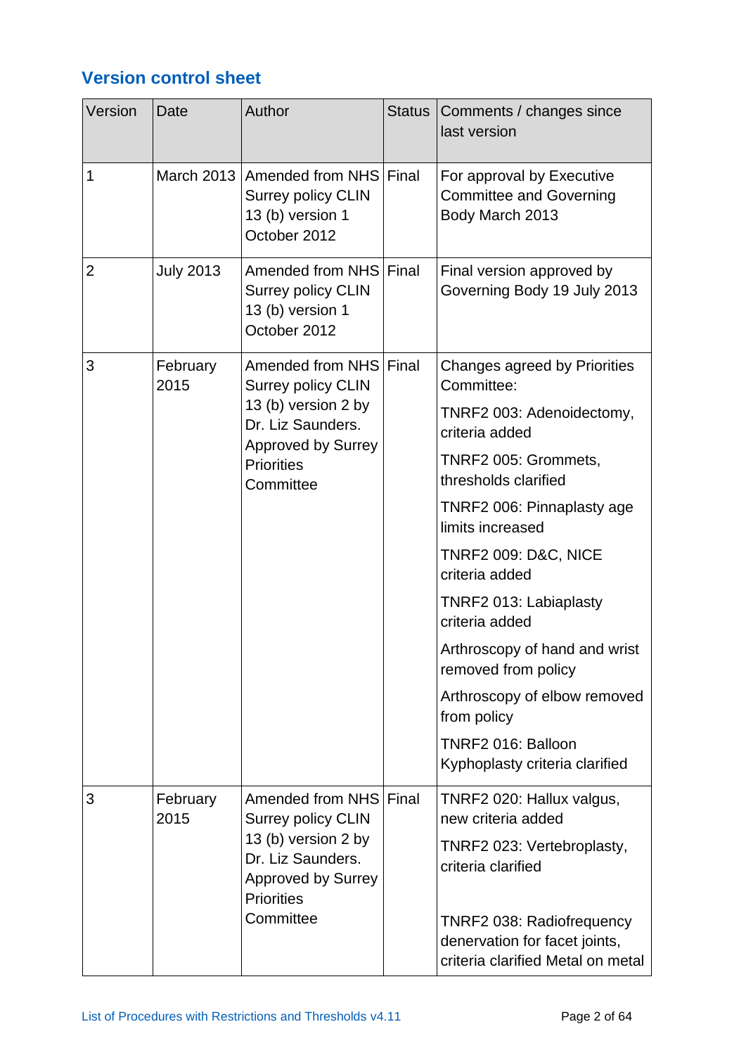## Version control sheet

| Version | Date | Author | Status | Comments / changes since last version |
|---|---|---|---|---|
| 1 | March 2013 | Amended from NHS Surrey policy CLIN 13 (b) version 1 October 2012 | Final | For approval by Executive Committee and Governing Body March 2013 |
| 2 | July 2013 | Amended from NHS Surrey policy CLIN 13 (b) version 1 October 2012 | Final | Final version approved by Governing Body 19 July 2013 |
| 3 | February 2015 | Amended from NHS Surrey policy CLIN 13 (b) version 2 by Dr. Liz Saunders. Approved by Surrey Priorities Committee | Final | Changes agreed by Priorities Committee:<br>TNRF2 003: Adenoidectomy, criteria added<br>TNRF2 005: Grommets, thresholds clarified<br>TNRF2 006: Pinnaplasty age limits increased<br>TNRF2 009: D&C, NICE criteria added<br>TNRF2 013: Labiaplasty criteria added<br>Arthroscopy of hand and wrist removed from policy<br>Arthroscopy of elbow removed from policy<br>TNRF2 016: Balloon Kyphoplasty criteria clarified |
| 3 | February 2015 | Amended from NHS Surrey policy CLIN 13 (b) version 2 by Dr. Liz Saunders. Approved by Surrey Priorities Committee | Final | TNRF2 020: Hallux valgus, new criteria added<br>TNRF2 023: Vertebroplasty, criteria clarified<br>TNRF2 038: Radiofrequency denervation for facet joints, criteria clarified Metal on metal |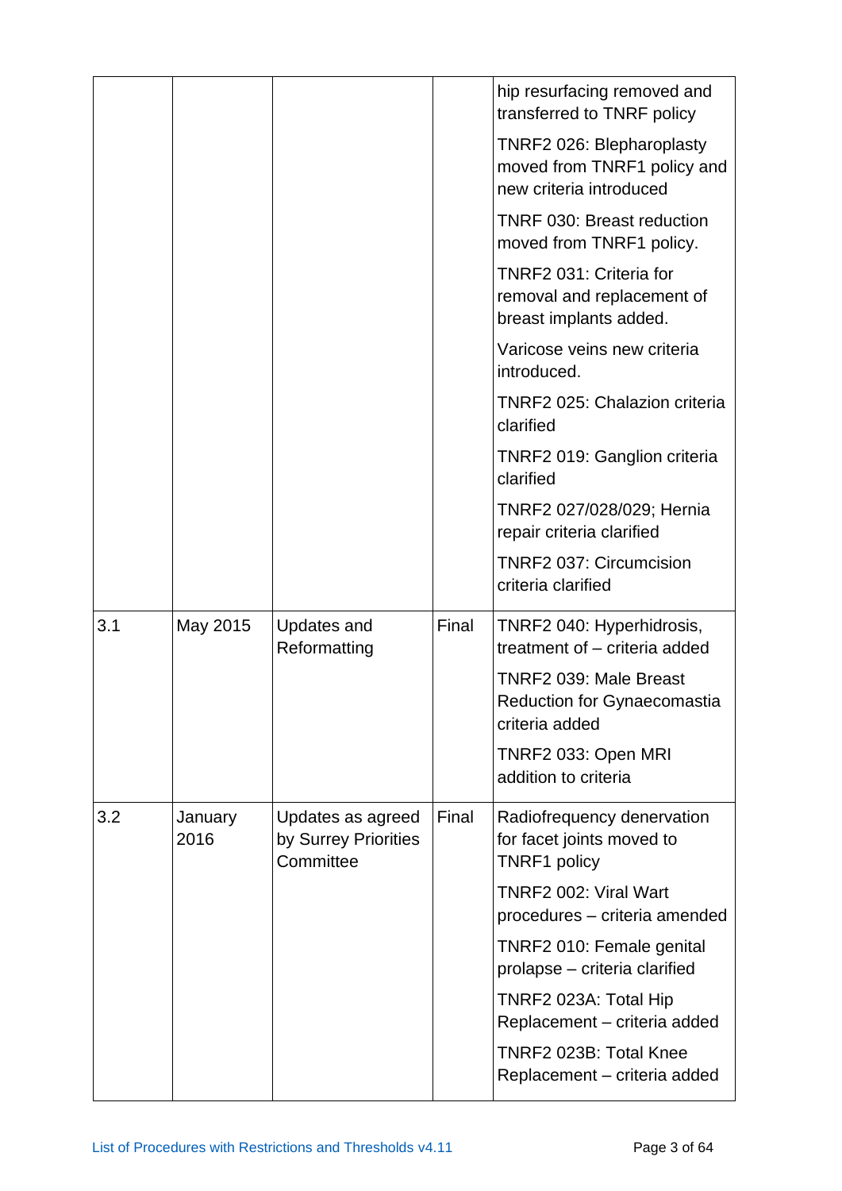| | | | | |
|---|---|---|---|---|
| | | | | hip resurfacing removed and transferred to TNRF policy<br><br>TNRF2 026: Blepharoplasty moved from TNRF1 policy and new criteria introduced<br><br>TNRF 030: Breast reduction moved from TNRF1 policy.<br><br>TNRF2 031: Criteria for removal and replacement of breast implants added.<br><br>Varicose veins new criteria introduced.<br><br>TNRF2 025: Chalazion criteria clarified<br><br>TNRF2 019: Ganglion criteria clarified<br><br>TNRF2 027/028/029; Hernia repair criteria clarified<br><br>TNRF2 037: Circumcision criteria clarified |
| 3.1 | May 2015 | Updates and Reformatting | Final | TNRF2 040: Hyperhidrosis, treatment of – criteria added<br><br>TNRF2 039: Male Breast Reduction for Gynaecomastia criteria added<br><br>TNRF2 033: Open MRI addition to criteria |
| 3.2 | January 2016 | Updates as agreed by Surrey Priorities Committee | Final | Radiofrequency denervation for facet joints moved to TNRF1 policy<br><br>TNRF2 002: Viral Wart procedures – criteria amended<br><br>TNRF2 010: Female genital prolapse – criteria clarified<br><br>TNRF2 023A: Total Hip Replacement – criteria added<br><br>TNRF2 023B: Total Knee Replacement – criteria added |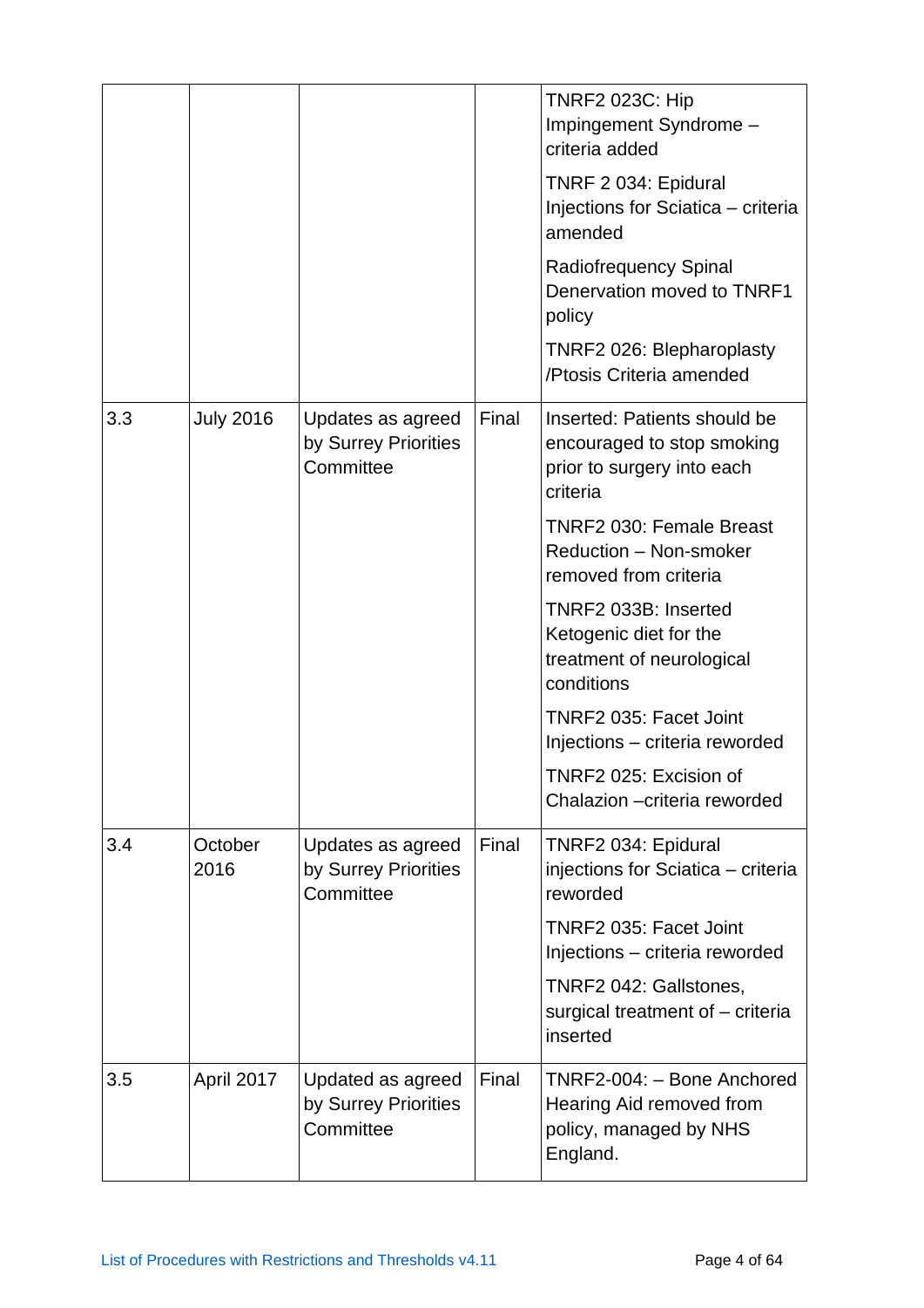| | | | | |
|---|---|---|---|---|
| | | | | TNRF2 023C: Hip Impingement Syndrome – criteria added<br><br>TNRF 2 034: Epidural Injections for Sciatica – criteria amended<br><br>Radiofrequency Spinal Denervation moved to TNRF1 policy<br><br>TNRF2 026: Blepharoplasty /Ptosis Criteria amended |
| 3.3 | July 2016 | Updates as agreed by Surrey Priorities Committee | Final | Inserted: Patients should be encouraged to stop smoking prior to surgery into each criteria<br><br>TNRF2 030: Female Breast Reduction – Non-smoker removed from criteria<br><br>TNRF2 033B: Inserted Ketogenic diet for the treatment of neurological conditions<br><br>TNRF2 035: Facet Joint Injections – criteria reworded<br><br>TNRF2 025: Excision of Chalazion –criteria reworded |
| 3.4 | October 2016 | Updates as agreed by Surrey Priorities Committee | Final | TNRF2 034: Epidural injections for Sciatica – criteria reworded<br><br>TNRF2 035: Facet Joint Injections – criteria reworded<br><br>TNRF2 042: Gallstones, surgical treatment of – criteria inserted |
| 3.5 | April 2017 | Updated as agreed by Surrey Priorities Committee | Final | TNRF2-004: – Bone Anchored Hearing Aid removed from policy, managed by NHS England. |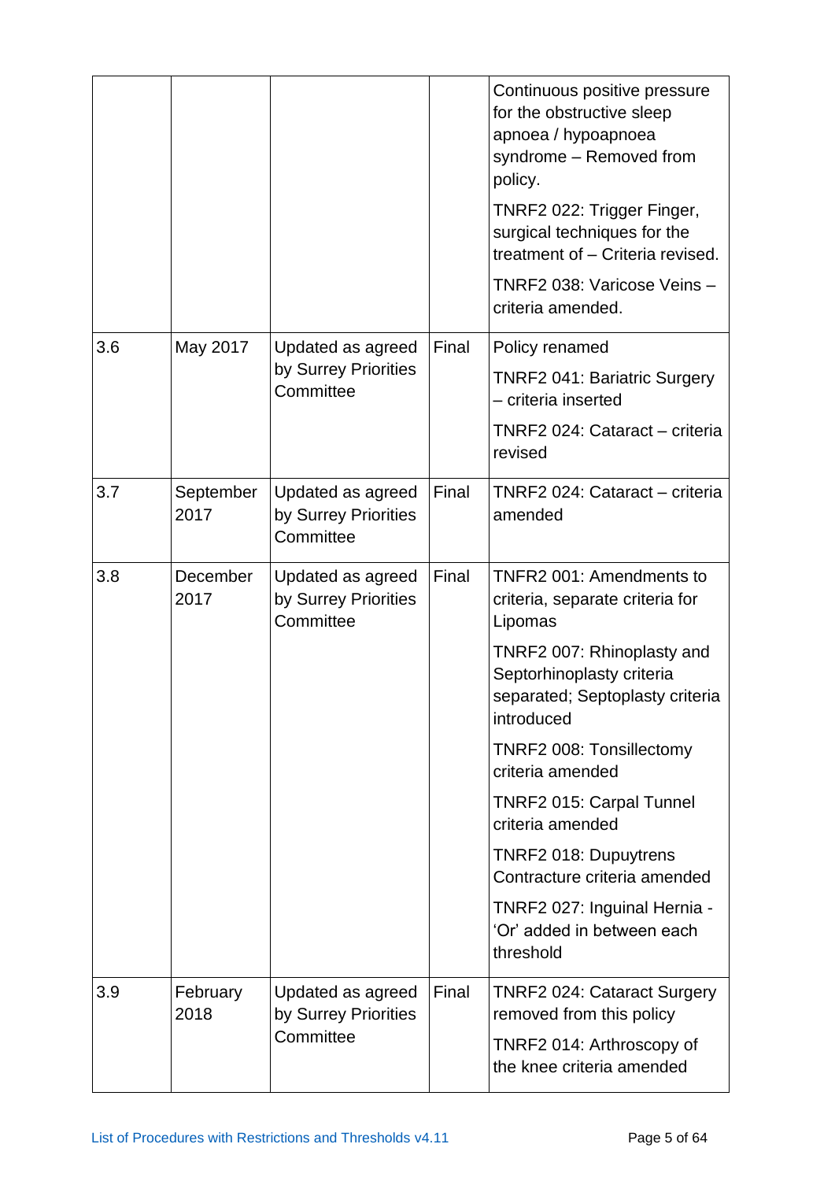| | | | | |
|---|---|---|---|---|
| | | | | Continuous positive pressure for the obstructive sleep apnoea / hypoapnoea syndrome – Removed from policy.<br><br>TNRF2 022: Trigger Finger, surgical techniques for the treatment of – Criteria revised.<br><br>TNRF2 038: Varicose Veins – criteria amended. |
| 3.6 | May 2017 | Updated as agreed by Surrey Priorities Committee | Final | Policy renamed<br><br>TNRF2 041: Bariatric Surgery – criteria inserted<br><br>TNRF2 024: Cataract – criteria revised |
| 3.7 | September 2017 | Updated as agreed by Surrey Priorities Committee | Final | TNRF2 024: Cataract – criteria amended |
| 3.8 | December 2017 | Updated as agreed by Surrey Priorities Committee | Final | TNFR2 001: Amendments to criteria, separate criteria for Lipomas<br><br>TNRF2 007: Rhinoplasty and Septorhinoplasty criteria separated; Septoplasty criteria introduced<br><br>TNRF2 008: Tonsillectomy criteria amended<br><br>TNRF2 015: Carpal Tunnel criteria amended<br><br>TNRF2 018: Dupuytrens Contracture criteria amended<br><br>TNRF2 027: Inguinal Hernia - 'Or' added in between each threshold |
| 3.9 | February 2018 | Updated as agreed by Surrey Priorities Committee | Final | TNRF2 024: Cataract Surgery removed from this policy<br><br>TNRF2 014: Arthroscopy of the knee criteria amended |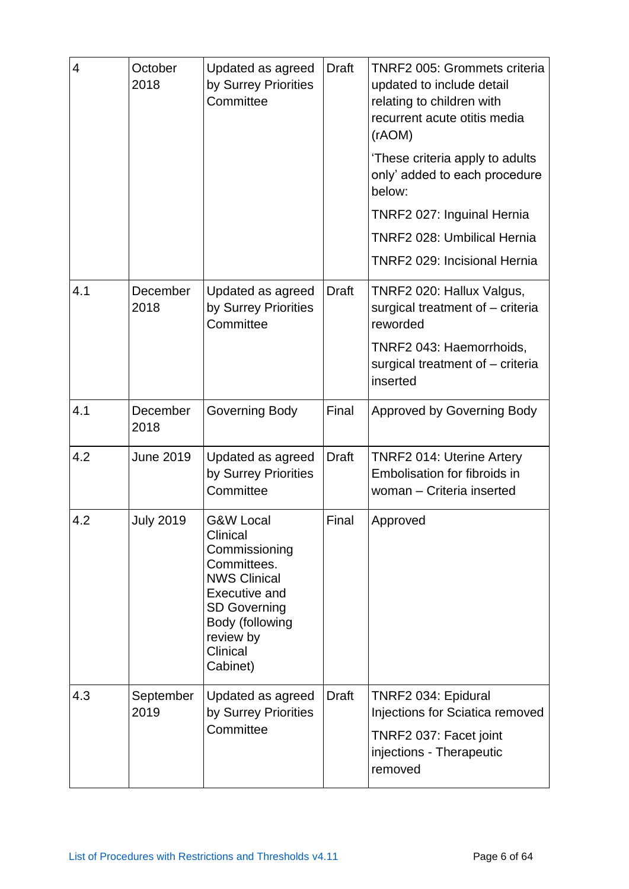| | | | | |
|---|---|---|---|---|
| 4 | October 2018 | Updated as agreed by Surrey Priorities Committee | Draft | TNRF2 005: Grommets criteria updated to include detail relating to children with recurrent acute otitis media (rAOM)<br>'These criteria apply to adults only' added to each procedure below:<br>TNRF2 027: Inguinal Hernia<br>TNRF2 028: Umbilical Hernia<br>TNRF2 029: Incisional Hernia |
| 4.1 | December 2018 | Updated as agreed by Surrey Priorities Committee | Draft | TNRF2 020: Hallux Valgus, surgical treatment of – criteria reworded<br>TNRF2 043: Haemorrhoids, surgical treatment of – criteria inserted |
| 4.1 | December 2018 | Governing Body | Final | Approved by Governing Body |
| 4.2 | June 2019 | Updated as agreed by Surrey Priorities Committee | Draft | TNRF2 014: Uterine Artery Embolisation for fibroids in woman – Criteria inserted |
| 4.2 | July 2019 | G&W Local Clinical Commissioning Committees. NWS Clinical Executive and SD Governing Body (following review by Clinical Cabinet) | Final | Approved |
| 4.3 | September 2019 | Updated as agreed by Surrey Priorities Committee | Draft | TNRF2 034: Epidural Injections for Sciatica removed<br>TNRF2 037: Facet joint injections - Therapeutic removed |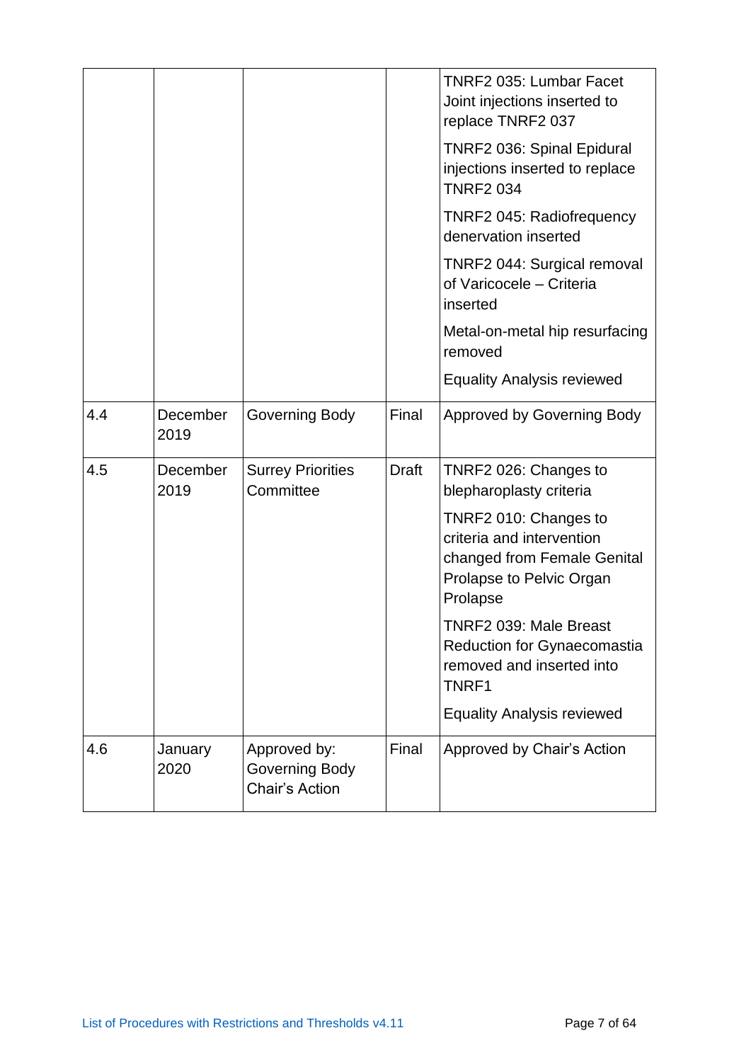| | | | | |
|---|---|---|---|---|
| | | | | TNRF2 035: Lumbar Facet Joint injections inserted to replace TNRF2 037<br><br>TNRF2 036: Spinal Epidural injections inserted to replace TNRF2 034<br><br>TNRF2 045: Radiofrequency denervation inserted<br><br>TNRF2 044: Surgical removal of Varicocele – Criteria inserted<br><br>Metal-on-metal hip resurfacing removed<br><br>Equality Analysis reviewed |
| 4.4 | December 2019 | Governing Body | Final | Approved by Governing Body |
| 4.5 | December 2019 | Surrey Priorities Committee | Draft | TNRF2 026: Changes to blepharoplasty criteria<br><br>TNRF2 010: Changes to criteria and intervention changed from Female Genital Prolapse to Pelvic Organ Prolapse<br><br>TNRF2 039: Male Breast Reduction for Gynaecomastia removed and inserted into TNRF1<br><br>Equality Analysis reviewed |
| 4.6 | January 2020 | Approved by: Governing Body Chair's Action | Final | Approved by Chair's Action |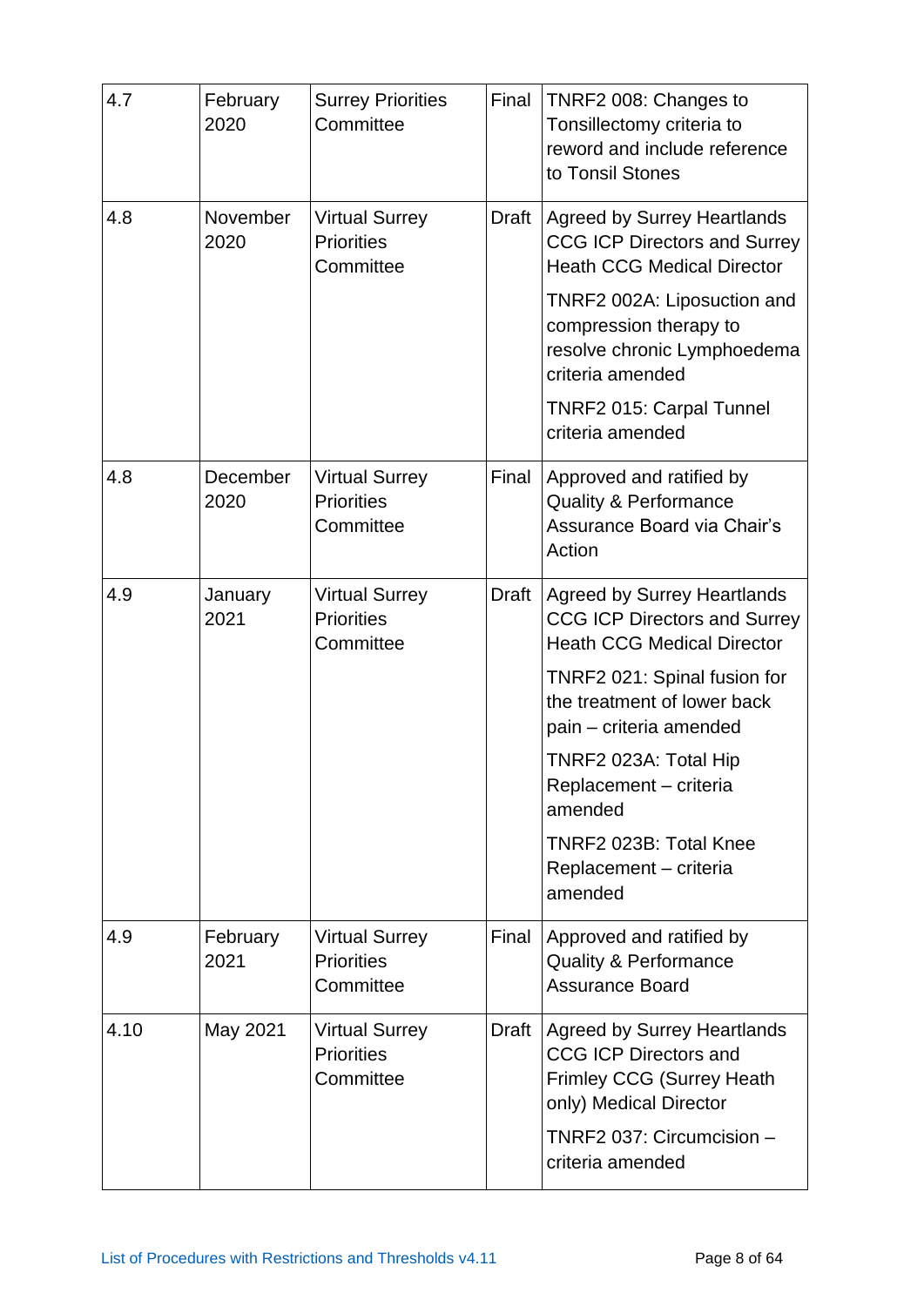| 4.7 | February 2020 | Surrey Priorities Committee | Final | TNRF2 008: Changes to Tonsillectomy criteria to reword and include reference to Tonsil Stones |
|---|---|---|---|---|
| 4.8 | November 2020 | Virtual Surrey Priorities Committee | Draft | Agreed by Surrey Heartlands CCG ICP Directors and Surrey Heath CCG Medical Director<br><br>TNRF2 002A: Liposuction and compression therapy to resolve chronic Lymphoedema criteria amended<br><br>TNRF2 015: Carpal Tunnel criteria amended |
| 4.8 | December 2020 | Virtual Surrey Priorities Committee | Final | Approved and ratified by Quality & Performance Assurance Board via Chair's Action |
| 4.9 | January 2021 | Virtual Surrey Priorities Committee | Draft | Agreed by Surrey Heartlands CCG ICP Directors and Surrey Heath CCG Medical Director<br><br>TNRF2 021: Spinal fusion for the treatment of lower back pain – criteria amended<br><br>TNRF2 023A: Total Hip Replacement – criteria amended<br><br>TNRF2 023B: Total Knee Replacement – criteria amended |
| 4.9 | February 2021 | Virtual Surrey Priorities Committee | Final | Approved and ratified by Quality & Performance Assurance Board |
| 4.10 | May 2021 | Virtual Surrey Priorities Committee | Draft | Agreed by Surrey Heartlands CCG ICP Directors and Frimley CCG (Surrey Heath only) Medical Director<br><br>TNRF2 037: Circumcision – criteria amended |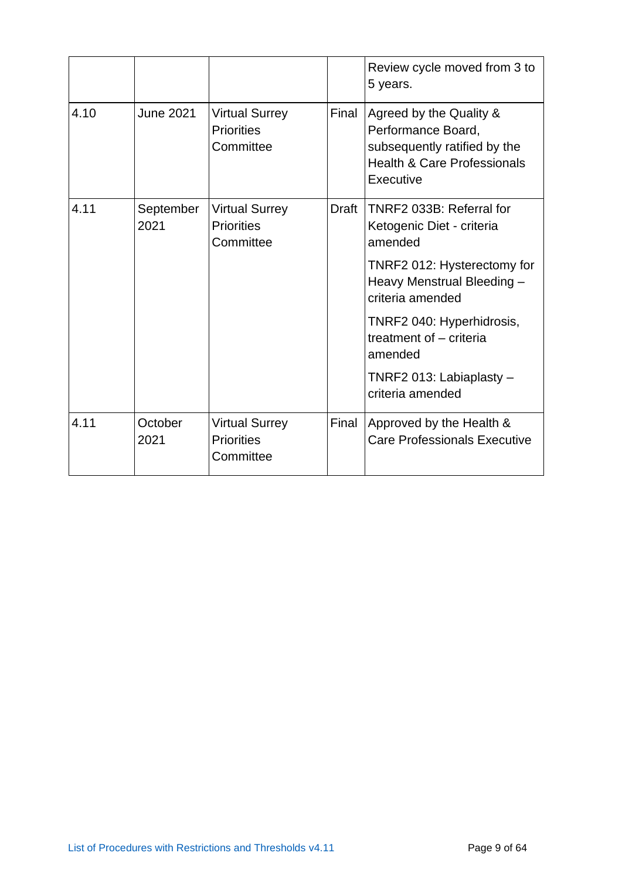| | | | | |
|---|---|---|---|---|
| | | | | Review cycle moved from 3 to 5 years. |
| 4.10 | June 2021 | Virtual Surrey Priorities Committee | Final | Agreed by the Quality & Performance Board, subsequently ratified by the Health & Care Professionals Executive |
| 4.11 | September 2021 | Virtual Surrey Priorities Committee | Draft | TNRF2 033B: Referral for Ketogenic Diet - criteria amended<br><br>TNRF2 012: Hysterectomy for Heavy Menstrual Bleeding – criteria amended<br><br>TNRF2 040: Hyperhidrosis, treatment of – criteria amended<br><br>TNRF2 013: Labiaplasty – criteria amended |
| 4.11 | October 2021 | Virtual Surrey Priorities Committee | Final | Approved by the Health & Care Professionals Executive |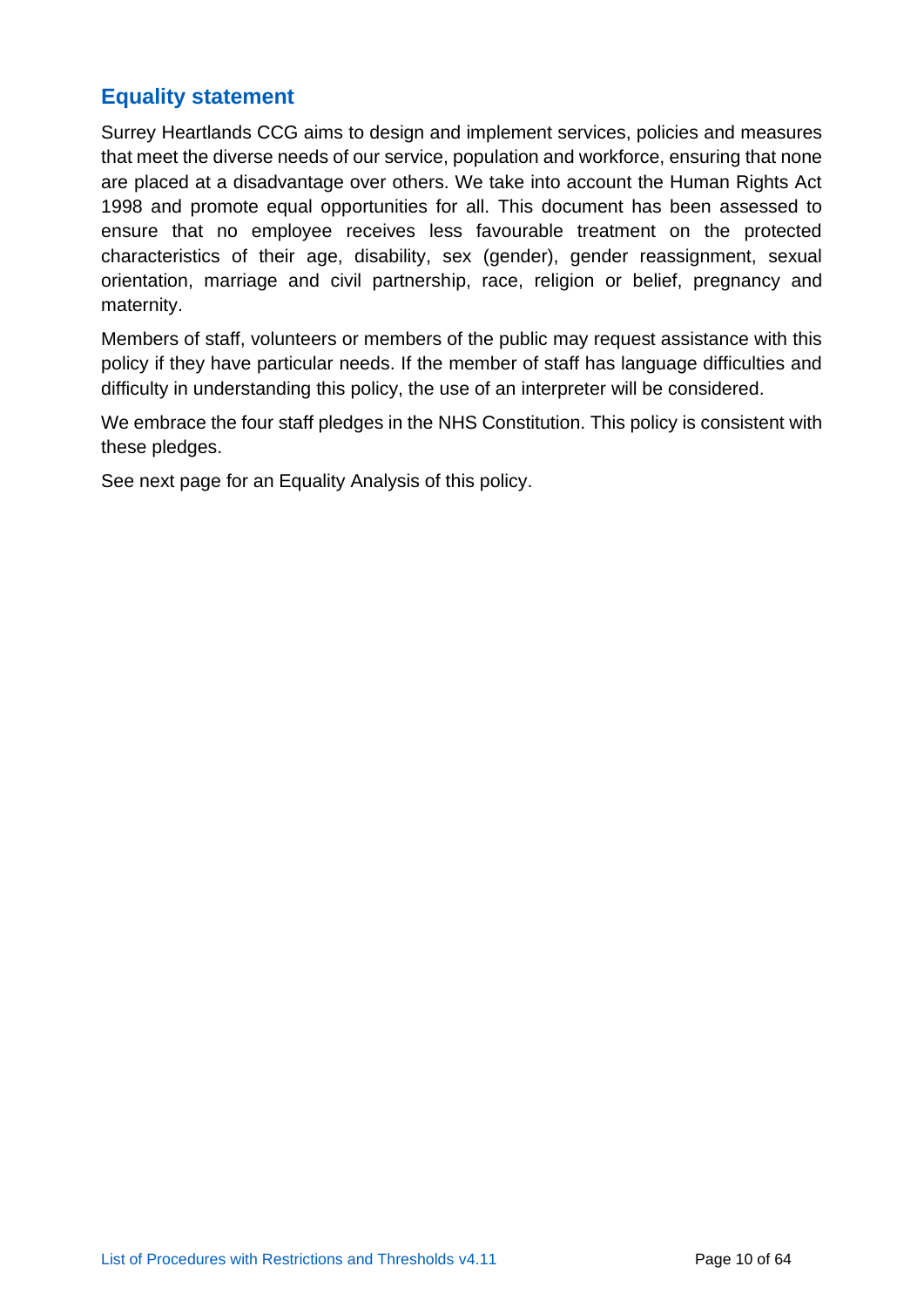## Equality statement

Surrey Heartlands CCG aims to design and implement services, policies and measures that meet the diverse needs of our service, population and workforce, ensuring that none are placed at a disadvantage over others. We take into account the Human Rights Act 1998 and promote equal opportunities for all. This document has been assessed to ensure that no employee receives less favourable treatment on the protected characteristics of their age, disability, sex (gender), gender reassignment, sexual orientation, marriage and civil partnership, race, religion or belief, pregnancy and maternity.

Members of staff, volunteers or members of the public may request assistance with this policy if they have particular needs. If the member of staff has language difficulties and difficulty in understanding this policy, the use of an interpreter will be considered.

We embrace the four staff pledges in the NHS Constitution. This policy is consistent with these pledges.

See next page for an Equality Analysis of this policy.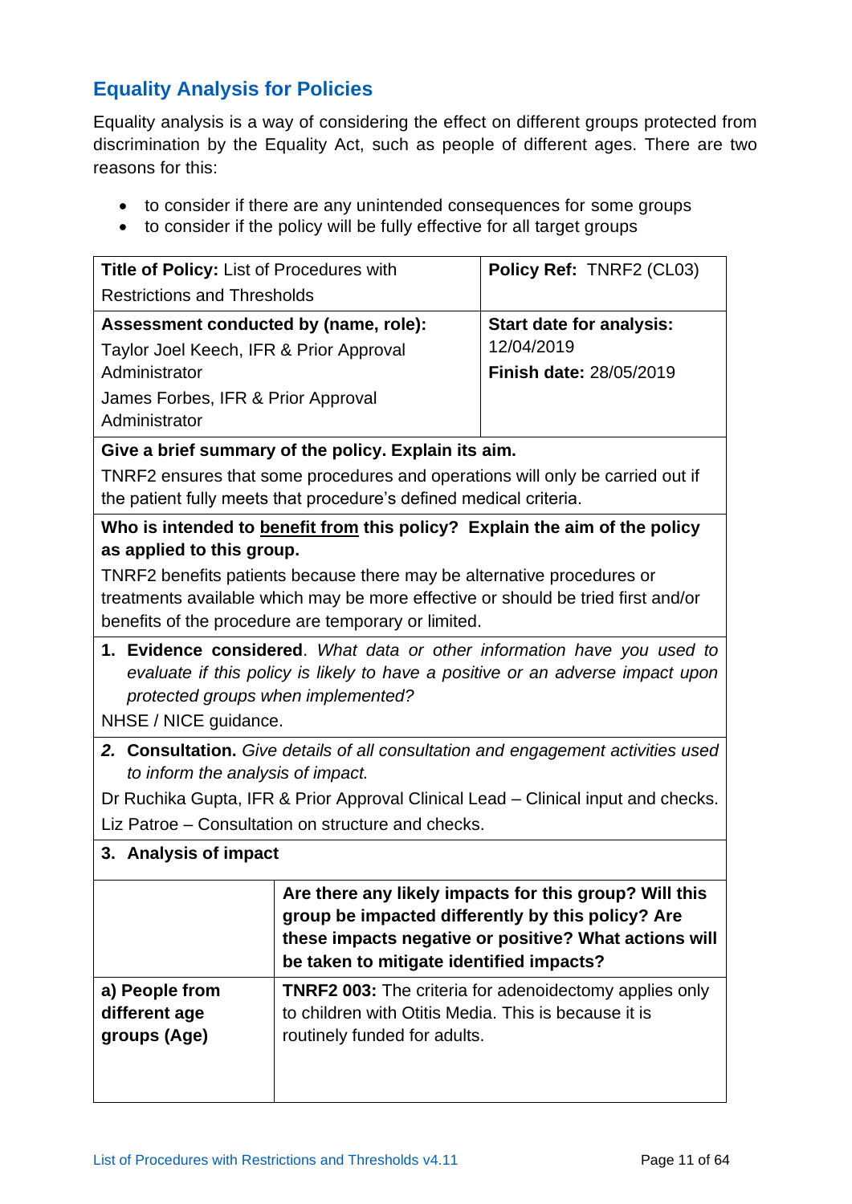## Equality Analysis for Policies

Equality analysis is a way of considering the effect on different groups protected from discrimination by the Equality Act, such as people of different ages. There are two reasons for this:

- to consider if there are any unintended consequences for some groups
- to consider if the policy will be fully effective for all target groups

| **Title of Policy:** List of Procedures with Restrictions and Thresholds | **Policy Ref:** TNRF2 (CL03) |
|---|---|
| **Assessment conducted by (name, role):** Taylor Joel Keech, IFR & Prior Approval Administrator<br>James Forbes, IFR & Prior Approval Administrator | **Start date for analysis:** 12/04/2019<br>**Finish date:** 28/05/2019 |

**Give a brief summary of the policy. Explain its aim.**

TNRF2 ensures that some procedures and operations will only be carried out if the patient fully meets that procedure's defined medical criteria.

**Who is intended to benefit from this policy? Explain the aim of the policy as applied to this group.**

TNRF2 benefits patients because there may be alternative procedures or treatments available which may be more effective or should be tried first and/or benefits of the procedure are temporary or limited.

1. **Evidence considered**. *What data or other information have you used to evaluate if this policy is likely to have a positive or an adverse impact upon protected groups when implemented?*

NHSE / NICE guidance.

2. **Consultation.** *Give details of all consultation and engagement activities used to inform the analysis of impact.*

Dr Ruchika Gupta, IFR & Prior Approval Clinical Lead – Clinical input and checks.
Liz Patroe – Consultation on structure and checks.

3. **Analysis of impact**

| | **Are there any likely impacts for this group? Will this group be impacted differently by this policy? Are these impacts negative or positive? What actions will be taken to mitigate identified impacts?** |
|---|---|
| **a) People from different age groups (Age)** | **TNRF2 003:** The criteria for adenoidectomy applies only to children with Otitis Media. This is because it is routinely funded for adults. |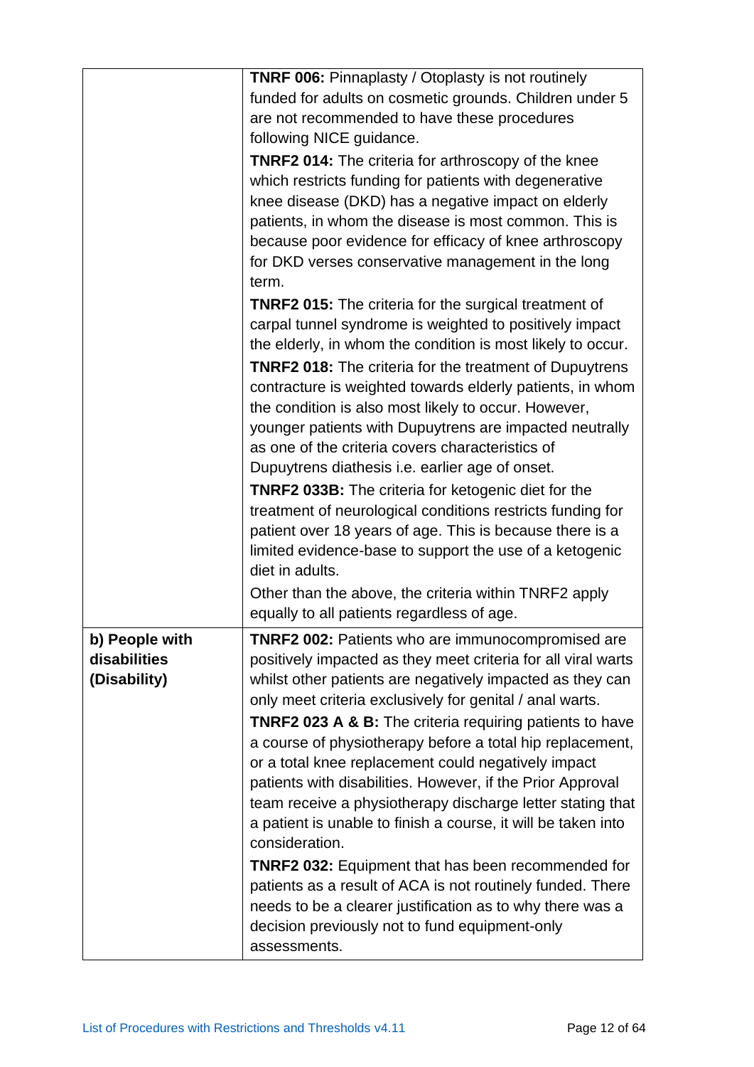| | |
|---|---|
| | **TNRF 006:** Pinnaplasty / Otoplasty is not routinely funded for adults on cosmetic grounds. Children under 5 are not recommended to have these procedures following NICE guidance.<br>**TNRF2 014:** The criteria for arthroscopy of the knee which restricts funding for patients with degenerative knee disease (DKD) has a negative impact on elderly patients, in whom the disease is most common. This is because poor evidence for efficacy of knee arthroscopy for DKD verses conservative management in the long term.<br>**TNRF2 015:** The criteria for the surgical treatment of carpal tunnel syndrome is weighted to positively impact the elderly, in whom the condition is most likely to occur.<br>**TNRF2 018:** The criteria for the treatment of Dupuytrens contracture is weighted towards elderly patients, in whom the condition is also most likely to occur. However, younger patients with Dupuytrens are impacted neutrally as one of the criteria covers characteristics of Dupuytrens diathesis i.e. earlier age of onset.<br>**TNRF2 033B:** The criteria for ketogenic diet for the treatment of neurological conditions restricts funding for patient over 18 years of age. This is because there is a limited evidence-base to support the use of a ketogenic diet in adults.<br>Other than the above, the criteria within TNRF2 apply equally to all patients regardless of age. |
| **b) People with disabilities (Disability)** | **TNRF2 002:** Patients who are immunocompromised are positively impacted as they meet criteria for all viral warts whilst other patients are negatively impacted as they can only meet criteria exclusively for genital / anal warts.<br>**TNRF2 023 A & B:** The criteria requiring patients to have a course of physiotherapy before a total hip replacement, or a total knee replacement could negatively impact patients with disabilities. However, if the Prior Approval team receive a physiotherapy discharge letter stating that a patient is unable to finish a course, it will be taken into consideration.<br>**TNRF2 032:** Equipment that has been recommended for patients as a result of ACA is not routinely funded. There needs to be a clearer justification as to why there was a decision previously not to fund equipment-only assessments. |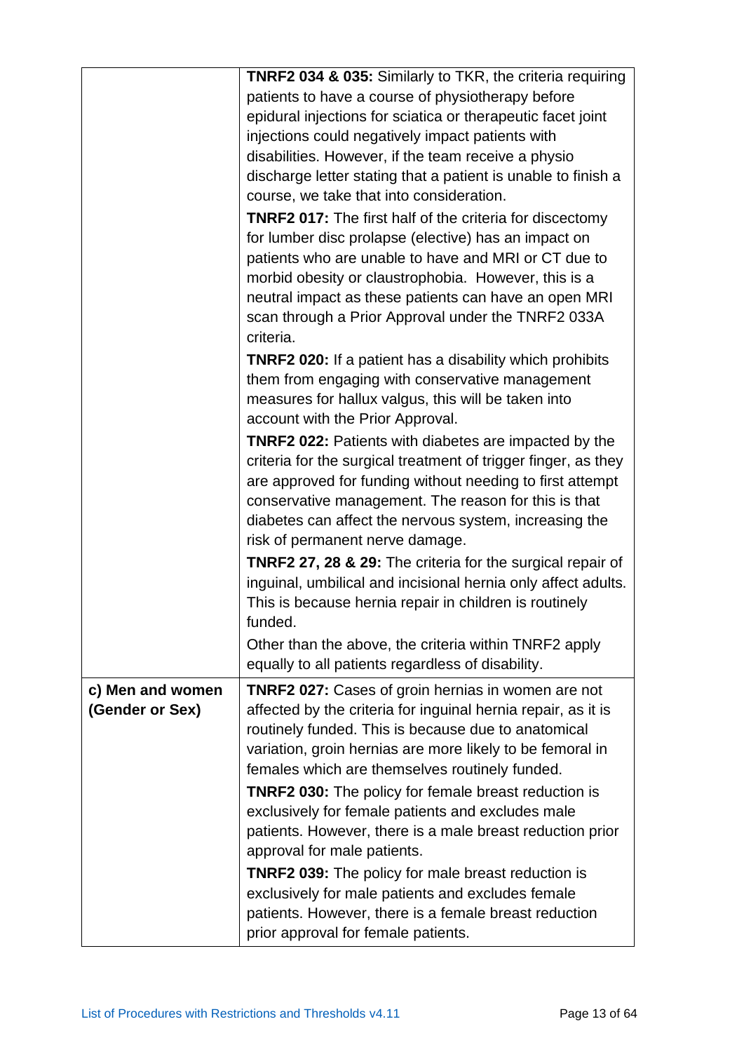| | |
|---|---|
| | **TNRF2 034 & 035:** Similarly to TKR, the criteria requiring patients to have a course of physiotherapy before epidural injections for sciatica or therapeutic facet joint injections could negatively impact patients with disabilities. However, if the team receive a physio discharge letter stating that a patient is unable to finish a course, we take that into consideration.<br>**TNRF2 017:** The first half of the criteria for discectomy for lumber disc prolapse (elective) has an impact on patients who are unable to have and MRI or CT due to morbid obesity or claustrophobia. However, this is a neutral impact as these patients can have an open MRI scan through a Prior Approval under the TNRF2 033A criteria.<br>**TNRF2 020:** If a patient has a disability which prohibits them from engaging with conservative management measures for hallux valgus, this will be taken into account with the Prior Approval.<br>**TNRF2 022:** Patients with diabetes are impacted by the criteria for the surgical treatment of trigger finger, as they are approved for funding without needing to first attempt conservative management. The reason for this is that diabetes can affect the nervous system, increasing the risk of permanent nerve damage.<br>**TNRF2 27, 28 & 29:** The criteria for the surgical repair of inguinal, umbilical and incisional hernia only affect adults. This is because hernia repair in children is routinely funded.<br>Other than the above, the criteria within TNRF2 apply equally to all patients regardless of disability. |
| **c) Men and women (Gender or Sex)** | **TNRF2 027:** Cases of groin hernias in women are not affected by the criteria for inguinal hernia repair, as it is routinely funded. This is because due to anatomical variation, groin hernias are more likely to be femoral in females which are themselves routinely funded.<br>**TNRF2 030:** The policy for female breast reduction is exclusively for female patients and excludes male patients. However, there is a male breast reduction prior approval for male patients.<br>**TNRF2 039:** The policy for male breast reduction is exclusively for male patients and excludes female patients. However, there is a female breast reduction prior approval for female patients. |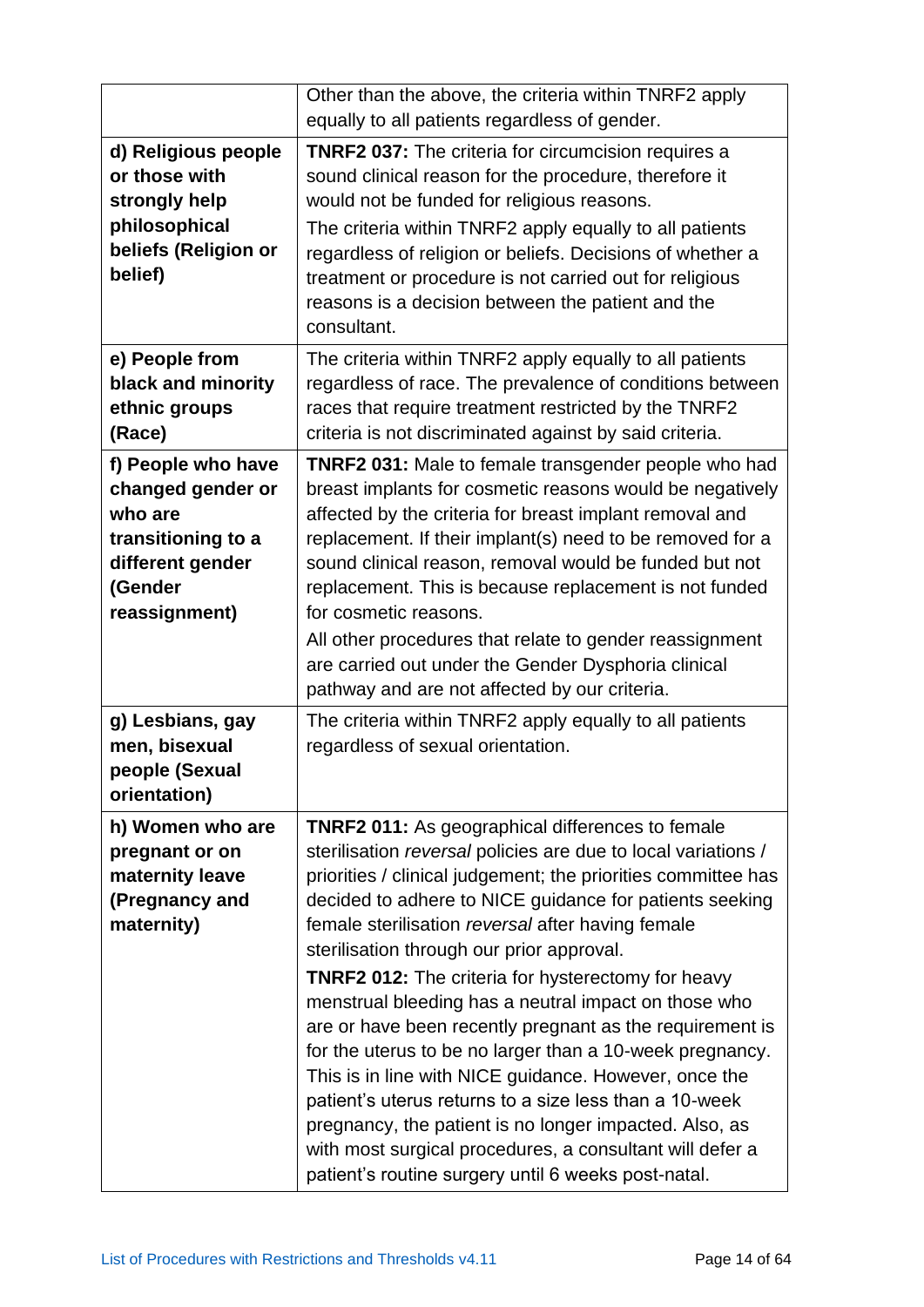| | |
|---|---|
| | Other than the above, the criteria within TNRF2 apply equally to all patients regardless of gender. |
| **d) Religious people or those with strongly help philosophical beliefs (Religion or belief)** | **TNRF2 037:** The criteria for circumcision requires a sound clinical reason for the procedure, therefore it would not be funded for religious reasons.<br>The criteria within TNRF2 apply equally to all patients regardless of religion or beliefs. Decisions of whether a treatment or procedure is not carried out for religious reasons is a decision between the patient and the consultant. |
| **e) People from black and minority ethnic groups (Race)** | The criteria within TNRF2 apply equally to all patients regardless of race. The prevalence of conditions between races that require treatment restricted by the TNRF2 criteria is not discriminated against by said criteria. |
| **f) People who have changed gender or who are transitioning to a different gender (Gender reassignment)** | **TNRF2 031:** Male to female transgender people who had breast implants for cosmetic reasons would be negatively affected by the criteria for breast implant removal and replacement. If their implant(s) need to be removed for a sound clinical reason, removal would be funded but not replacement. This is because replacement is not funded for cosmetic reasons.<br>All other procedures that relate to gender reassignment are carried out under the Gender Dysphoria clinical pathway and are not affected by our criteria. |
| **g) Lesbians, gay men, bisexual people (Sexual orientation)** | The criteria within TNRF2 apply equally to all patients regardless of sexual orientation. |
| **h) Women who are pregnant or on maternity leave (Pregnancy and maternity)** | **TNRF2 011:** As geographical differences to female sterilisation *reversal* policies are due to local variations / priorities / clinical judgement; the priorities committee has decided to adhere to NICE guidance for patients seeking female sterilisation *reversal* after having female sterilisation through our prior approval.<br>**TNRF2 012:** The criteria for hysterectomy for heavy menstrual bleeding has a neutral impact on those who are or have been recently pregnant as the requirement is for the uterus to be no larger than a 10-week pregnancy. This is in line with NICE guidance. However, once the patient's uterus returns to a size less than a 10-week pregnancy, the patient is no longer impacted. Also, as with most surgical procedures, a consultant will defer a patient's routine surgery until 6 weeks post-natal. |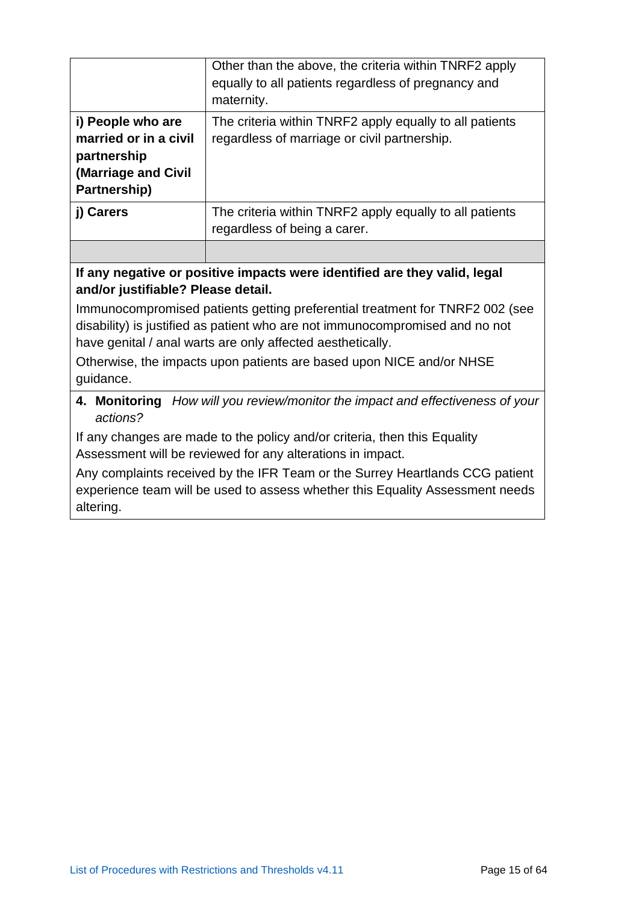| | |
|---|---|
| | Other than the above, the criteria within TNRF2 apply equally to all patients regardless of pregnancy and maternity. |
| **i) People who are married or in a civil partnership (Marriage and Civil Partnership)** | The criteria within TNRF2 apply equally to all patients regardless of marriage or civil partnership. |
| **j) Carers** | The criteria within TNRF2 apply equally to all patients regardless of being a carer. |
| | |

**If any negative or positive impacts were identified are they valid, legal and/or justifiable? Please detail.**

Immunocompromised patients getting preferential treatment for TNRF2 002 (see disability) is justified as patient who are not immunocompromised and no not have genital / anal warts are only affected aesthetically.

Otherwise, the impacts upon patients are based upon NICE and/or NHSE guidance.

**4. Monitoring** *How will you review/monitor the impact and effectiveness of your actions?*

If any changes are made to the policy and/or criteria, then this Equality Assessment will be reviewed for any alterations in impact.

Any complaints received by the IFR Team or the Surrey Heartlands CCG patient experience team will be used to assess whether this Equality Assessment needs altering.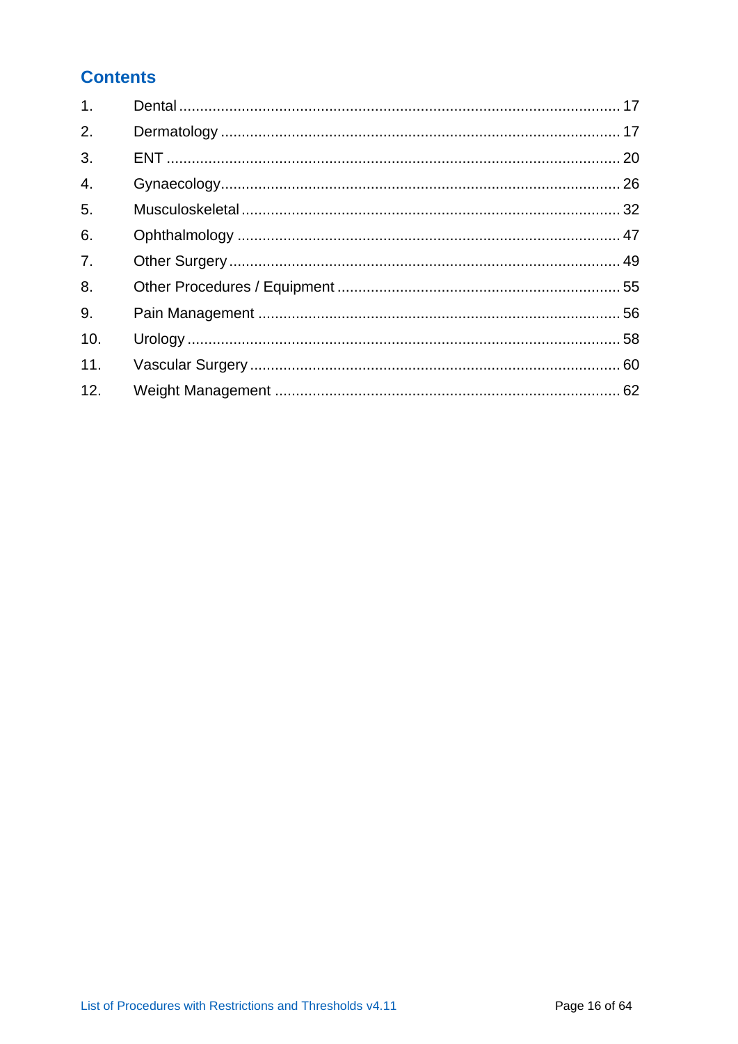## Contents

1. Dental ........ 17
2. Dermatology ........ 17
3. ENT ........ 20
4. Gynaecology ........ 26
5. Musculoskeletal ........ 32
6. Ophthalmology ........ 47
7. Other Surgery ........ 49
8. Other Procedures / Equipment ........ 55
9. Pain Management ........ 56
10. Urology ........ 58
11. Vascular Surgery ........ 60
12. Weight Management ........ 62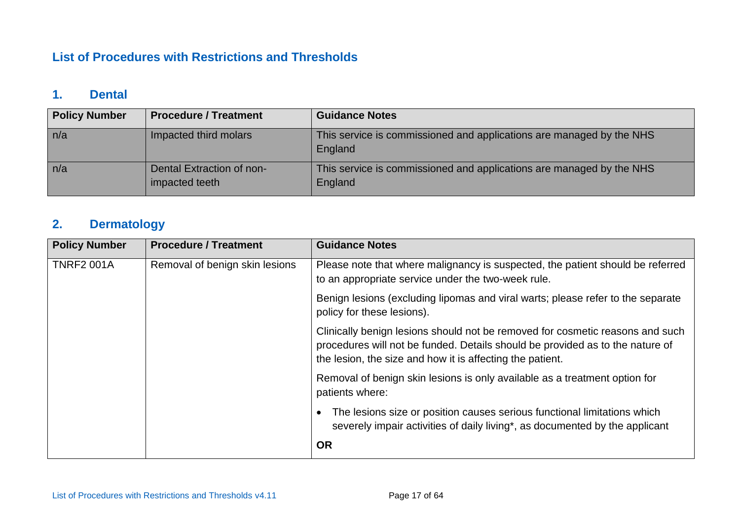## List of Procedures with Restrictions and Thresholds

### 1. Dental

| Policy Number | Procedure / Treatment | Guidance Notes |
|---|---|---|
| n/a | Impacted third molars | This service is commissioned and applications are managed by the NHS England |
| n/a | Dental Extraction of non-impacted teeth | This service is commissioned and applications are managed by the NHS England |

### 2. Dermatology

| Policy Number | Procedure / Treatment | Guidance Notes |
|---|---|---|
| TNRF2 001A | Removal of benign skin lesions | Please note that where malignancy is suspected, the patient should be referred to an appropriate service under the two-week rule.<br><br>Benign lesions (excluding lipomas and viral warts; please refer to the separate policy for these lesions).<br><br>Clinically benign lesions should not be removed for cosmetic reasons and such procedures will not be funded. Details should be provided as to the nature of the lesion, the size and how it is affecting the patient.<br><br>Removal of benign skin lesions is only available as a treatment option for patients where:<br><br>• The lesions size or position causes serious functional limitations which severely impair activities of daily living*, as documented by the applicant<br><br>**OR** |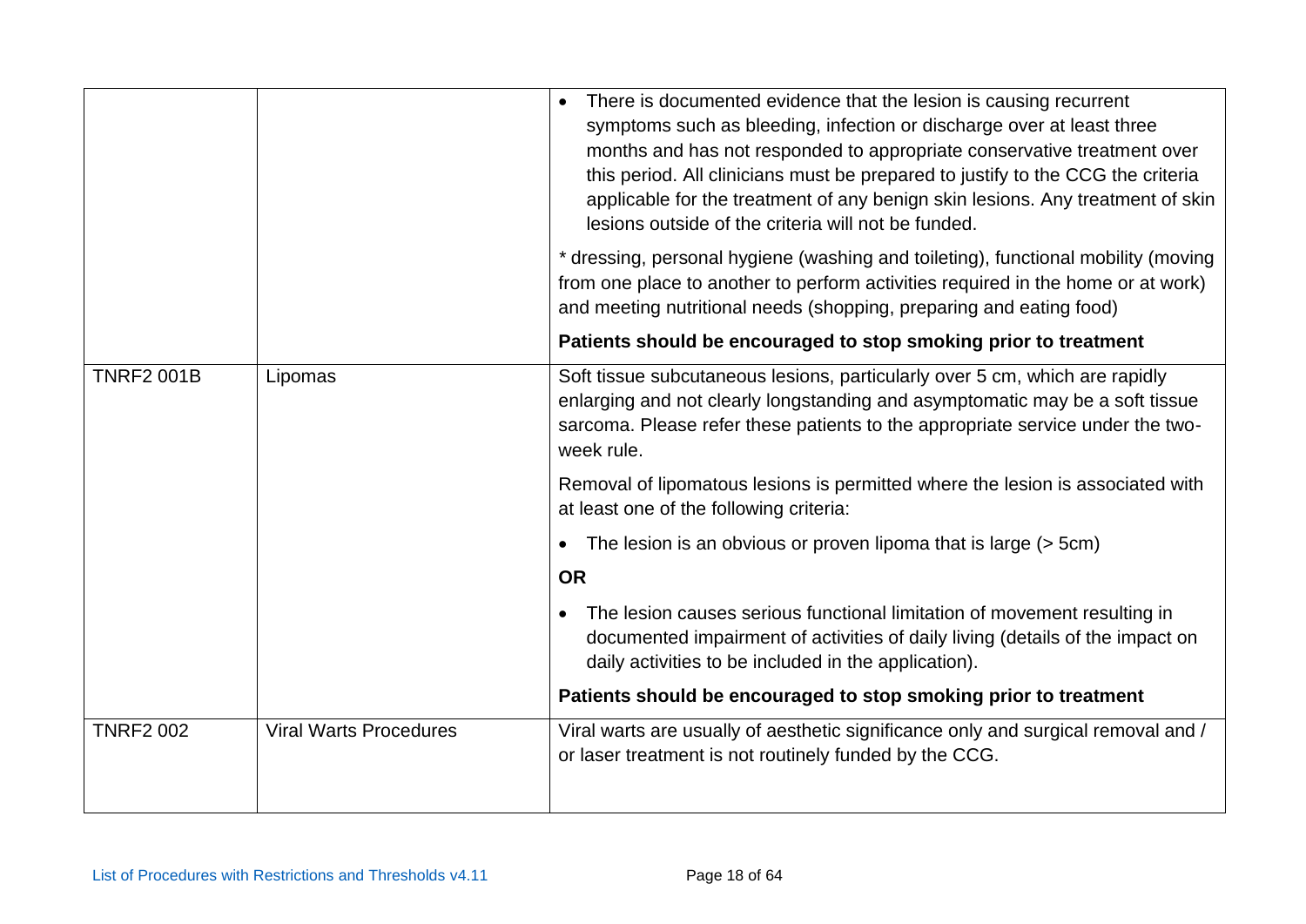| | | |
|---|---|---|
| | | • There is documented evidence that the lesion is causing recurrent symptoms such as bleeding, infection or discharge over at least three months and has not responded to appropriate conservative treatment over this period. All clinicians must be prepared to justify to the CCG the criteria applicable for the treatment of any benign skin lesions. Any treatment of skin lesions outside of the criteria will not be funded.<br><br>* dressing, personal hygiene (washing and toileting), functional mobility (moving from one place to another to perform activities required in the home or at work) and meeting nutritional needs (shopping, preparing and eating food)<br><br>**Patients should be encouraged to stop smoking prior to treatment** |
| TNRF2 001B | Lipomas | Soft tissue subcutaneous lesions, particularly over 5 cm, which are rapidly enlarging and not clearly longstanding and asymptomatic may be a soft tissue sarcoma. Please refer these patients to the appropriate service under the two-week rule.<br><br>Removal of lipomatous lesions is permitted where the lesion is associated with at least one of the following criteria:<br><br>• The lesion is an obvious or proven lipoma that is large (> 5cm)<br><br>**OR**<br><br>• The lesion causes serious functional limitation of movement resulting in documented impairment of activities of daily living (details of the impact on daily activities to be included in the application).<br><br>**Patients should be encouraged to stop smoking prior to treatment** |
| TNRF2 002 | Viral Warts Procedures | Viral warts are usually of aesthetic significance only and surgical removal and / or laser treatment is not routinely funded by the CCG. |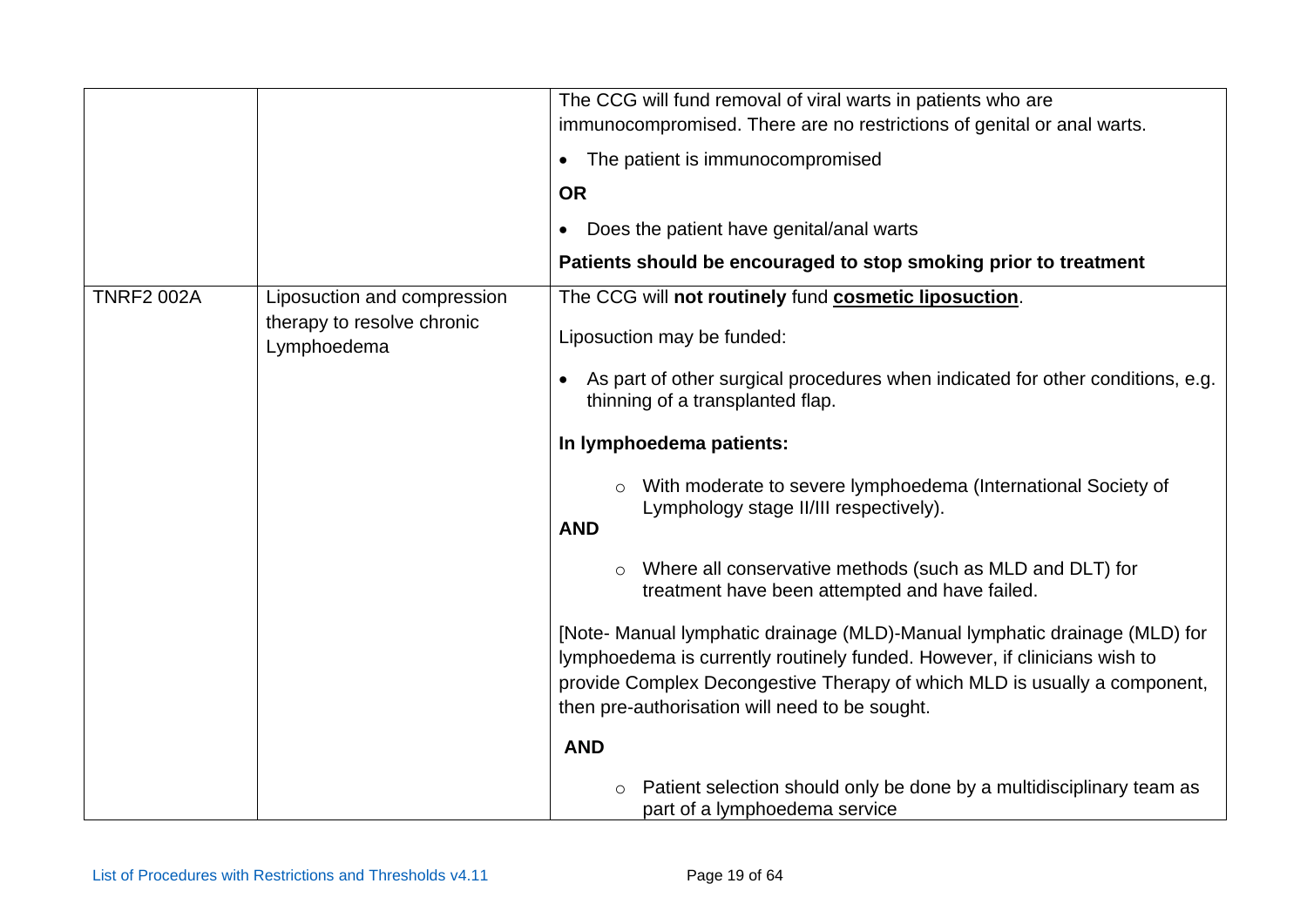| | | |
|---|---|---|
| | | The CCG will fund removal of viral warts in patients who are immunocompromised. There are no restrictions of genital or anal warts.<br><br>• The patient is immunocompromised<br><br>**OR**<br><br>• Does the patient have genital/anal warts<br><br>**Patients should be encouraged to stop smoking prior to treatment** |
| TNRF2 002A | Liposuction and compression therapy to resolve chronic Lymphoedema | The CCG will **not routinely** fund **cosmetic liposuction**.<br><br>Liposuction may be funded:<br><br>• As part of other surgical procedures when indicated for other conditions, e.g. thinning of a transplanted flap.<br><br>**In lymphoedema patients:**<br><br>○ With moderate to severe lymphoedema (International Society of Lymphology stage II/III respectively).<br><br>**AND**<br><br>○ Where all conservative methods (such as MLD and DLT) for treatment have been attempted and have failed.<br><br>[Note- Manual lymphatic drainage (MLD)-Manual lymphatic drainage (MLD) for lymphoedema is currently routinely funded. However, if clinicians wish to provide Complex Decongestive Therapy of which MLD is usually a component, then pre-authorisation will need to be sought.<br><br>**AND**<br><br>○ Patient selection should only be done by a multidisciplinary team as part of a lymphoedema service |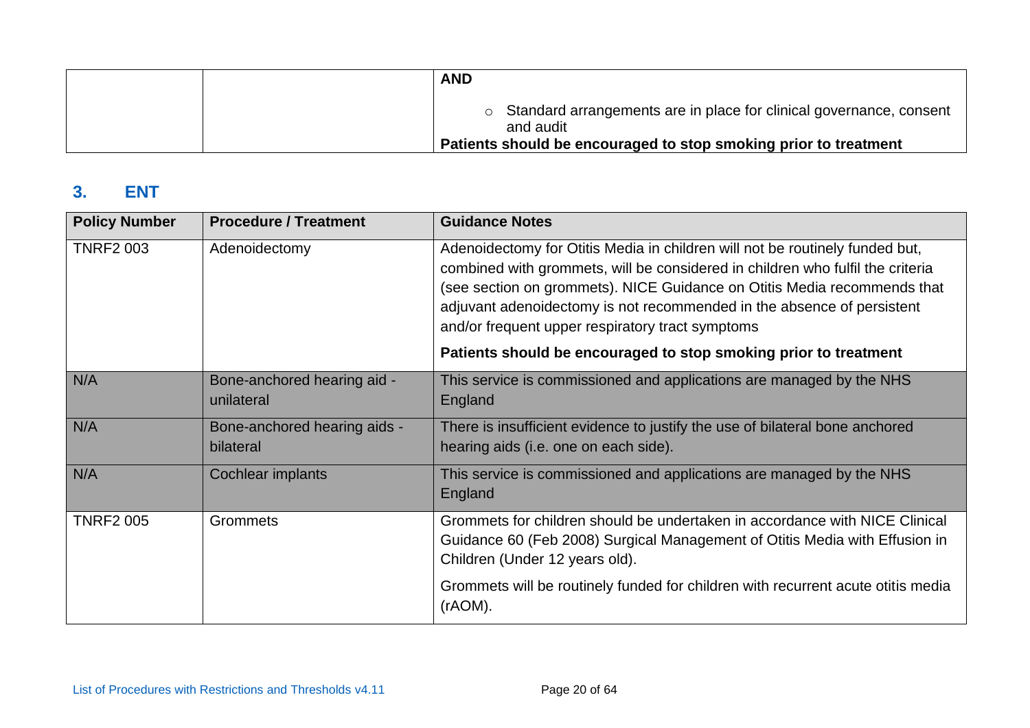| | | **AND**<br><br>○ Standard arrangements are in place for clinical governance, consent and audit<br>**Patients should be encouraged to stop smoking prior to treatment** |
|---|---|---|

## 3. ENT

| Policy Number | Procedure / Treatment | Guidance Notes |
|---|---|---|
| TNRF2 003 | Adenoidectomy | Adenoidectomy for Otitis Media in children will not be routinely funded but, combined with grommets, will be considered in children who fulfil the criteria (see section on grommets). NICE Guidance on Otitis Media recommends that adjuvant adenoidectomy is not recommended in the absence of persistent and/or frequent upper respiratory tract symptoms<br><br>**Patients should be encouraged to stop smoking prior to treatment** |
| N/A | Bone-anchored hearing aid - unilateral | This service is commissioned and applications are managed by the NHS England |
| N/A | Bone-anchored hearing aids - bilateral | There is insufficient evidence to justify the use of bilateral bone anchored hearing aids (i.e. one on each side). |
| N/A | Cochlear implants | This service is commissioned and applications are managed by the NHS England |
| TNRF2 005 | Grommets | Grommets for children should be undertaken in accordance with NICE Clinical Guidance 60 (Feb 2008) Surgical Management of Otitis Media with Effusion in Children (Under 12 years old).<br><br>Grommets will be routinely funded for children with recurrent acute otitis media (rAOM). |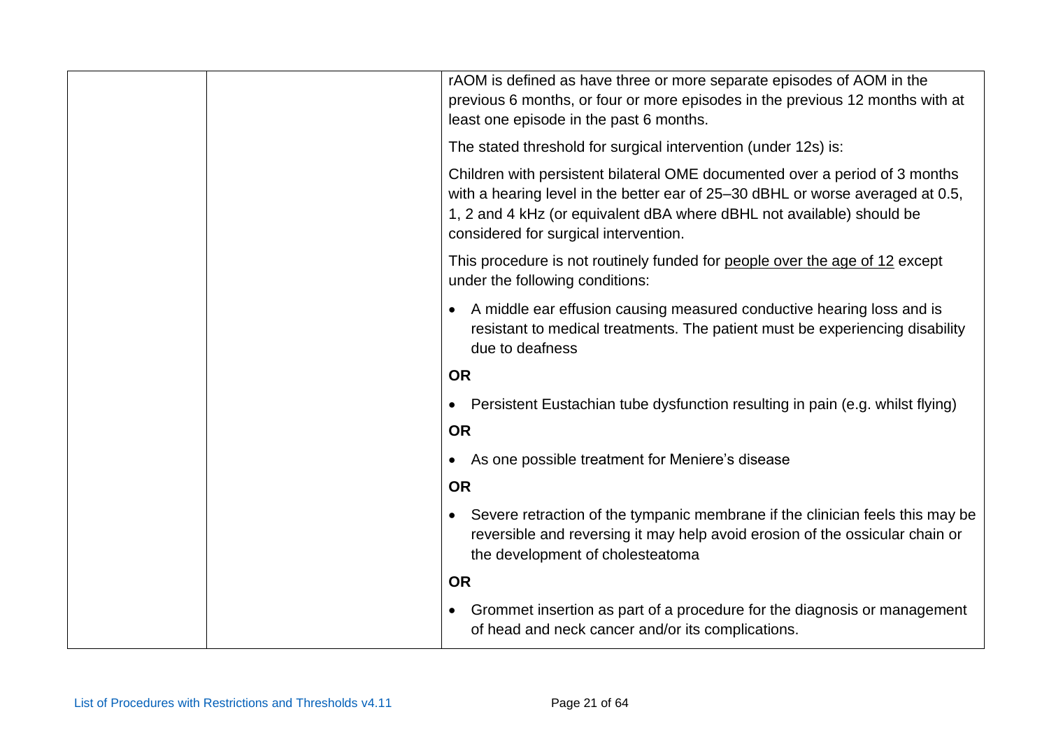| | | |
|---|---|---|
| | | rAOM is defined as have three or more separate episodes of AOM in the previous 6 months, or four or more episodes in the previous 12 months with at least one episode in the past 6 months.<br><br>The stated threshold for surgical intervention (under 12s) is:<br><br>Children with persistent bilateral OME documented over a period of 3 months with a hearing level in the better ear of 25–30 dBHL or worse averaged at 0.5, 1, 2 and 4 kHz (or equivalent dBA where dBHL not available) should be considered for surgical intervention.<br><br>This procedure is not routinely funded for <u>people over the age of 12</u> except under the following conditions:<br><br>• A middle ear effusion causing measured conductive hearing loss and is resistant to medical treatments. The patient must be experiencing disability due to deafness<br><br>**OR**<br><br>• Persistent Eustachian tube dysfunction resulting in pain (e.g. whilst flying)<br><br>**OR**<br><br>• As one possible treatment for Meniere's disease<br><br>**OR**<br><br>• Severe retraction of the tympanic membrane if the clinician feels this may be reversible and reversing it may help avoid erosion of the ossicular chain or the development of cholesteatoma<br><br>**OR**<br><br>• Grommet insertion as part of a procedure for the diagnosis or management of head and neck cancer and/or its complications. |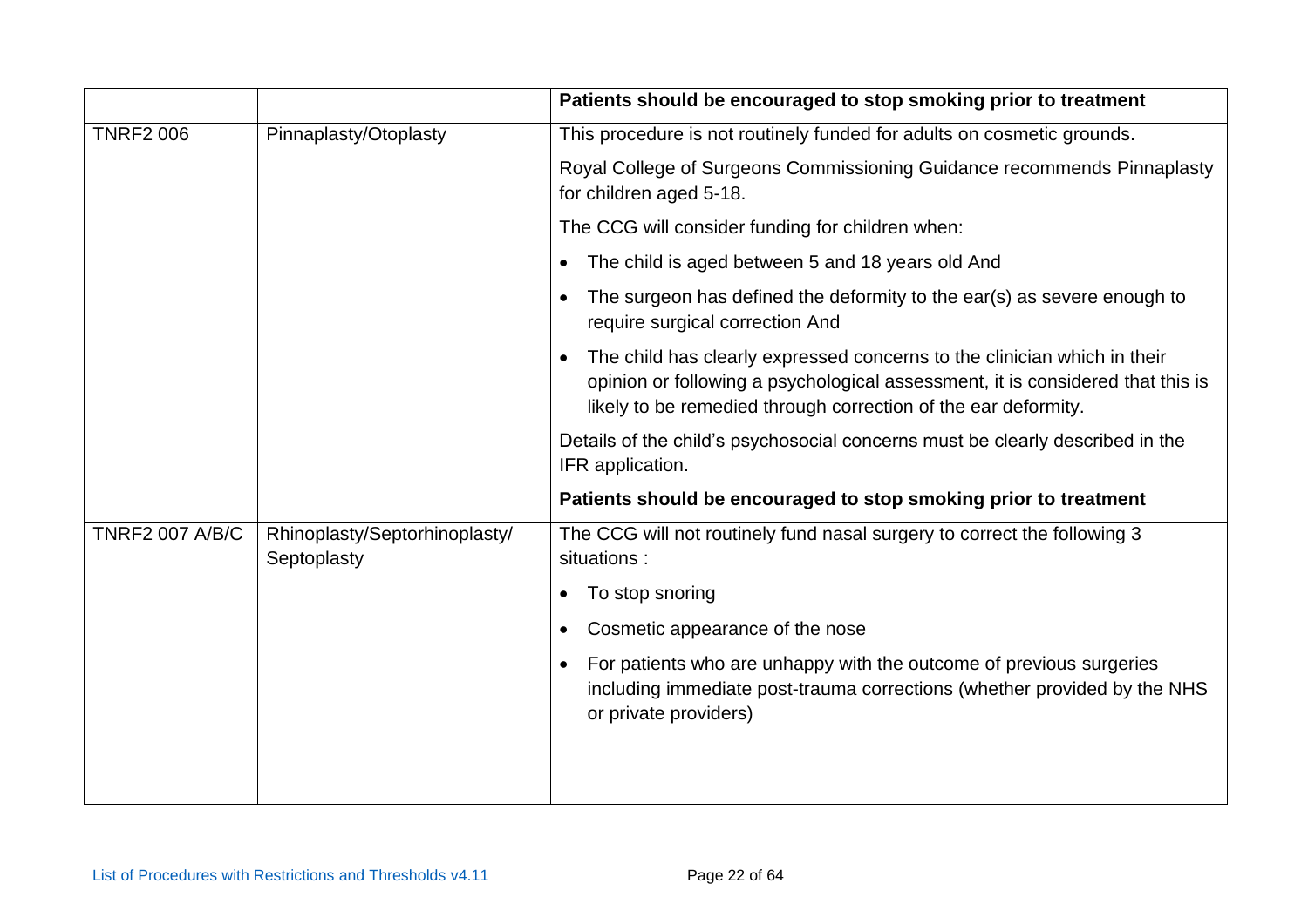| | | |
|---|---|---|
| | | **Patients should be encouraged to stop smoking prior to treatment** |
| TNRF2 006 | Pinnaplasty/Otoplasty | This procedure is not routinely funded for adults on cosmetic grounds.<br><br>Royal College of Surgeons Commissioning Guidance recommends Pinnaplasty for children aged 5-18.<br><br>The CCG will consider funding for children when:<br><br>• The child is aged between 5 and 18 years old And<br>• The surgeon has defined the deformity to the ear(s) as severe enough to require surgical correction And<br>• The child has clearly expressed concerns to the clinician which in their opinion or following a psychological assessment, it is considered that this is likely to be remedied through correction of the ear deformity.<br><br>Details of the child's psychosocial concerns must be clearly described in the IFR application.<br><br>**Patients should be encouraged to stop smoking prior to treatment** |
| TNRF2 007 A/B/C | Rhinoplasty/Septorhinoplasty/ Septoplasty | The CCG will not routinely fund nasal surgery to correct the following 3 situations :<br><br>• To stop snoring<br>• Cosmetic appearance of the nose<br>• For patients who are unhappy with the outcome of previous surgeries including immediate post-trauma corrections (whether provided by the NHS or private providers) |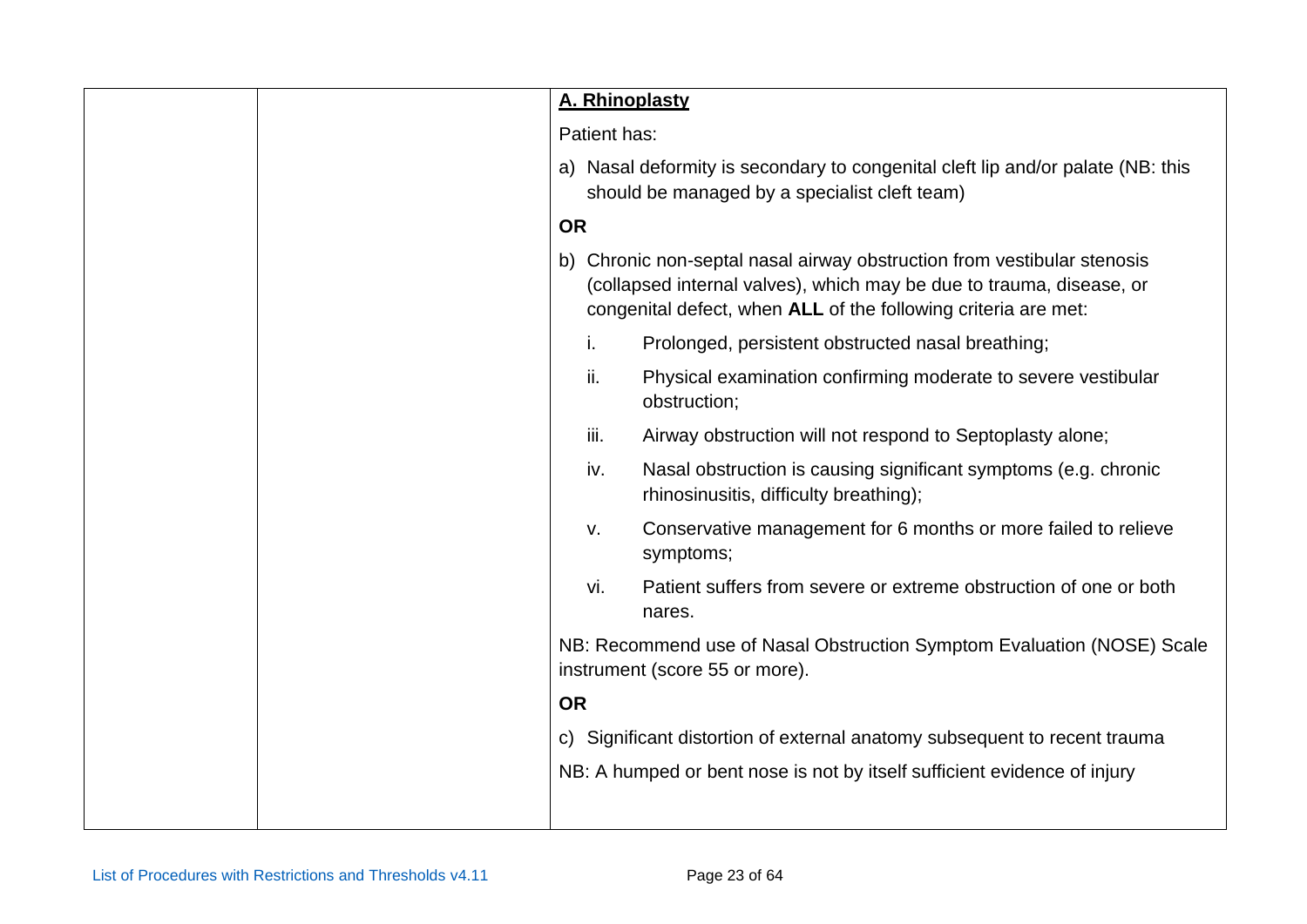| | | **A. Rhinoplasty**<br><br>Patient has:<br><br>a) Nasal deformity is secondary to congenital cleft lip and/or palate (NB: this should be managed by a specialist cleft team)<br><br>**OR**<br><br>b) Chronic non-septal nasal airway obstruction from vestibular stenosis (collapsed internal valves), which may be due to trauma, disease, or congenital defect, when **ALL** of the following criteria are met:<br><br>i. Prolonged, persistent obstructed nasal breathing;<br><br>ii. Physical examination confirming moderate to severe vestibular obstruction;<br><br>iii. Airway obstruction will not respond to Septoplasty alone;<br><br>iv. Nasal obstruction is causing significant symptoms (e.g. chronic rhinosinusitis, difficulty breathing);<br><br>v. Conservative management for 6 months or more failed to relieve symptoms;<br><br>vi. Patient suffers from severe or extreme obstruction of one or both nares.<br><br>NB: Recommend use of Nasal Obstruction Symptom Evaluation (NOSE) Scale instrument (score 55 or more).<br><br>**OR**<br><br>c) Significant distortion of external anatomy subsequent to recent trauma<br><br>NB: A humped or bent nose is not by itself sufficient evidence of injury |
|---|---|---|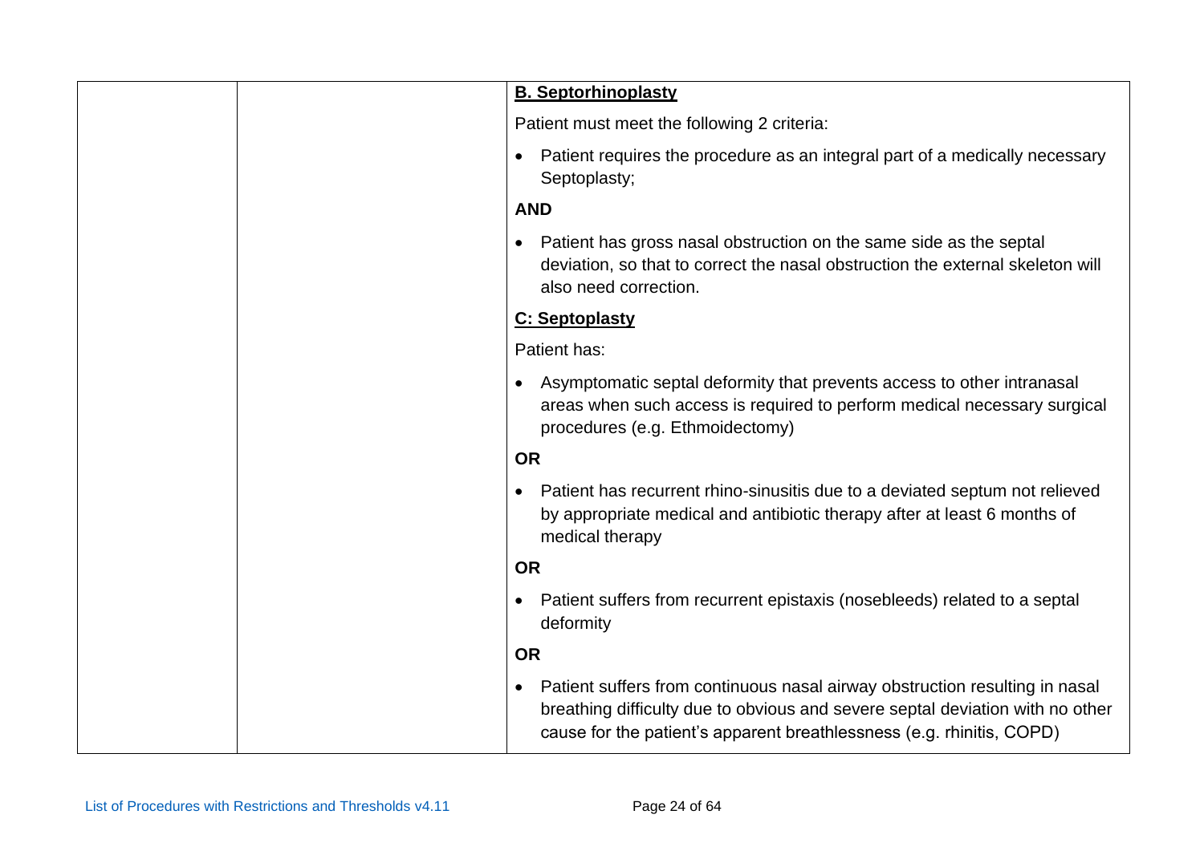| | | |
|---|---|---|
| | | **B. Septorhinoplasty**<br><br>Patient must meet the following 2 criteria:<br><br>• Patient requires the procedure as an integral part of a medically necessary Septoplasty;<br><br>**AND**<br><br>• Patient has gross nasal obstruction on the same side as the septal deviation, so that to correct the nasal obstruction the external skeleton will also need correction.<br><br>**C: Septoplasty**<br><br>Patient has:<br><br>• Asymptomatic septal deformity that prevents access to other intranasal areas when such access is required to perform medical necessary surgical procedures (e.g. Ethmoidectomy)<br><br>**OR**<br><br>• Patient has recurrent rhino-sinusitis due to a deviated septum not relieved by appropriate medical and antibiotic therapy after at least 6 months of medical therapy<br><br>**OR**<br><br>• Patient suffers from recurrent epistaxis (nosebleeds) related to a septal deformity<br><br>**OR**<br><br>• Patient suffers from continuous nasal airway obstruction resulting in nasal breathing difficulty due to obvious and severe septal deviation with no other cause for the patient's apparent breathlessness (e.g. rhinitis, COPD) |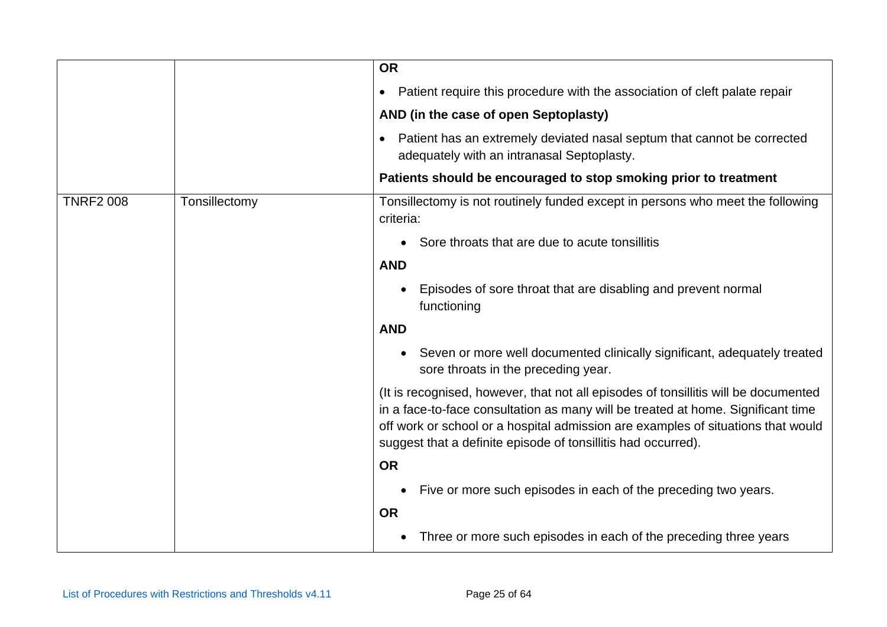| | | |
|---|---|---|
| | | **OR**<br>• Patient require this procedure with the association of cleft palate repair<br>**AND (in the case of open Septoplasty)**<br>• Patient has an extremely deviated nasal septum that cannot be corrected adequately with an intranasal Septoplasty.<br>**Patients should be encouraged to stop smoking prior to treatment** |
| TNRF2 008 | Tonsillectomy | Tonsillectomy is not routinely funded except in persons who meet the following criteria:<br>• Sore throats that are due to acute tonsillitis<br>**AND**<br>• Episodes of sore throat that are disabling and prevent normal functioning<br>**AND**<br>• Seven or more well documented clinically significant, adequately treated sore throats in the preceding year.<br>(It is recognised, however, that not all episodes of tonsillitis will be documented in a face-to-face consultation as many will be treated at home. Significant time off work or school or a hospital admission are examples of situations that would suggest that a definite episode of tonsillitis had occurred).<br>**OR**<br>• Five or more such episodes in each of the preceding two years.<br>**OR**<br>• Three or more such episodes in each of the preceding three years |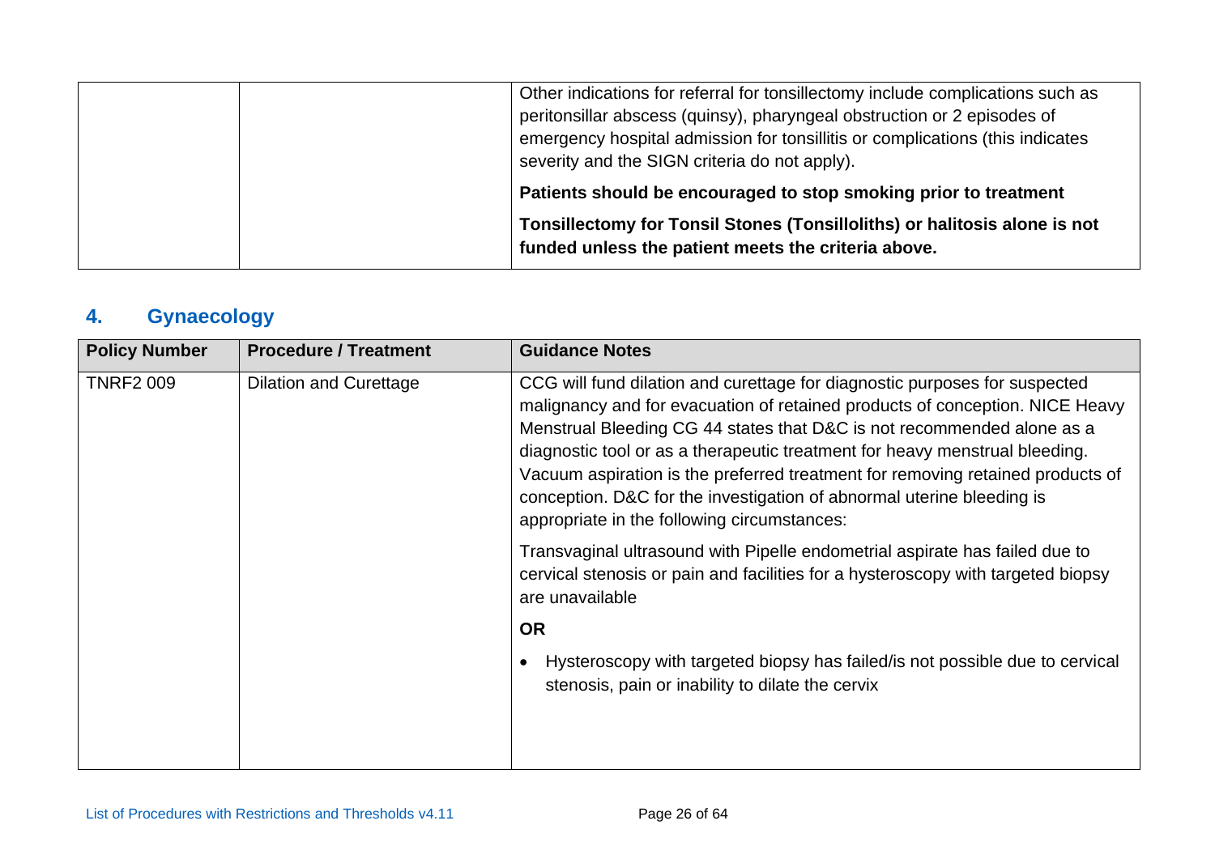| | | |
|---|---|---|
| | | Other indications for referral for tonsillectomy include complications such as peritonsillar abscess (quinsy), pharyngeal obstruction or 2 episodes of emergency hospital admission for tonsillitis or complications (this indicates severity and the SIGN criteria do not apply).<br><br>**Patients should be encouraged to stop smoking prior to treatment**<br><br>**Tonsillectomy for Tonsil Stones (Tonsilloliths) or halitosis alone is not funded unless the patient meets the criteria above.** |

## 4. Gynaecology

| Policy Number | Procedure / Treatment | Guidance Notes |
|---|---|---|
| TNRF2 009 | Dilation and Curettage | CCG will fund dilation and curettage for diagnostic purposes for suspected malignancy and for evacuation of retained products of conception. NICE Heavy Menstrual Bleeding CG 44 states that D&C is not recommended alone as a diagnostic tool or as a therapeutic treatment for heavy menstrual bleeding. Vacuum aspiration is the preferred treatment for removing retained products of conception. D&C for the investigation of abnormal uterine bleeding is appropriate in the following circumstances:<br><br>Transvaginal ultrasound with Pipelle endometrial aspirate has failed due to cervical stenosis or pain and facilities for a hysteroscopy with targeted biopsy are unavailable<br><br>**OR**<br><br>• Hysteroscopy with targeted biopsy has failed/is not possible due to cervical stenosis, pain or inability to dilate the cervix |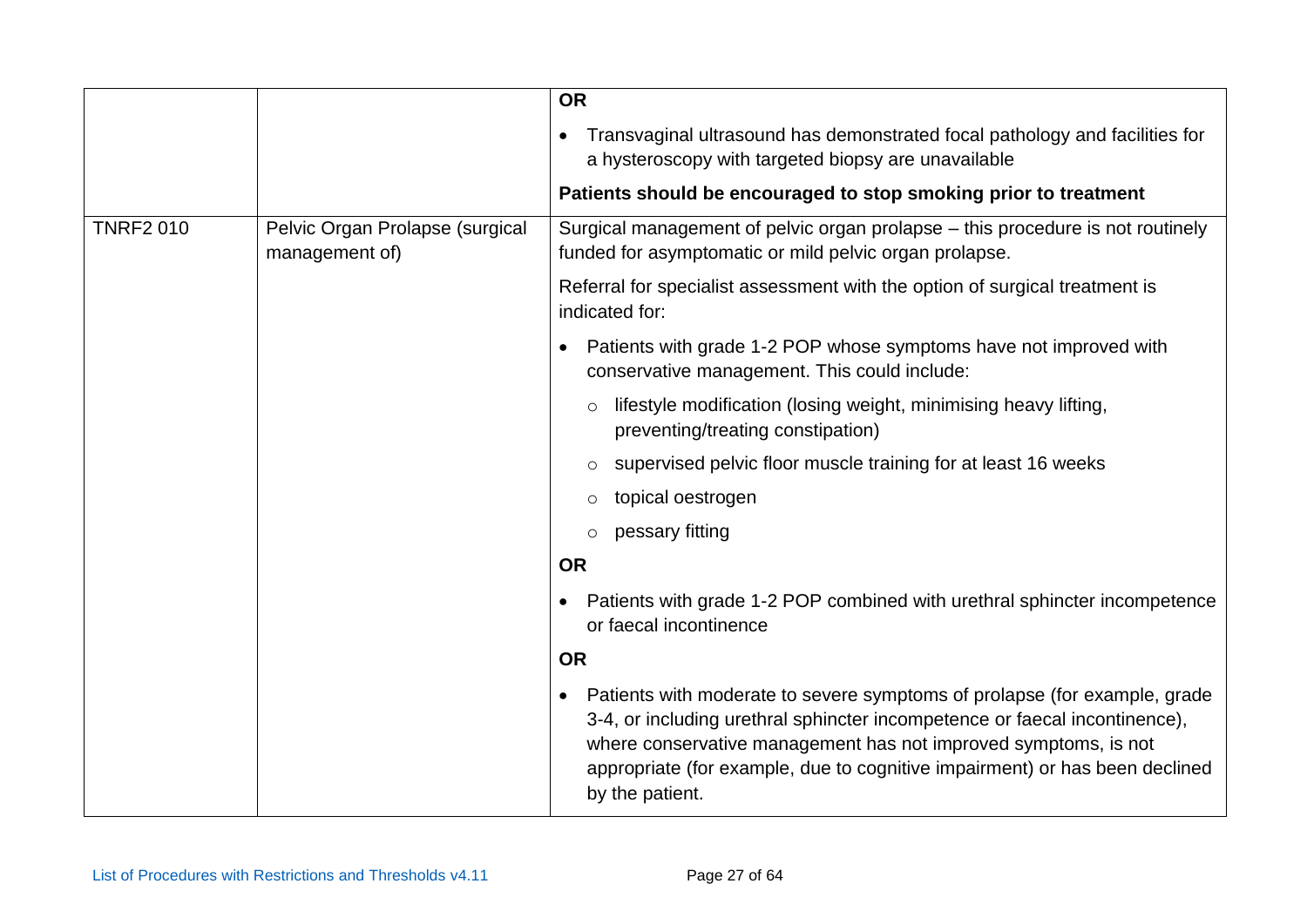| | | |
|---|---|---|
| | | **OR**<br>• Transvaginal ultrasound has demonstrated focal pathology and facilities for a hysteroscopy with targeted biopsy are unavailable<br>**Patients should be encouraged to stop smoking prior to treatment** |
| TNRF2 010 | Pelvic Organ Prolapse (surgical management of) | Surgical management of pelvic organ prolapse – this procedure is not routinely funded for asymptomatic or mild pelvic organ prolapse.<br>Referral for specialist assessment with the option of surgical treatment is indicated for:<br>• Patients with grade 1-2 POP whose symptoms have not improved with conservative management. This could include:<br>&nbsp;&nbsp;○ lifestyle modification (losing weight, minimising heavy lifting, preventing/treating constipation)<br>&nbsp;&nbsp;○ supervised pelvic floor muscle training for at least 16 weeks<br>&nbsp;&nbsp;○ topical oestrogen<br>&nbsp;&nbsp;○ pessary fitting<br>**OR**<br>• Patients with grade 1-2 POP combined with urethral sphincter incompetence or faecal incontinence<br>**OR**<br>• Patients with moderate to severe symptoms of prolapse (for example, grade 3-4, or including urethral sphincter incompetence or faecal incontinence), where conservative management has not improved symptoms, is not appropriate (for example, due to cognitive impairment) or has been declined by the patient. |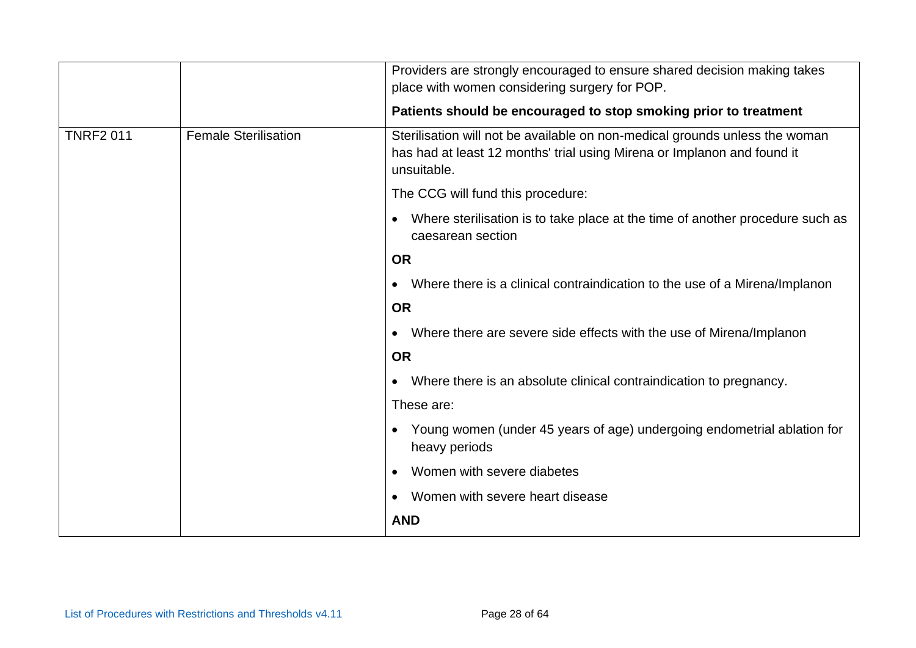| | | |
|---|---|---|
| | | Providers are strongly encouraged to ensure shared decision making takes place with women considering surgery for POP.<br><br>**Patients should be encouraged to stop smoking prior to treatment** |
| TNRF2 011 | Female Sterilisation | Sterilisation will not be available on non-medical grounds unless the woman has had at least 12 months' trial using Mirena or Implanon and found it unsuitable.<br><br>The CCG will fund this procedure:<br><br>• Where sterilisation is to take place at the time of another procedure such as caesarean section<br><br>**OR**<br><br>• Where there is a clinical contraindication to the use of a Mirena/Implanon<br><br>**OR**<br><br>• Where there are severe side effects with the use of Mirena/Implanon<br><br>**OR**<br><br>• Where there is an absolute clinical contraindication to pregnancy.<br><br>These are:<br><br>• Young women (under 45 years of age) undergoing endometrial ablation for heavy periods<br>• Women with severe diabetes<br>• Women with severe heart disease<br><br>**AND** |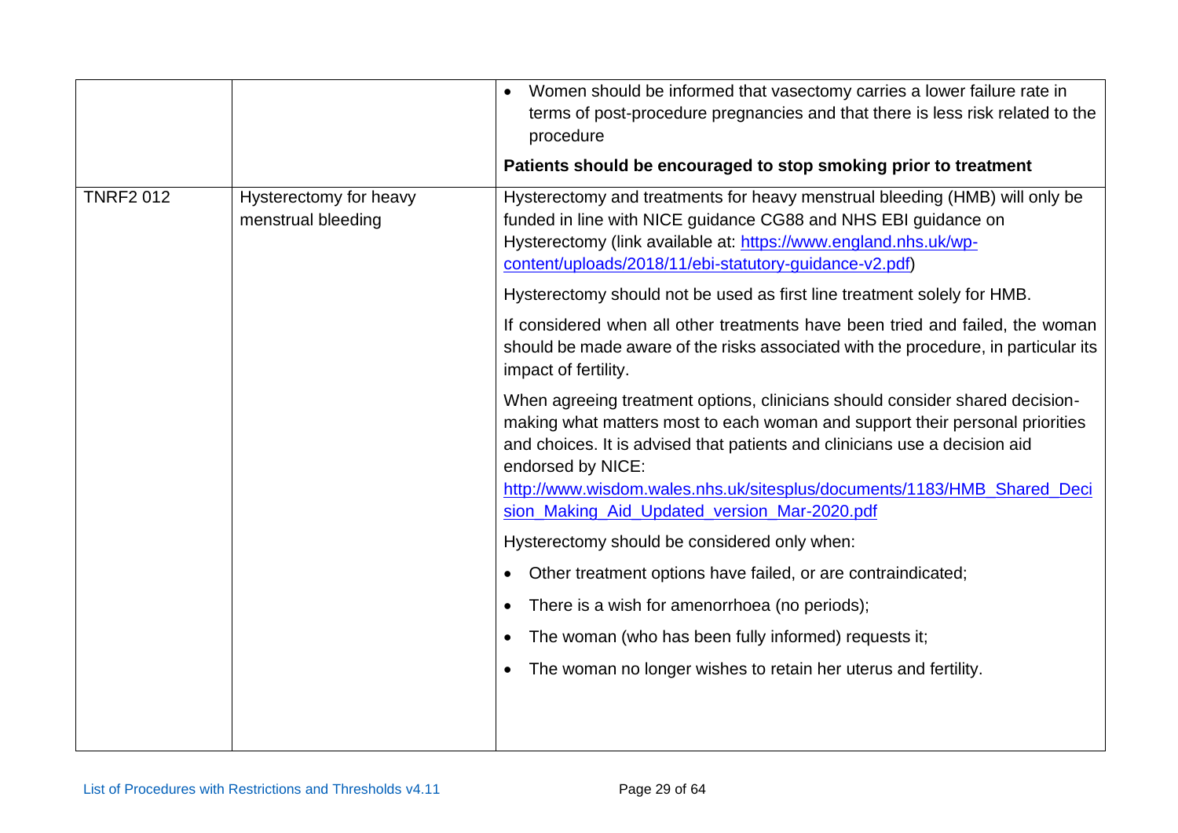| | | |
|---|---|---|
| | | • Women should be informed that vasectomy carries a lower failure rate in terms of post-procedure pregnancies and that there is less risk related to the procedure<br><br>**Patients should be encouraged to stop smoking prior to treatment** |
| TNRF2 012 | Hysterectomy for heavy menstrual bleeding | Hysterectomy and treatments for heavy menstrual bleeding (HMB) will only be funded in line with NICE guidance CG88 and NHS EBI guidance on Hysterectomy (link available at: https://www.england.nhs.uk/wp-content/uploads/2018/11/ebi-statutory-guidance-v2.pdf)<br><br>Hysterectomy should not be used as first line treatment solely for HMB.<br><br>If considered when all other treatments have been tried and failed, the woman should be made aware of the risks associated with the procedure, in particular its impact of fertility.<br><br>When agreeing treatment options, clinicians should consider shared decision-making what matters most to each woman and support their personal priorities and choices. It is advised that patients and clinicians use a decision aid endorsed by NICE:<br>http://www.wisdom.wales.nhs.uk/sitesplus/documents/1183/HMB_Shared_Decision_Making_Aid_Updated_version_Mar-2020.pdf<br><br>Hysterectomy should be considered only when:<br><br>• Other treatment options have failed, or are contraindicated;<br><br>• There is a wish for amenorrhoea (no periods);<br><br>• The woman (who has been fully informed) requests it;<br><br>• The woman no longer wishes to retain her uterus and fertility. |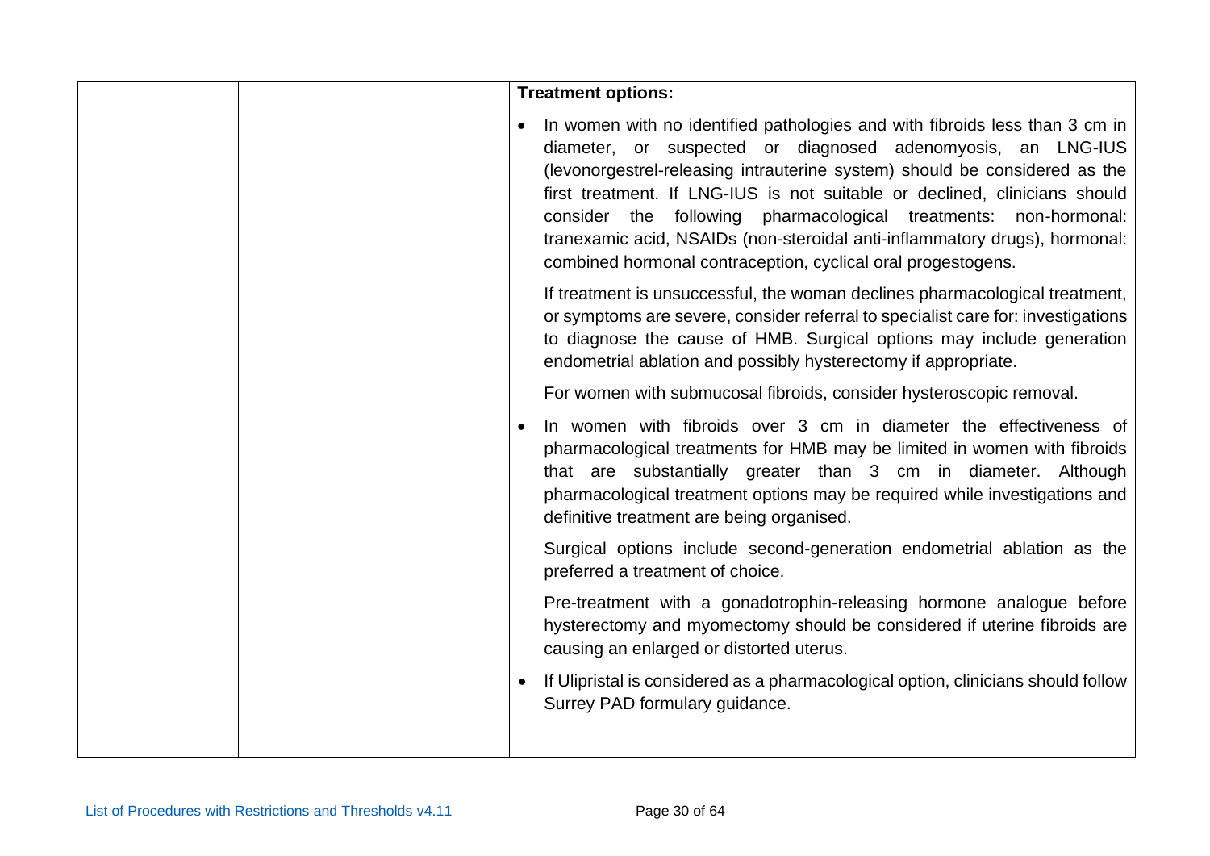| | | **Treatment options:**<br><br>• In women with no identified pathologies and with fibroids less than 3 cm in diameter, or suspected or diagnosed adenomyosis, an LNG-IUS (levonorgestrel-releasing intrauterine system) should be considered as the first treatment. If LNG-IUS is not suitable or declined, clinicians should consider the following pharmacological treatments: non-hormonal: tranexamic acid, NSAIDs (non-steroidal anti-inflammatory drugs), hormonal: combined hormonal contraception, cyclical oral progestogens.<br><br>If treatment is unsuccessful, the woman declines pharmacological treatment, or symptoms are severe, consider referral to specialist care for: investigations to diagnose the cause of HMB. Surgical options may include generation endometrial ablation and possibly hysterectomy if appropriate.<br><br>For women with submucosal fibroids, consider hysteroscopic removal.<br><br>• In women with fibroids over 3 cm in diameter the effectiveness of pharmacological treatments for HMB may be limited in women with fibroids that are substantially greater than 3 cm in diameter. Although pharmacological treatment options may be required while investigations and definitive treatment are being organised.<br><br>Surgical options include second-generation endometrial ablation as the preferred a treatment of choice.<br><br>Pre-treatment with a gonadotrophin-releasing hormone analogue before hysterectomy and myomectomy should be considered if uterine fibroids are causing an enlarged or distorted uterus.<br><br>• If Ulipristal is considered as a pharmacological option, clinicians should follow Surrey PAD formulary guidance. |
|---|---|---|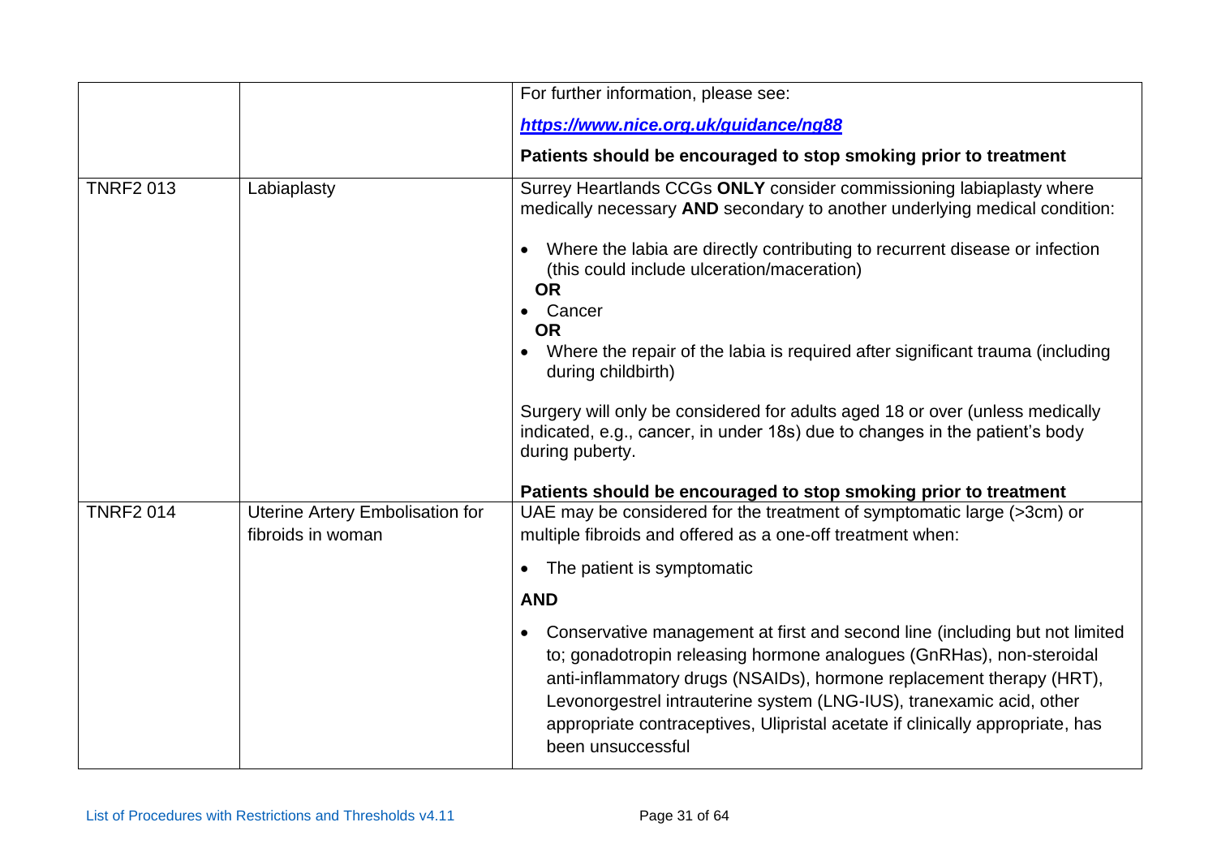| | | |
|---|---|---|
| | | For further information, please see:<br><br>***[https://www.nice.org.uk/guidance/ng88](https://www.nice.org.uk/guidance/ng88)***<br><br>**Patients should be encouraged to stop smoking prior to treatment** |
| TNRF2 013 | Labiaplasty | Surrey Heartlands CCGs **ONLY** consider commissioning labiaplasty where medically necessary **AND** secondary to another underlying medical condition:<br><br>• Where the labia are directly contributing to recurrent disease or infection (this could include ulceration/maceration)<br>**OR**<br>• Cancer<br>**OR**<br>• Where the repair of the labia is required after significant trauma (including during childbirth)<br><br>Surgery will only be considered for adults aged 18 or over (unless medically indicated, e.g., cancer, in under 18s) due to changes in the patient's body during puberty.<br><br>**Patients should be encouraged to stop smoking prior to treatment** |
| TNRF2 014 | Uterine Artery Embolisation for fibroids in woman | UAE may be considered for the treatment of symptomatic large (>3cm) or multiple fibroids and offered as a one-off treatment when:<br><br>• The patient is symptomatic<br><br>**AND**<br><br>• Conservative management at first and second line (including but not limited to; gonadotropin releasing hormone analogues (GnRHas), non-steroidal anti-inflammatory drugs (NSAIDs), hormone replacement therapy (HRT), Levonorgestrel intrauterine system (LNG-IUS), tranexamic acid, other appropriate contraceptives, Ulipristal acetate if clinically appropriate, has been unsuccessful |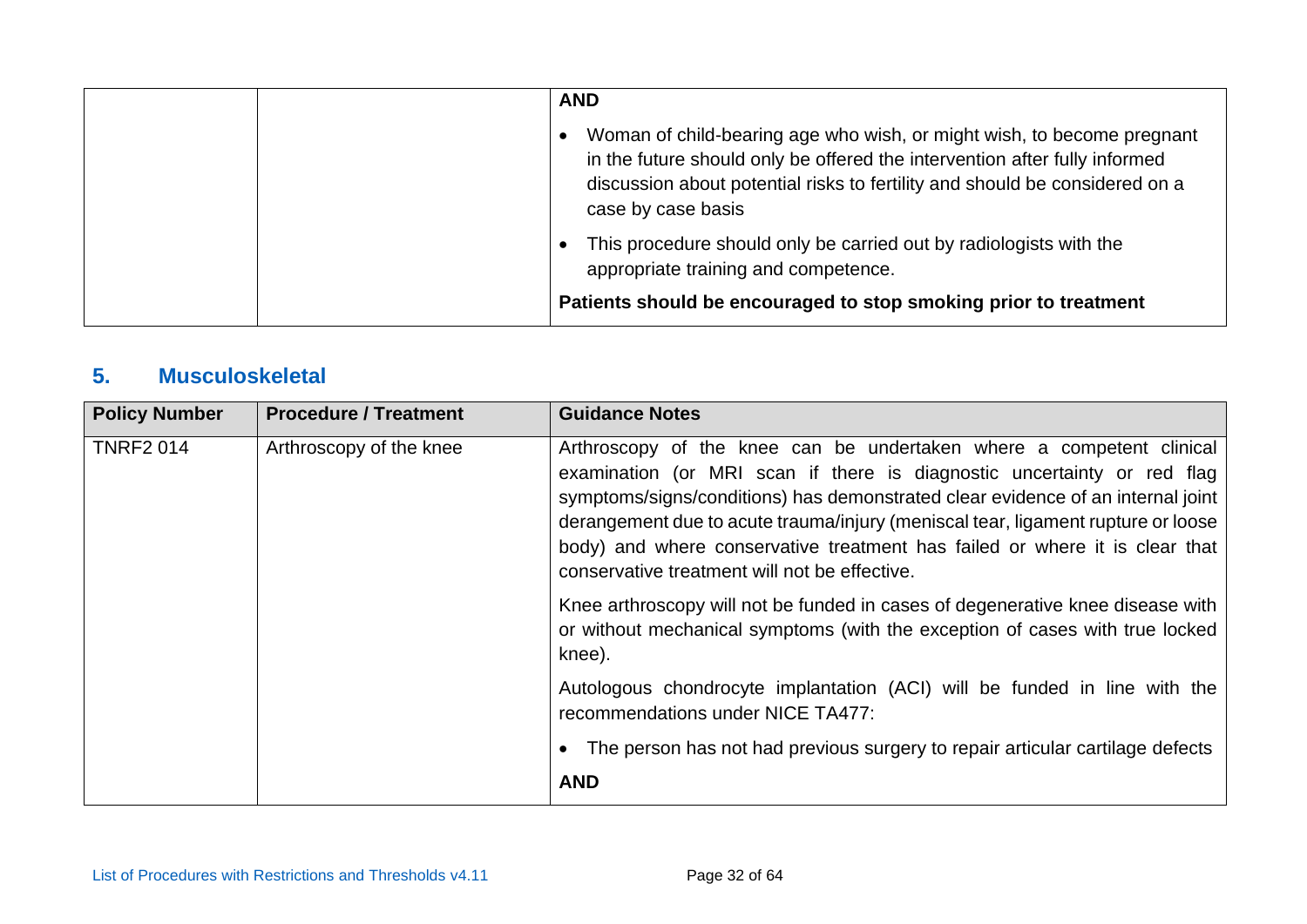| | | |
|---|---|---|
| | | **AND**<br><br>• Woman of child-bearing age who wish, or might wish, to become pregnant in the future should only be offered the intervention after fully informed discussion about potential risks to fertility and should be considered on a case by case basis<br><br>• This procedure should only be carried out by radiologists with the appropriate training and competence.<br><br>**Patients should be encouraged to stop smoking prior to treatment** |

## 5. Musculoskeletal

| Policy Number | Procedure / Treatment | Guidance Notes |
|---|---|---|
| TNRF2 014 | Arthroscopy of the knee | Arthroscopy of the knee can be undertaken where a competent clinical examination (or MRI scan if there is diagnostic uncertainty or red flag symptoms/signs/conditions) has demonstrated clear evidence of an internal joint derangement due to acute trauma/injury (meniscal tear, ligament rupture or loose body) and where conservative treatment has failed or where it is clear that conservative treatment will not be effective.<br><br>Knee arthroscopy will not be funded in cases of degenerative knee disease with or without mechanical symptoms (with the exception of cases with true locked knee).<br><br>Autologous chondrocyte implantation (ACI) will be funded in line with the recommendations under NICE TA477:<br><br>• The person has not had previous surgery to repair articular cartilage defects<br><br>**AND** |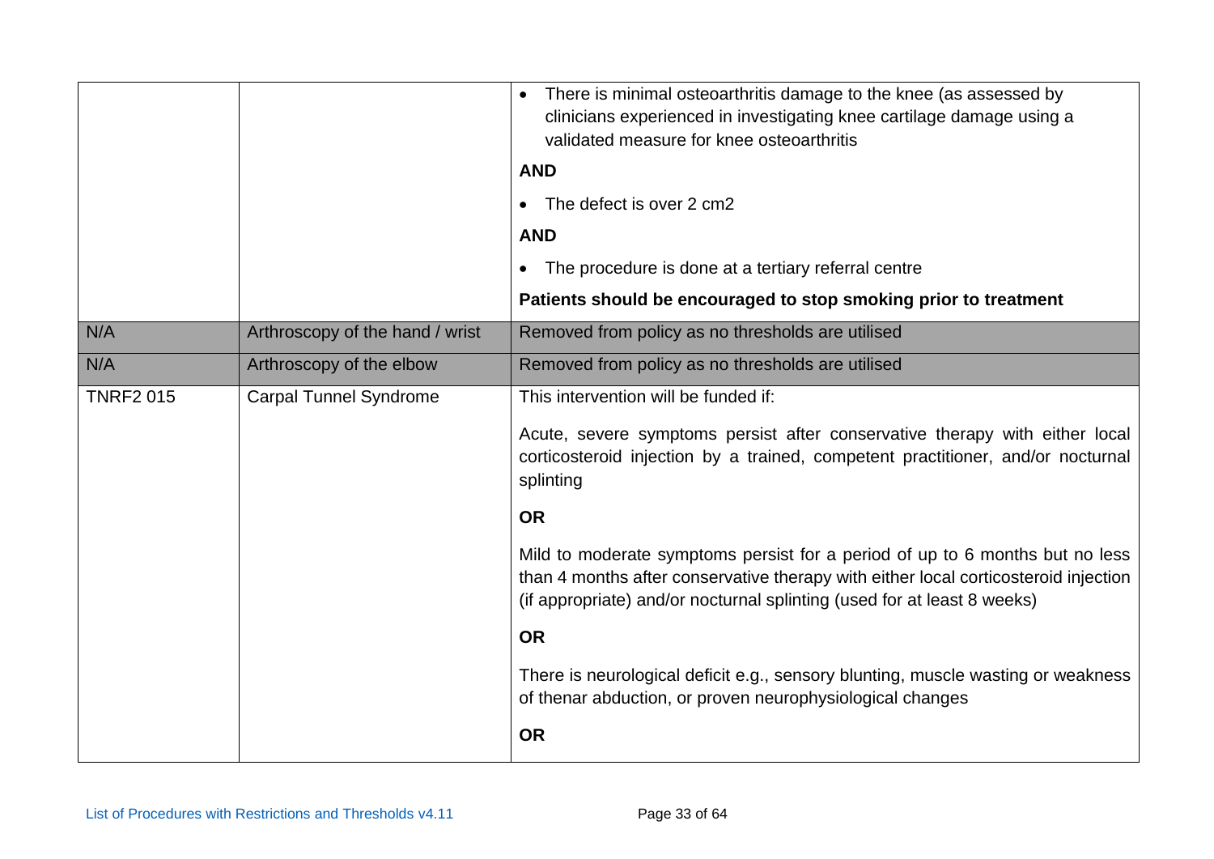| | | |
|---|---|---|
| | | • There is minimal osteoarthritis damage to the knee (as assessed by clinicians experienced in investigating knee cartilage damage using a validated measure for knee osteoarthritis<br><br>**AND**<br><br>• The defect is over 2 cm2<br><br>**AND**<br><br>• The procedure is done at a tertiary referral centre<br><br>**Patients should be encouraged to stop smoking prior to treatment** |
| N/A | Arthroscopy of the hand / wrist | Removed from policy as no thresholds are utilised |
| N/A | Arthroscopy of the elbow | Removed from policy as no thresholds are utilised |
| TNRF2 015 | Carpal Tunnel Syndrome | This intervention will be funded if:<br><br>Acute, severe symptoms persist after conservative therapy with either local corticosteroid injection by a trained, competent practitioner, and/or nocturnal splinting<br><br>**OR**<br><br>Mild to moderate symptoms persist for a period of up to 6 months but no less than 4 months after conservative therapy with either local corticosteroid injection (if appropriate) and/or nocturnal splinting (used for at least 8 weeks)<br><br>**OR**<br><br>There is neurological deficit e.g., sensory blunting, muscle wasting or weakness of thenar abduction, or proven neurophysiological changes<br><br>**OR** |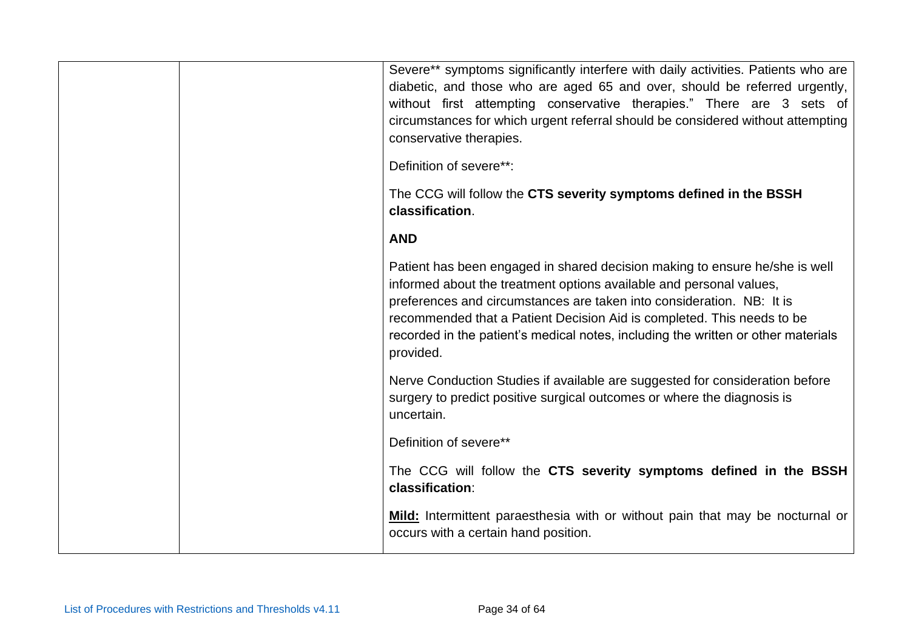| | | |
|---|---|---|
| | | Severe** symptoms significantly interfere with daily activities. Patients who are diabetic, and those who are aged 65 and over, should be referred urgently, without first attempting conservative therapies." There are 3 sets of circumstances for which urgent referral should be considered without attempting conservative therapies.<br><br>Definition of severe**:<br><br>The CCG will follow the **CTS severity symptoms defined in the BSSH classification**.<br><br>**AND**<br><br>Patient has been engaged in shared decision making to ensure he/she is well informed about the treatment options available and personal values, preferences and circumstances are taken into consideration. NB: It is recommended that a Patient Decision Aid is completed. This needs to be recorded in the patient's medical notes, including the written or other materials provided.<br><br>Nerve Conduction Studies if available are suggested for consideration before surgery to predict positive surgical outcomes or where the diagnosis is uncertain.<br><br>Definition of severe**<br><br>The CCG will follow the **CTS severity symptoms defined in the BSSH classification**:<br><br>**<u>Mild:</u>** Intermittent paraesthesia with or without pain that may be nocturnal or occurs with a certain hand position. |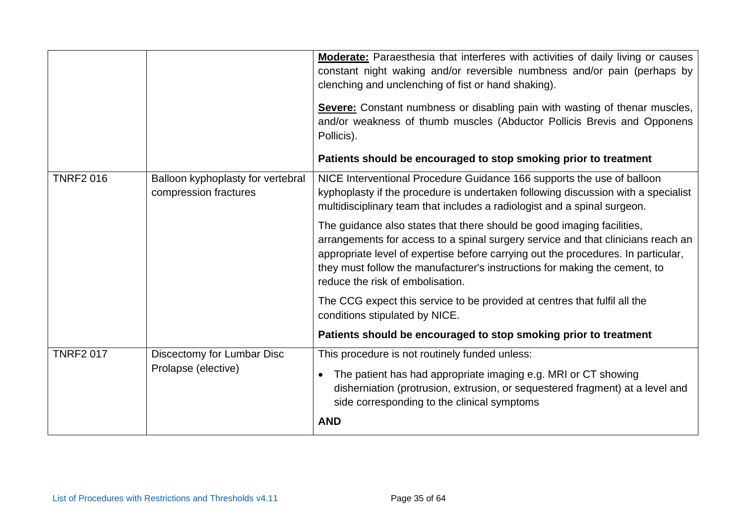| | | |
|---|---|---|
| | | **Moderate:** Paraesthesia that interferes with activities of daily living or causes constant night waking and/or reversible numbness and/or pain (perhaps by clenching and unclenching of fist or hand shaking).<br><br>**Severe:** Constant numbness or disabling pain with wasting of thenar muscles, and/or weakness of thumb muscles (Abductor Pollicis Brevis and Opponens Pollicis).<br><br>**Patients should be encouraged to stop smoking prior to treatment** |
| TNRF2 016 | Balloon kyphoplasty for vertebral compression fractures | NICE Interventional Procedure Guidance 166 supports the use of balloon kyphoplasty if the procedure is undertaken following discussion with a specialist multidisciplinary team that includes a radiologist and a spinal surgeon.<br><br>The guidance also states that there should be good imaging facilities, arrangements for access to a spinal surgery service and that clinicians reach an appropriate level of expertise before carrying out the procedures. In particular, they must follow the manufacturer's instructions for making the cement, to reduce the risk of embolisation.<br><br>The CCG expect this service to be provided at centres that fulfil all the conditions stipulated by NICE.<br><br>**Patients should be encouraged to stop smoking prior to treatment** |
| TNRF2 017 | Discectomy for Lumbar Disc Prolapse (elective) | This procedure is not routinely funded unless:<br><br>• The patient has had appropriate imaging e.g. MRI or CT showing disherniation (protrusion, extrusion, or sequestered fragment) at a level and side corresponding to the clinical symptoms<br><br>**AND** |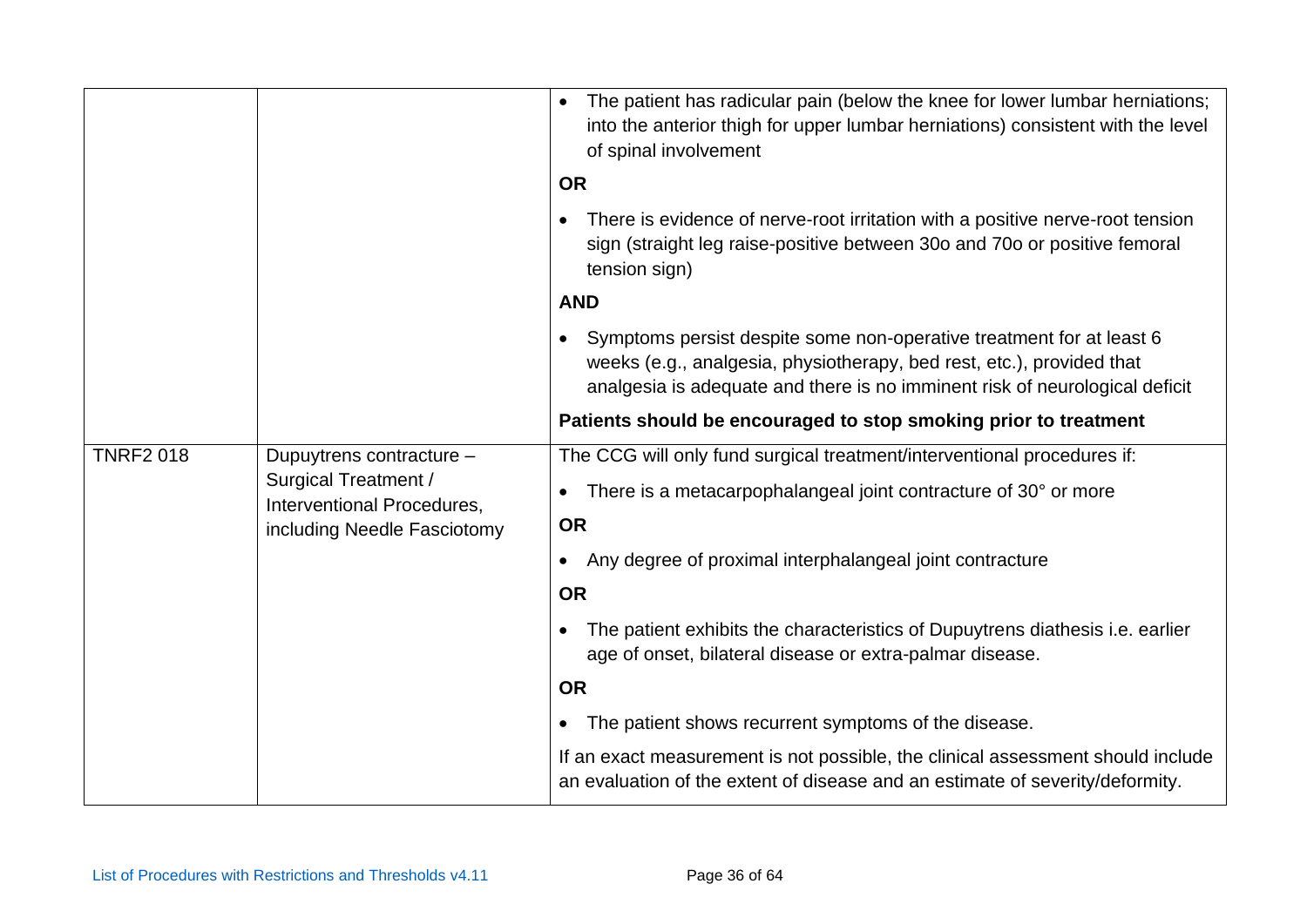| | | |
|---|---|---|
| | | • The patient has radicular pain (below the knee for lower lumbar herniations; into the anterior thigh for upper lumbar herniations) consistent with the level of spinal involvement<br>**OR**<br>• There is evidence of nerve-root irritation with a positive nerve-root tension sign (straight leg raise-positive between 30o and 70o or positive femoral tension sign)<br>**AND**<br>• Symptoms persist despite some non-operative treatment for at least 6 weeks (e.g., analgesia, physiotherapy, bed rest, etc.), provided that analgesia is adequate and there is no imminent risk of neurological deficit<br>**Patients should be encouraged to stop smoking prior to treatment** |
| TNRF2 018 | Dupuytrens contracture – Surgical Treatment / Interventional Procedures, including Needle Fasciotomy | The CCG will only fund surgical treatment/interventional procedures if:<br>• There is a metacarpophalangeal joint contracture of 30° or more<br>**OR**<br>• Any degree of proximal interphalangeal joint contracture<br>**OR**<br>• The patient exhibits the characteristics of Dupuytrens diathesis i.e. earlier age of onset, bilateral disease or extra-palmar disease.<br>**OR**<br>• The patient shows recurrent symptoms of the disease.<br>If an exact measurement is not possible, the clinical assessment should include an evaluation of the extent of disease and an estimate of severity/deformity. |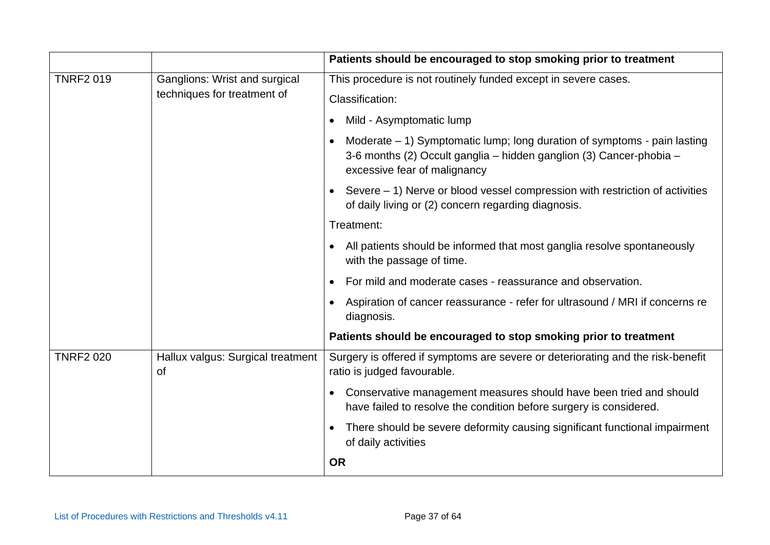| | | |
|---|---|---|
| | | **Patients should be encouraged to stop smoking prior to treatment** |
| TNRF2 019 | Ganglions: Wrist and surgical techniques for treatment of | This procedure is not routinely funded except in severe cases.<br><br>Classification:<br><br>• Mild - Asymptomatic lump<br><br>• Moderate – 1) Symptomatic lump; long duration of symptoms - pain lasting 3-6 months (2) Occult ganglia – hidden ganglion (3) Cancer-phobia – excessive fear of malignancy<br><br>• Severe – 1) Nerve or blood vessel compression with restriction of activities of daily living or (2) concern regarding diagnosis.<br><br>Treatment:<br><br>• All patients should be informed that most ganglia resolve spontaneously with the passage of time.<br><br>• For mild and moderate cases - reassurance and observation.<br><br>• Aspiration of cancer reassurance - refer for ultrasound / MRI if concerns re diagnosis.<br><br>**Patients should be encouraged to stop smoking prior to treatment** |
| TNRF2 020 | Hallux valgus: Surgical treatment of | Surgery is offered if symptoms are severe or deteriorating and the risk-benefit ratio is judged favourable.<br><br>• Conservative management measures should have been tried and should have failed to resolve the condition before surgery is considered.<br><br>• There should be severe deformity causing significant functional impairment of daily activities<br><br>**OR** |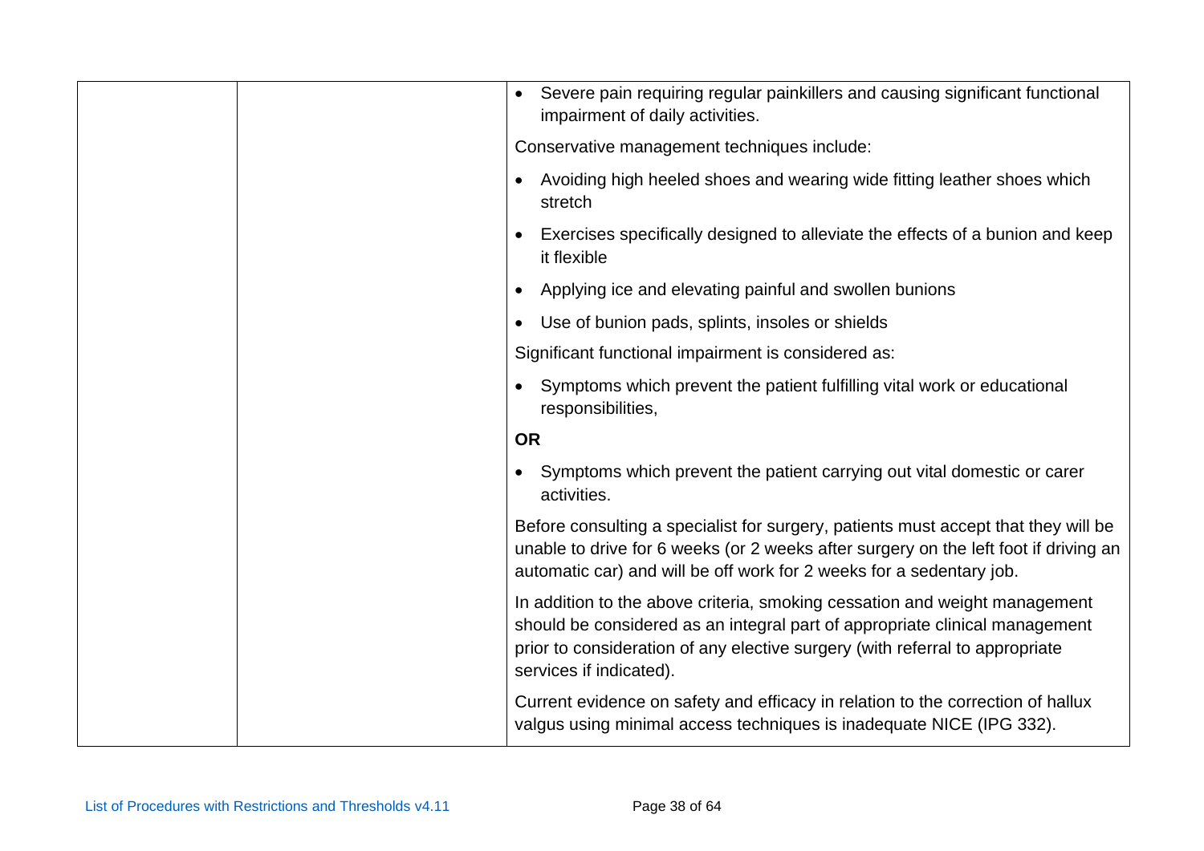| | | |
|---|---|---|
| | | • Severe pain requiring regular painkillers and causing significant functional impairment of daily activities.<br><br>Conservative management techniques include:<br><br>• Avoiding high heeled shoes and wearing wide fitting leather shoes which stretch<br>• Exercises specifically designed to alleviate the effects of a bunion and keep it flexible<br>• Applying ice and elevating painful and swollen bunions<br>• Use of bunion pads, splints, insoles or shields<br><br>Significant functional impairment is considered as:<br><br>• Symptoms which prevent the patient fulfilling vital work or educational responsibilities,<br><br>**OR**<br><br>• Symptoms which prevent the patient carrying out vital domestic or carer activities.<br><br>Before consulting a specialist for surgery, patients must accept that they will be unable to drive for 6 weeks (or 2 weeks after surgery on the left foot if driving an automatic car) and will be off work for 2 weeks for a sedentary job.<br><br>In addition to the above criteria, smoking cessation and weight management should be considered as an integral part of appropriate clinical management prior to consideration of any elective surgery (with referral to appropriate services if indicated).<br><br>Current evidence on safety and efficacy in relation to the correction of hallux valgus using minimal access techniques is inadequate NICE (IPG 332). |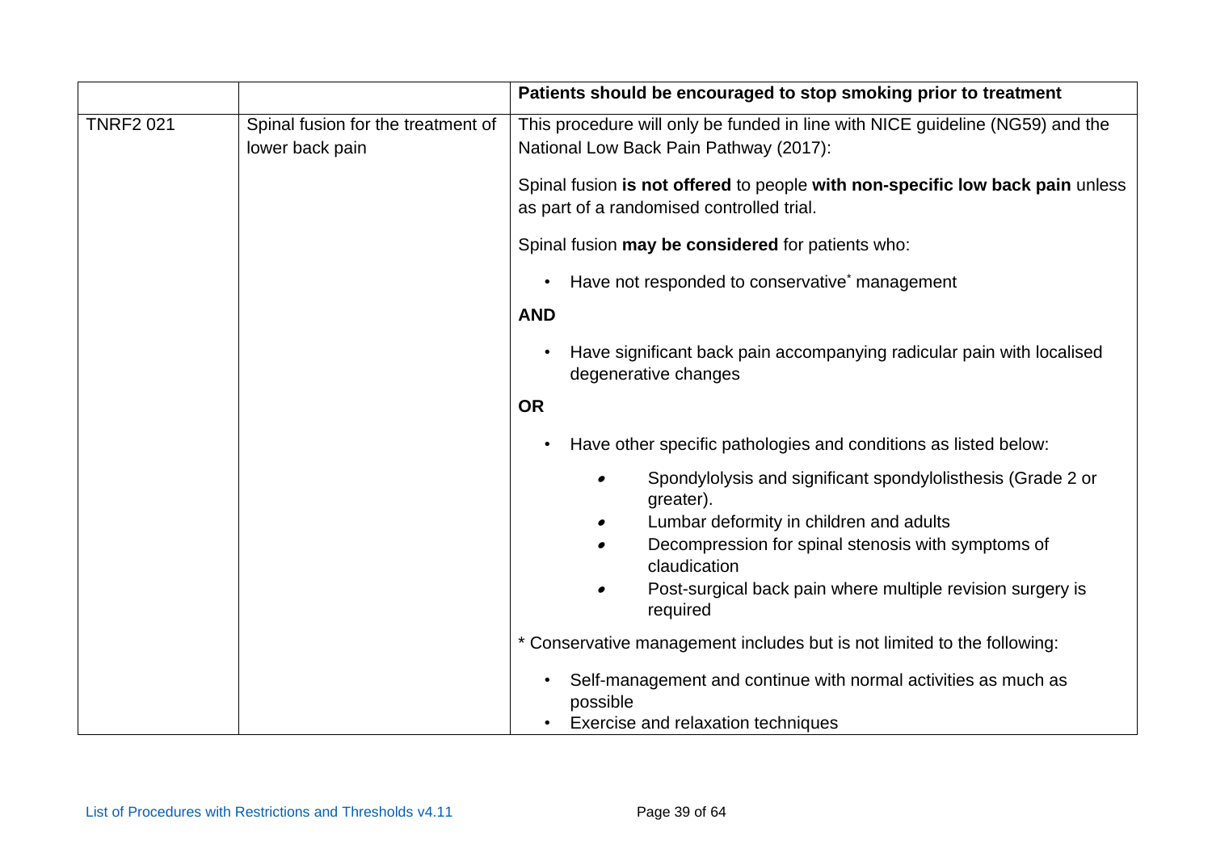| | | **Patients should be encouraged to stop smoking prior to treatment** |
|---|---|---|
| TNRF2 021 | Spinal fusion for the treatment of lower back pain | This procedure will only be funded in line with NICE guideline (NG59) and the National Low Back Pain Pathway (2017):<br><br>Spinal fusion **is not offered** to people **with non-specific low back pain** unless as part of a randomised controlled trial.<br><br>Spinal fusion **may be considered** for patients who:<br><br>• Have not responded to conservative* management<br><br>**AND**<br><br>• Have significant back pain accompanying radicular pain with localised degenerative changes<br><br>**OR**<br><br>• Have other specific pathologies and conditions as listed below:<br>  ◦ Spondylolysis and significant spondylolisthesis (Grade 2 or greater).<br>  ◦ Lumbar deformity in children and adults<br>  ◦ Decompression for spinal stenosis with symptoms of claudication<br>  ◦ Post-surgical back pain where multiple revision surgery is required<br><br>* Conservative management includes but is not limited to the following:<br><br>• Self-management and continue with normal activities as much as possible<br>• Exercise and relaxation techniques |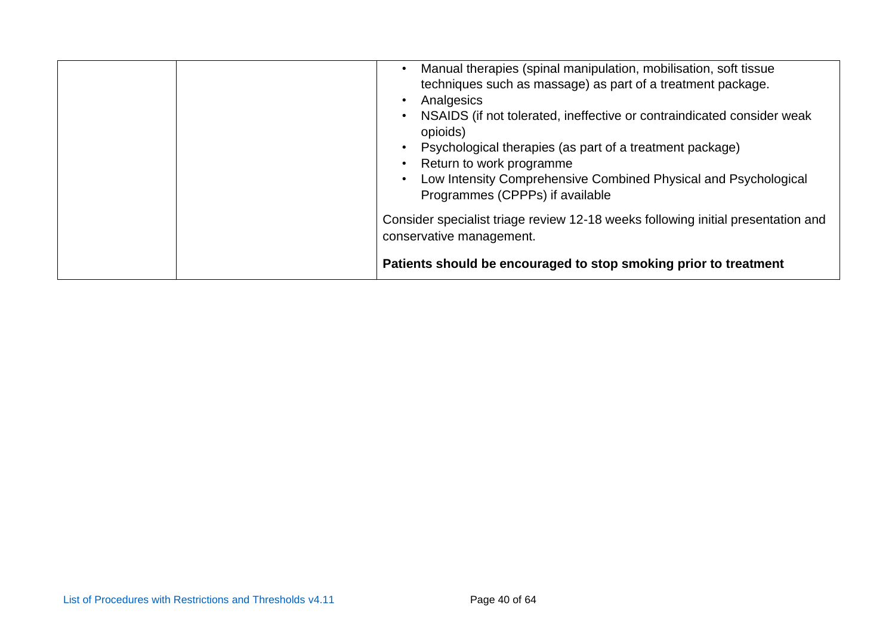| | | |
|---|---|---|
| | | • Manual therapies (spinal manipulation, mobilisation, soft tissue techniques such as massage) as part of a treatment package.<br>• Analgesics<br>• NSAIDS (if not tolerated, ineffective or contraindicated consider weak opioids)<br>• Psychological therapies (as part of a treatment package)<br>• Return to work programme<br>• Low Intensity Comprehensive Combined Physical and Psychological Programmes (CPPPs) if available<br><br>Consider specialist triage review 12-18 weeks following initial presentation and conservative management.<br><br>**Patients should be encouraged to stop smoking prior to treatment** |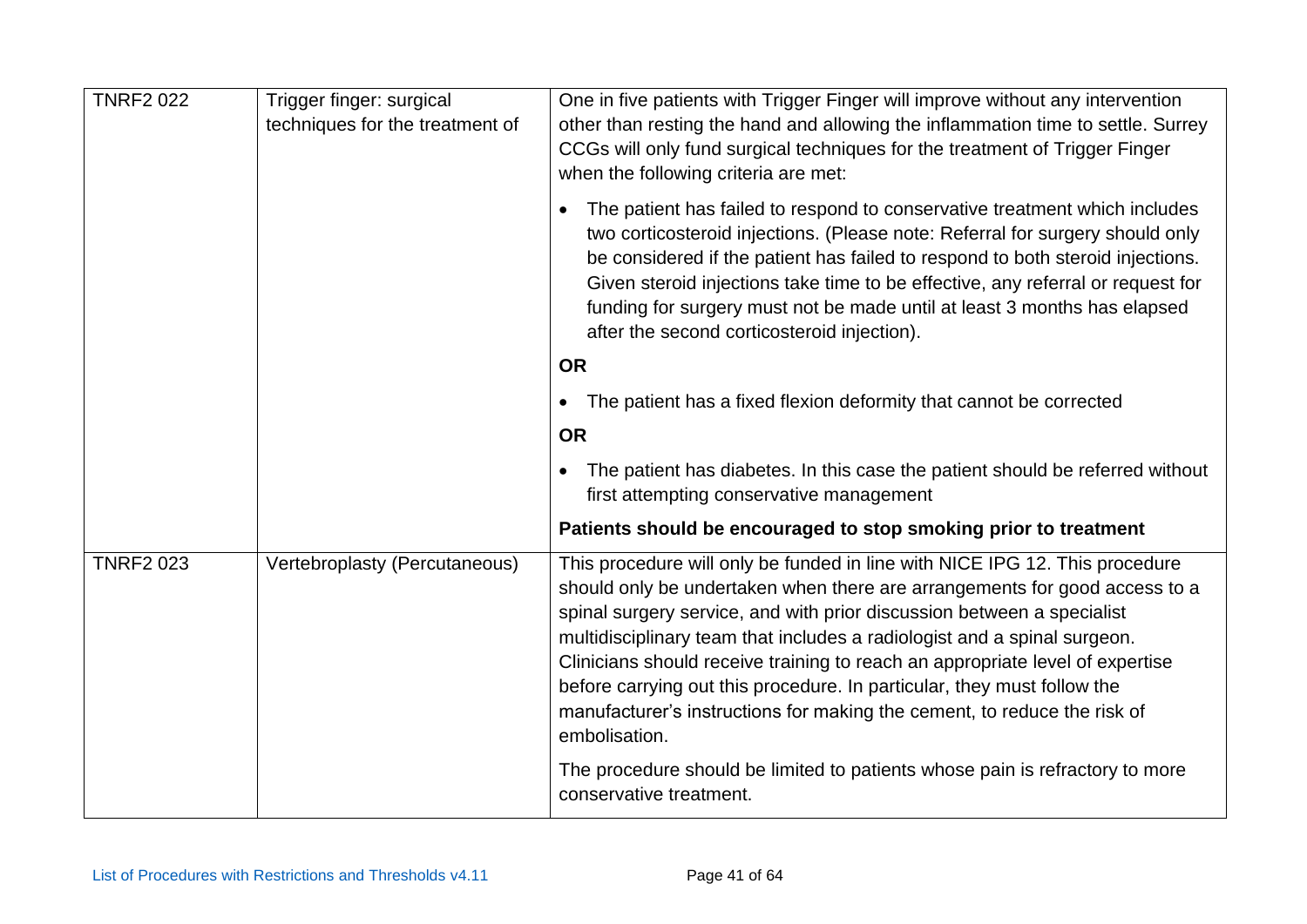| | | |
|---|---|---|
| TNRF2 022 | Trigger finger: surgical techniques for the treatment of | One in five patients with Trigger Finger will improve without any intervention other than resting the hand and allowing the inflammation time to settle. Surrey CCGs will only fund surgical techniques for the treatment of Trigger Finger when the following criteria are met:<br><br>• The patient has failed to respond to conservative treatment which includes two corticosteroid injections. (Please note: Referral for surgery should only be considered if the patient has failed to respond to both steroid injections. Given steroid injections take time to be effective, any referral or request for funding for surgery must not be made until at least 3 months has elapsed after the second corticosteroid injection).<br><br>**OR**<br><br>• The patient has a fixed flexion deformity that cannot be corrected<br><br>**OR**<br><br>• The patient has diabetes. In this case the patient should be referred without first attempting conservative management<br><br>**Patients should be encouraged to stop smoking prior to treatment** |
| TNRF2 023 | Vertebroplasty (Percutaneous) | This procedure will only be funded in line with NICE IPG 12. This procedure should only be undertaken when there are arrangements for good access to a spinal surgery service, and with prior discussion between a specialist multidisciplinary team that includes a radiologist and a spinal surgeon. Clinicians should receive training to reach an appropriate level of expertise before carrying out this procedure. In particular, they must follow the manufacturer's instructions for making the cement, to reduce the risk of embolisation.<br><br>The procedure should be limited to patients whose pain is refractory to more conservative treatment. |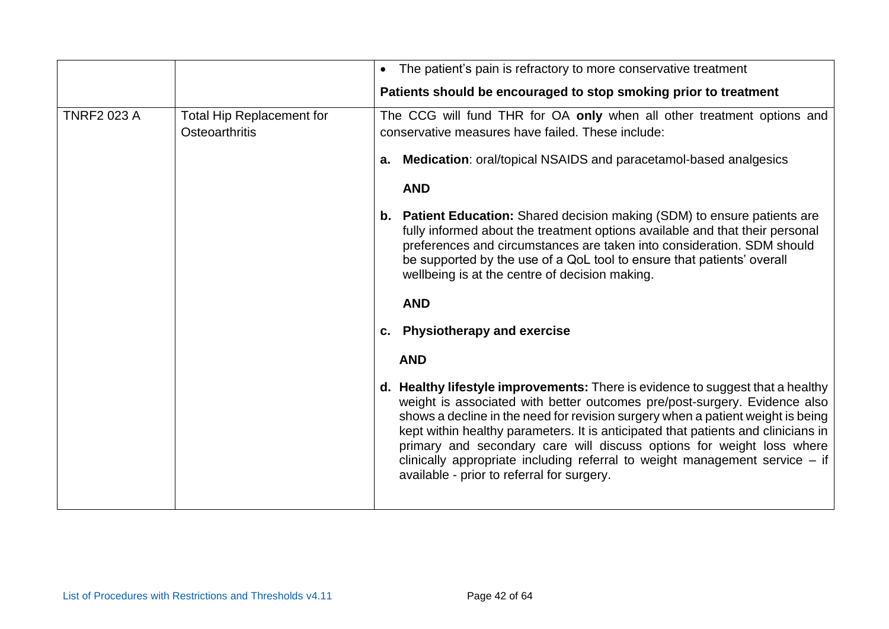| | | |
|---|---|---|
| | | • The patient's pain is refractory to more conservative treatment<br><br>**Patients should be encouraged to stop smoking prior to treatment** |
| TNRF2 023 A | Total Hip Replacement for Osteoarthritis | The CCG will fund THR for OA **only** when all other treatment options and conservative measures have failed. These include:<br><br>**a. Medication**: oral/topical NSAIDS and paracetamol-based analgesics<br><br>**AND**<br><br>**b. Patient Education:** Shared decision making (SDM) to ensure patients are fully informed about the treatment options available and that their personal preferences and circumstances are taken into consideration. SDM should be supported by the use of a QoL tool to ensure that patients' overall wellbeing is at the centre of decision making.<br><br>**AND**<br><br>**c. Physiotherapy and exercise**<br><br>**AND**<br><br>**d. Healthy lifestyle improvements:** There is evidence to suggest that a healthy weight is associated with better outcomes pre/post-surgery. Evidence also shows a decline in the need for revision surgery when a patient weight is being kept within healthy parameters. It is anticipated that patients and clinicians in primary and secondary care will discuss options for weight loss where clinically appropriate including referral to weight management service – if available - prior to referral for surgery. |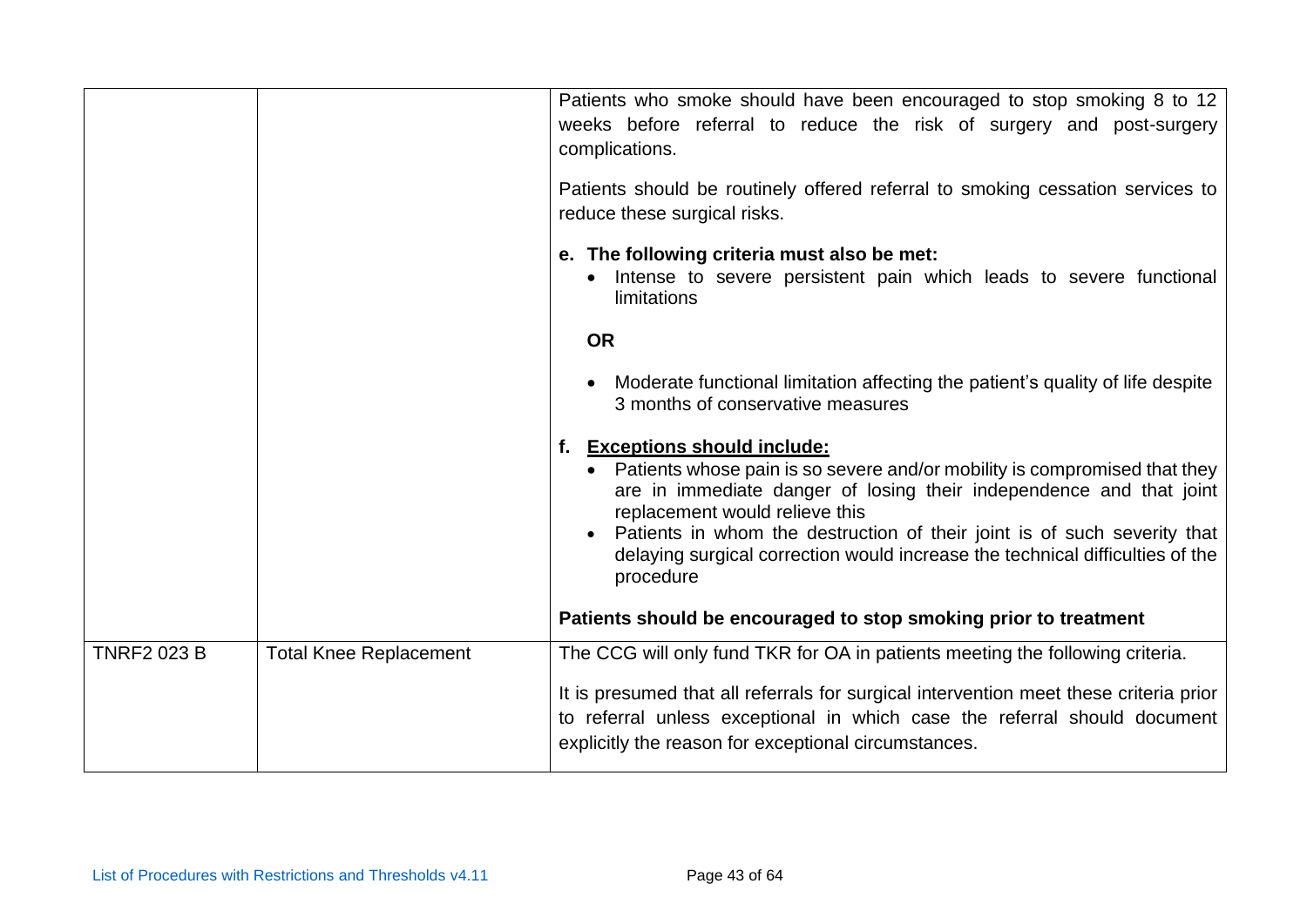| | | |
|---|---|---|
| | | Patients who smoke should have been encouraged to stop smoking 8 to 12 weeks before referral to reduce the risk of surgery and post-surgery complications.<br><br>Patients should be routinely offered referral to smoking cessation services to reduce these surgical risks.<br><br>**e. The following criteria must also be met:**<br>• Intense to severe persistent pain which leads to severe functional limitations<br><br>**OR**<br><br>• Moderate functional limitation affecting the patient's quality of life despite 3 months of conservative measures<br><br>**f. <u>Exceptions should include:</u>**<br>• Patients whose pain is so severe and/or mobility is compromised that they are in immediate danger of losing their independence and that joint replacement would relieve this<br>• Patients in whom the destruction of their joint is of such severity that delaying surgical correction would increase the technical difficulties of the procedure<br><br>**Patients should be encouraged to stop smoking prior to treatment** |
| TNRF2 023 B | Total Knee Replacement | The CCG will only fund TKR for OA in patients meeting the following criteria.<br><br>It is presumed that all referrals for surgical intervention meet these criteria prior to referral unless exceptional in which case the referral should document explicitly the reason for exceptional circumstances. |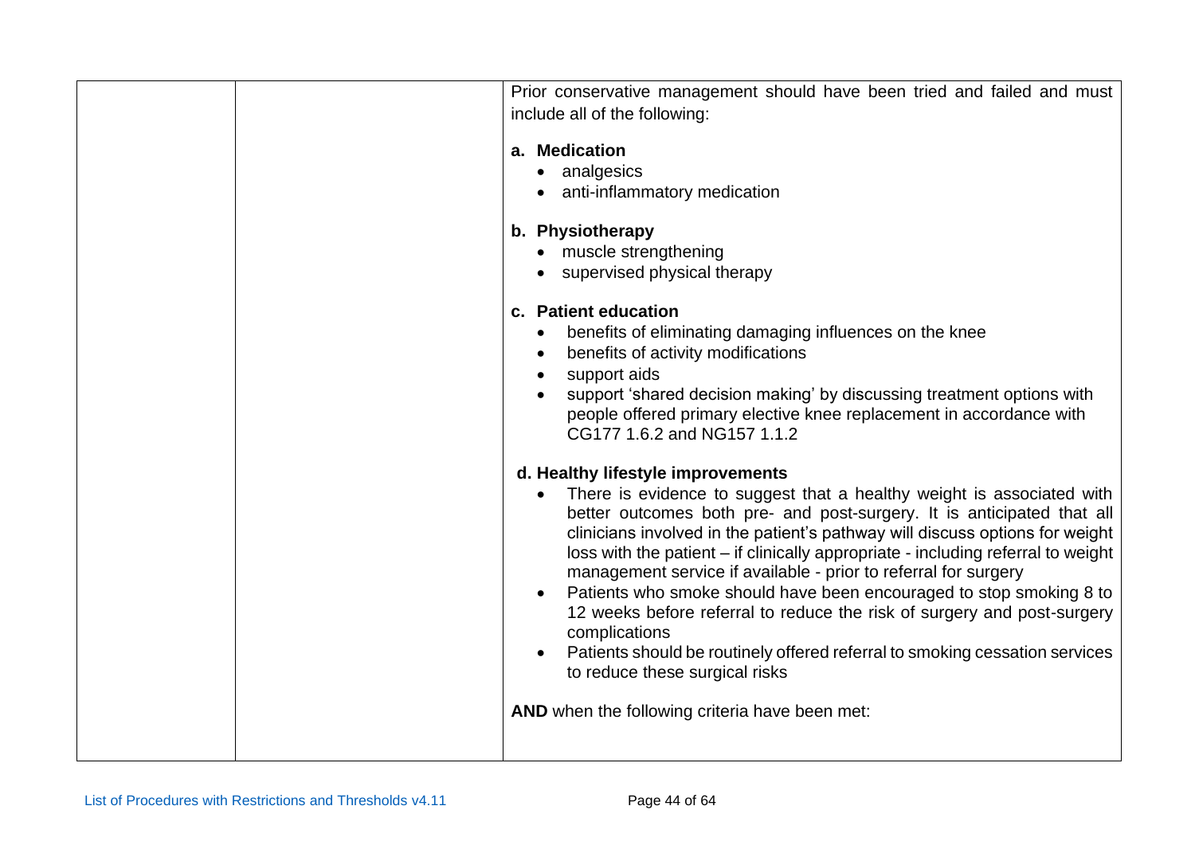| | | |
|---|---|---|
| | | Prior conservative management should have been tried and failed and must include all of the following:<br><br>**a. Medication**<br>• analgesics<br>• anti-inflammatory medication<br><br>**b. Physiotherapy**<br>• muscle strengthening<br>• supervised physical therapy<br><br>**c. Patient education**<br>• benefits of eliminating damaging influences on the knee<br>• benefits of activity modifications<br>• support aids<br>• support 'shared decision making' by discussing treatment options with people offered primary elective knee replacement in accordance with CG177 1.6.2 and NG157 1.1.2<br><br>**d. Healthy lifestyle improvements**<br>• There is evidence to suggest that a healthy weight is associated with better outcomes both pre- and post-surgery. It is anticipated that all clinicians involved in the patient's pathway will discuss options for weight loss with the patient – if clinically appropriate - including referral to weight management service if available - prior to referral for surgery<br>• Patients who smoke should have been encouraged to stop smoking 8 to 12 weeks before referral to reduce the risk of surgery and post-surgery complications<br>• Patients should be routinely offered referral to smoking cessation services to reduce these surgical risks<br><br>**AND** when the following criteria have been met: |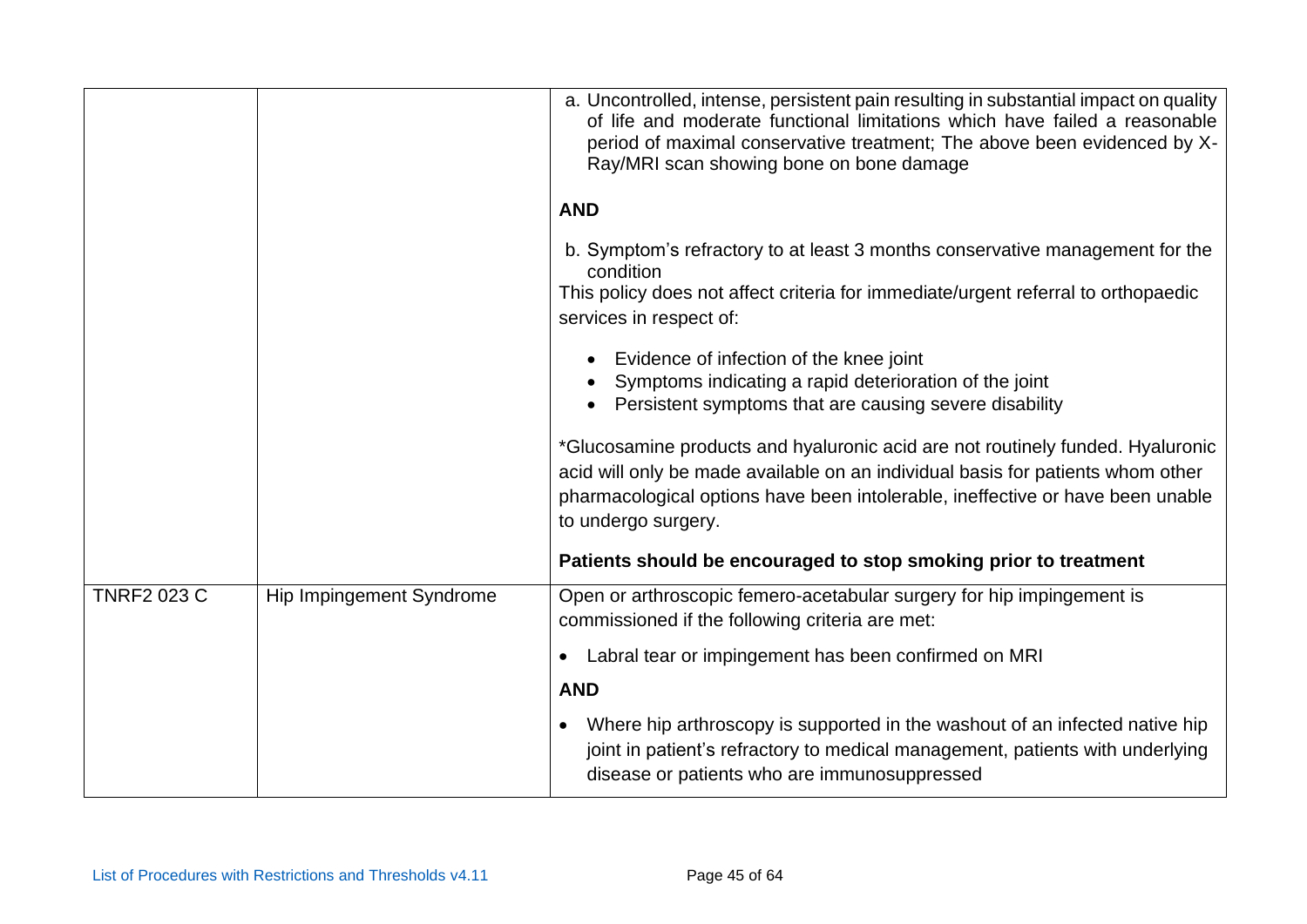| | | |
|---|---|---|
| | | a. Uncontrolled, intense, persistent pain resulting in substantial impact on quality of life and moderate functional limitations which have failed a reasonable period of maximal conservative treatment; The above been evidenced by X-Ray/MRI scan showing bone on bone damage<br><br>**AND**<br><br>b. Symptom's refractory to at least 3 months conservative management for the condition<br>This policy does not affect criteria for immediate/urgent referral to orthopaedic services in respect of:<br><br>• Evidence of infection of the knee joint<br>• Symptoms indicating a rapid deterioration of the joint<br>• Persistent symptoms that are causing severe disability<br><br>*Glucosamine products and hyaluronic acid are not routinely funded. Hyaluronic acid will only be made available on an individual basis for patients whom other pharmacological options have been intolerable, ineffective or have been unable to undergo surgery.<br><br>**Patients should be encouraged to stop smoking prior to treatment** |
| TNRF2 023 C | Hip Impingement Syndrome | Open or arthroscopic femero-acetabular surgery for hip impingement is commissioned if the following criteria are met:<br><br>• Labral tear or impingement has been confirmed on MRI<br><br>**AND**<br><br>• Where hip arthroscopy is supported in the washout of an infected native hip joint in patient's refractory to medical management, patients with underlying disease or patients who are immunosuppressed |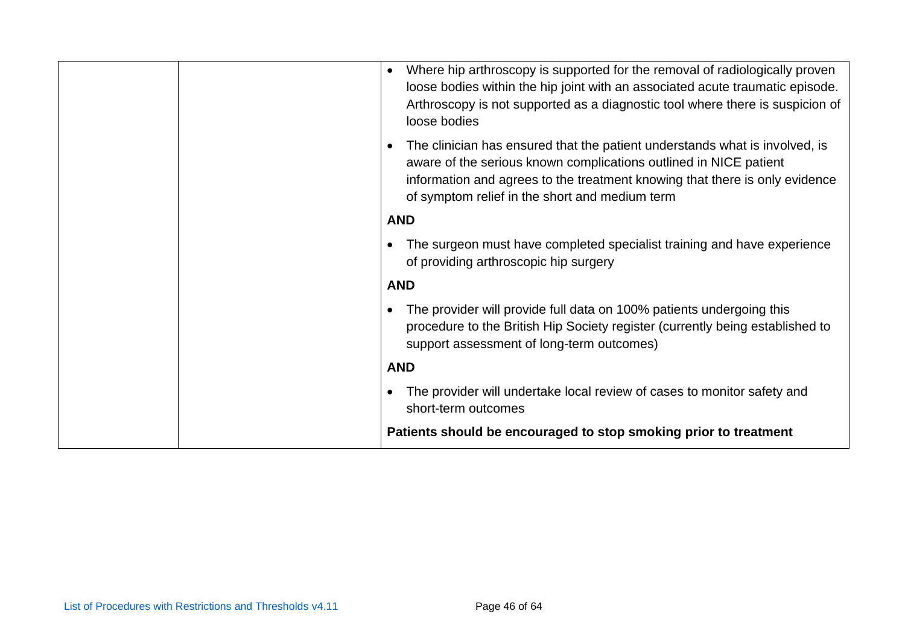| | | |
|---|---|---|
| | | • Where hip arthroscopy is supported for the removal of radiologically proven loose bodies within the hip joint with an associated acute traumatic episode. Arthroscopy is not supported as a diagnostic tool where there is suspicion of loose bodies<br><br>• The clinician has ensured that the patient understands what is involved, is aware of the serious known complications outlined in NICE patient information and agrees to the treatment knowing that there is only evidence of symptom relief in the short and medium term<br><br>**AND**<br><br>• The surgeon must have completed specialist training and have experience of providing arthroscopic hip surgery<br><br>**AND**<br><br>• The provider will provide full data on 100% patients undergoing this procedure to the British Hip Society register (currently being established to support assessment of long-term outcomes)<br><br>**AND**<br><br>• The provider will undertake local review of cases to monitor safety and short-term outcomes<br><br>**Patients should be encouraged to stop smoking prior to treatment** |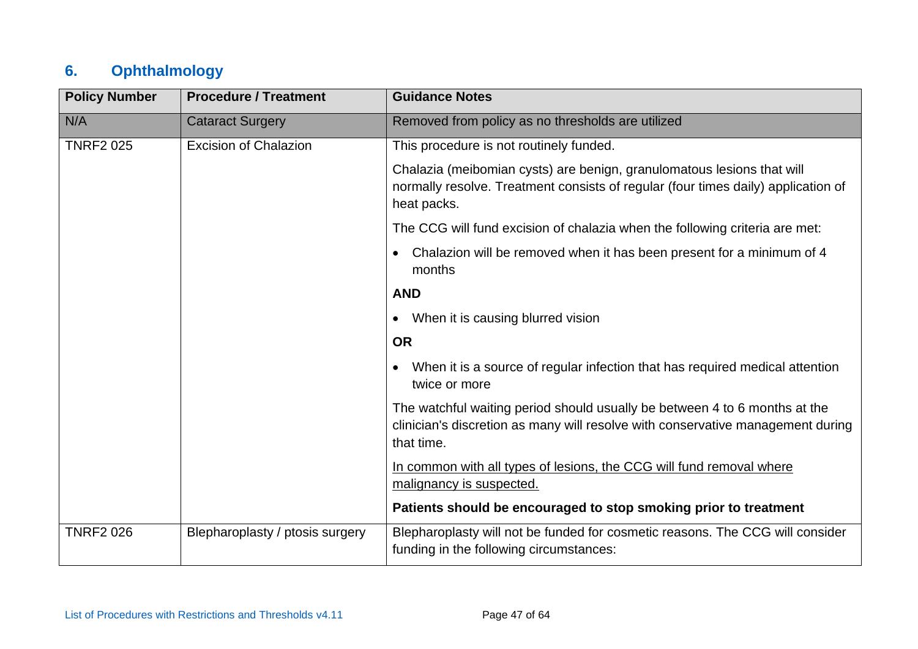## 6. Ophthalmology

| Policy Number | Procedure / Treatment | Guidance Notes |
|---|---|---|
| N/A | Cataract Surgery | Removed from policy as no thresholds are utilized |
| TNRF2 025 | Excision of Chalazion | This procedure is not routinely funded.<br><br>Chalazia (meibomian cysts) are benign, granulomatous lesions that will normally resolve. Treatment consists of regular (four times daily) application of heat packs.<br><br>The CCG will fund excision of chalazia when the following criteria are met:<br><br>• Chalazion will be removed when it has been present for a minimum of 4 months<br><br>**AND**<br><br>• When it is causing blurred vision<br><br>**OR**<br><br>• When it is a source of regular infection that has required medical attention twice or more<br><br>The watchful waiting period should usually be between 4 to 6 months at the clinician's discretion as many will resolve with conservative management during that time.<br><br><u>In common with all types of lesions, the CCG will fund removal where malignancy is suspected.</u><br><br>**Patients should be encouraged to stop smoking prior to treatment** |
| TNRF2 026 | Blepharoplasty / ptosis surgery | Blepharoplasty will not be funded for cosmetic reasons. The CCG will consider funding in the following circumstances: |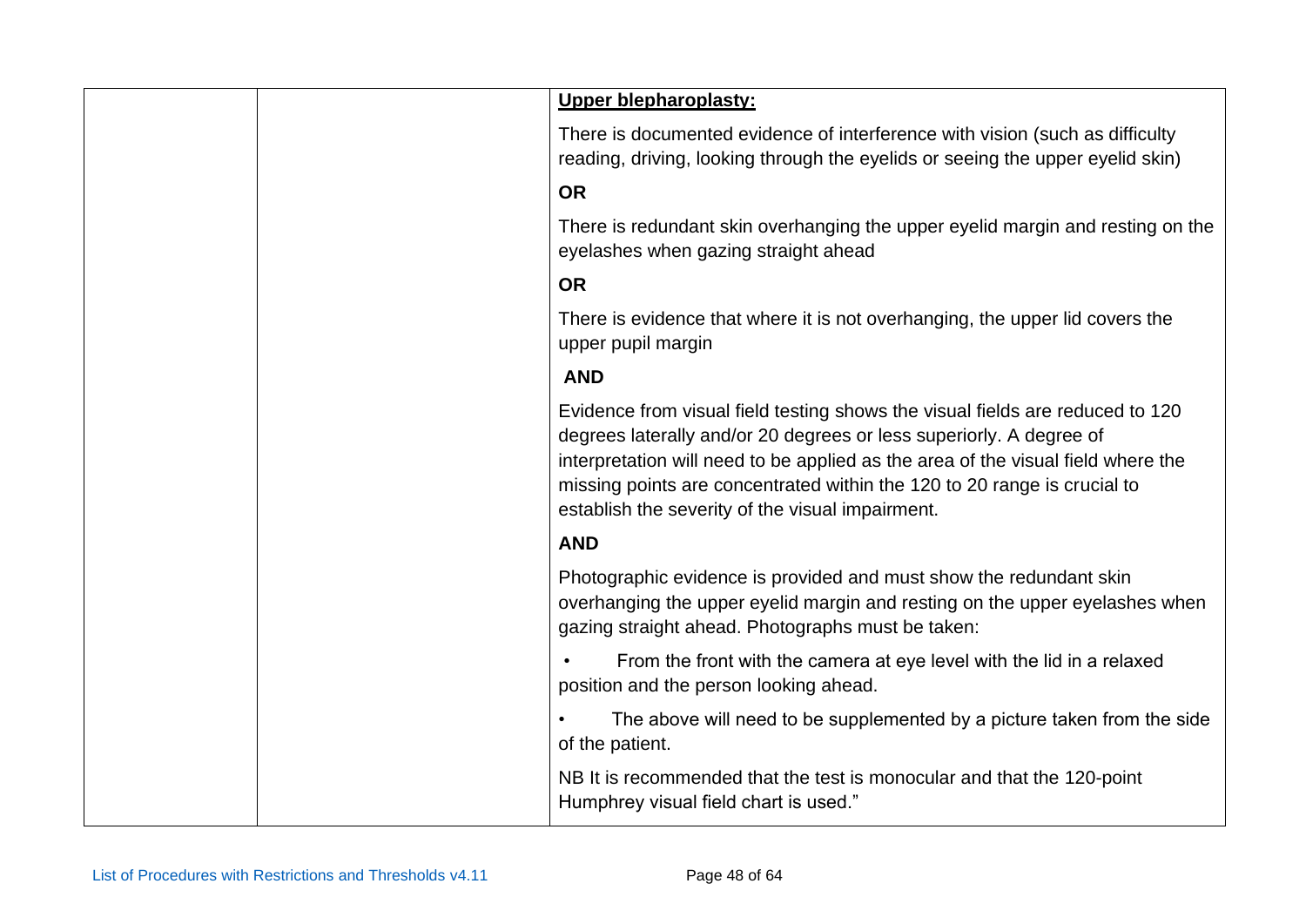| | | **Upper blepharoplasty:**<br><br>There is documented evidence of interference with vision (such as difficulty reading, driving, looking through the eyelids or seeing the upper eyelid skin)<br><br>**OR**<br><br>There is redundant skin overhanging the upper eyelid margin and resting on the eyelashes when gazing straight ahead<br><br>**OR**<br><br>There is evidence that where it is not overhanging, the upper lid covers the upper pupil margin<br><br>**AND**<br><br>Evidence from visual field testing shows the visual fields are reduced to 120 degrees laterally and/or 20 degrees or less superiorly. A degree of interpretation will need to be applied as the area of the visual field where the missing points are concentrated within the 120 to 20 range is crucial to establish the severity of the visual impairment.<br><br>**AND**<br><br>Photographic evidence is provided and must show the redundant skin overhanging the upper eyelid margin and resting on the upper eyelashes when gazing straight ahead. Photographs must be taken:<br><br>• From the front with the camera at eye level with the lid in a relaxed position and the person looking ahead.<br><br>• The above will need to be supplemented by a picture taken from the side of the patient.<br><br>NB It is recommended that the test is monocular and that the 120-point Humphrey visual field chart is used." |
|---|---|---|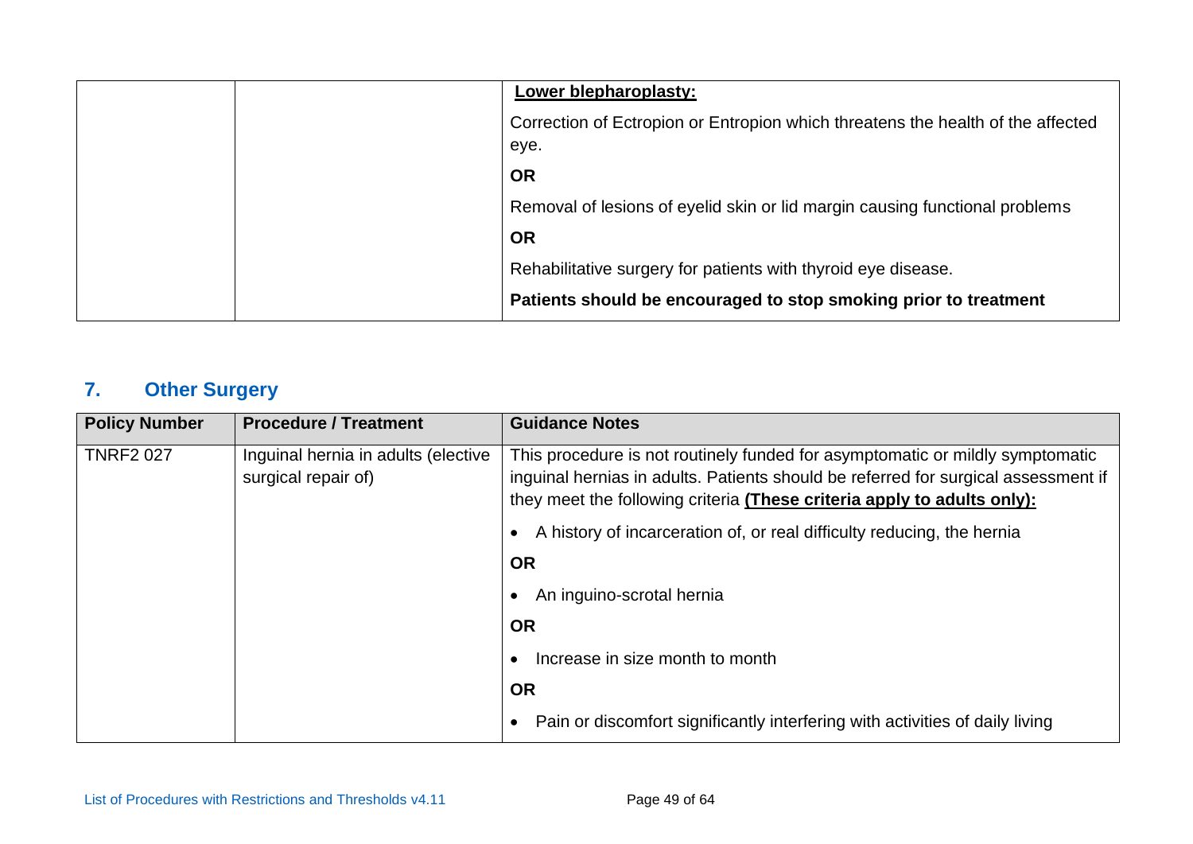| | | **Lower blepharoplasty:**<br><br>Correction of Ectropion or Entropion which threatens the health of the affected eye.<br><br>**OR**<br><br>Removal of lesions of eyelid skin or lid margin causing functional problems<br><br>**OR**<br><br>Rehabilitative surgery for patients with thyroid eye disease.<br><br>**Patients should be encouraged to stop smoking prior to treatment** |
|---|---|---|

## 7. Other Surgery

| Policy Number | Procedure / Treatment | Guidance Notes |
|---|---|---|
| TNRF2 027 | Inguinal hernia in adults (elective surgical repair of) | This procedure is not routinely funded for asymptomatic or mildly symptomatic inguinal hernias in adults. Patients should be referred for surgical assessment if they meet the following criteria **(These criteria apply to adults only):**<br><br>• A history of incarceration of, or real difficulty reducing, the hernia<br><br>**OR**<br><br>• An inguino-scrotal hernia<br><br>**OR**<br><br>• Increase in size month to month<br><br>**OR**<br><br>• Pain or discomfort significantly interfering with activities of daily living |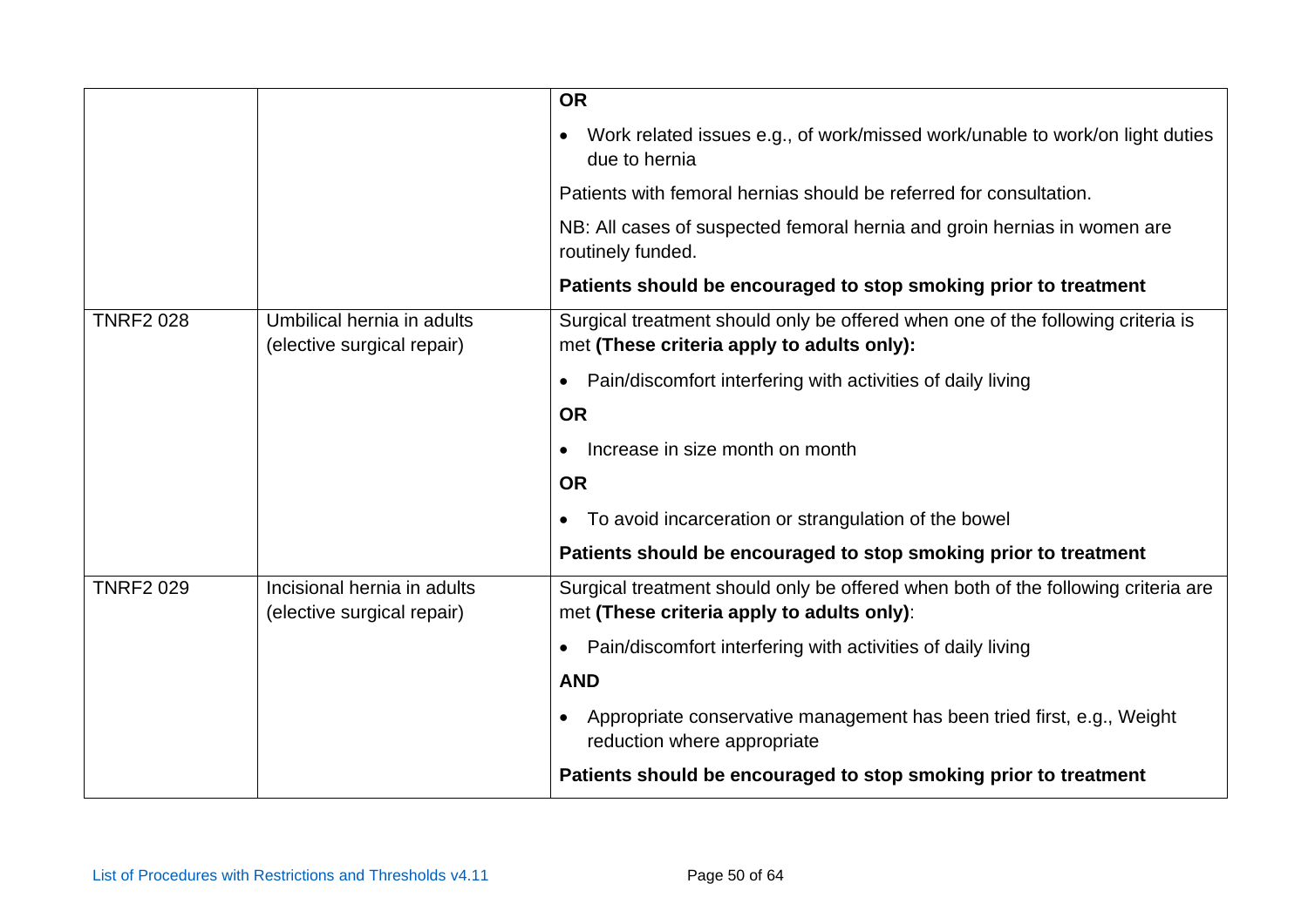| | | |
|---|---|---|
| | | **OR**<br><br>• Work related issues e.g., of work/missed work/unable to work/on light duties due to hernia<br><br>Patients with femoral hernias should be referred for consultation.<br><br>NB: All cases of suspected femoral hernia and groin hernias in women are routinely funded.<br><br>**Patients should be encouraged to stop smoking prior to treatment** |
| TNRF2 028 | Umbilical hernia in adults (elective surgical repair) | Surgical treatment should only be offered when one of the following criteria is met **(These criteria apply to adults only):**<br><br>• Pain/discomfort interfering with activities of daily living<br><br>**OR**<br><br>• Increase in size month on month<br><br>**OR**<br><br>• To avoid incarceration or strangulation of the bowel<br><br>**Patients should be encouraged to stop smoking prior to treatment** |
| TNRF2 029 | Incisional hernia in adults (elective surgical repair) | Surgical treatment should only be offered when both of the following criteria are met **(These criteria apply to adults only)**:<br><br>• Pain/discomfort interfering with activities of daily living<br><br>**AND**<br><br>• Appropriate conservative management has been tried first, e.g., Weight reduction where appropriate<br><br>**Patients should be encouraged to stop smoking prior to treatment** |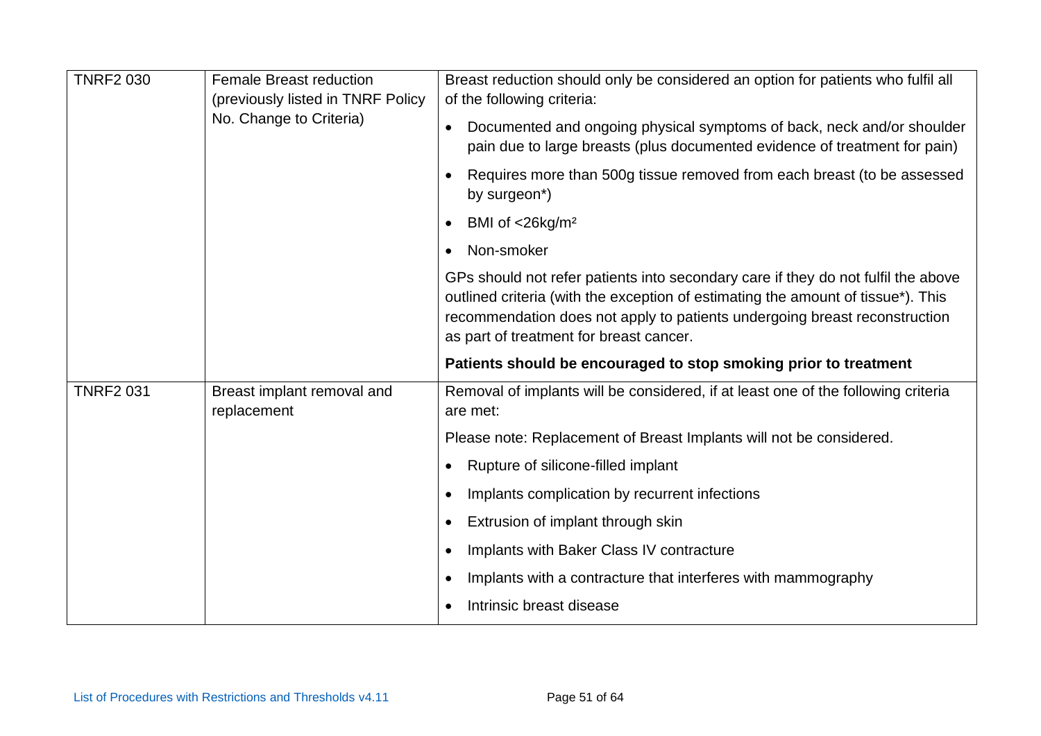| | | |
|---|---|---|
| TNRF2 030 | Female Breast reduction (previously listed in TNRF Policy No. Change to Criteria) | Breast reduction should only be considered an option for patients who fulfil all of the following criteria:<br>• Documented and ongoing physical symptoms of back, neck and/or shoulder pain due to large breasts (plus documented evidence of treatment for pain)<br>• Requires more than 500g tissue removed from each breast (to be assessed by surgeon*)<br>• BMI of <26kg/m²<br>• Non-smoker<br>GPs should not refer patients into secondary care if they do not fulfil the above outlined criteria (with the exception of estimating the amount of tissue*). This recommendation does not apply to patients undergoing breast reconstruction as part of treatment for breast cancer.<br>**Patients should be encouraged to stop smoking prior to treatment** |
| TNRF2 031 | Breast implant removal and replacement | Removal of implants will be considered, if at least one of the following criteria are met:<br>Please note: Replacement of Breast Implants will not be considered.<br>• Rupture of silicone-filled implant<br>• Implants complication by recurrent infections<br>• Extrusion of implant through skin<br>• Implants with Baker Class IV contracture<br>• Implants with a contracture that interferes with mammography<br>• Intrinsic breast disease |

List of Procedures with Restrictions and Thresholds v4.11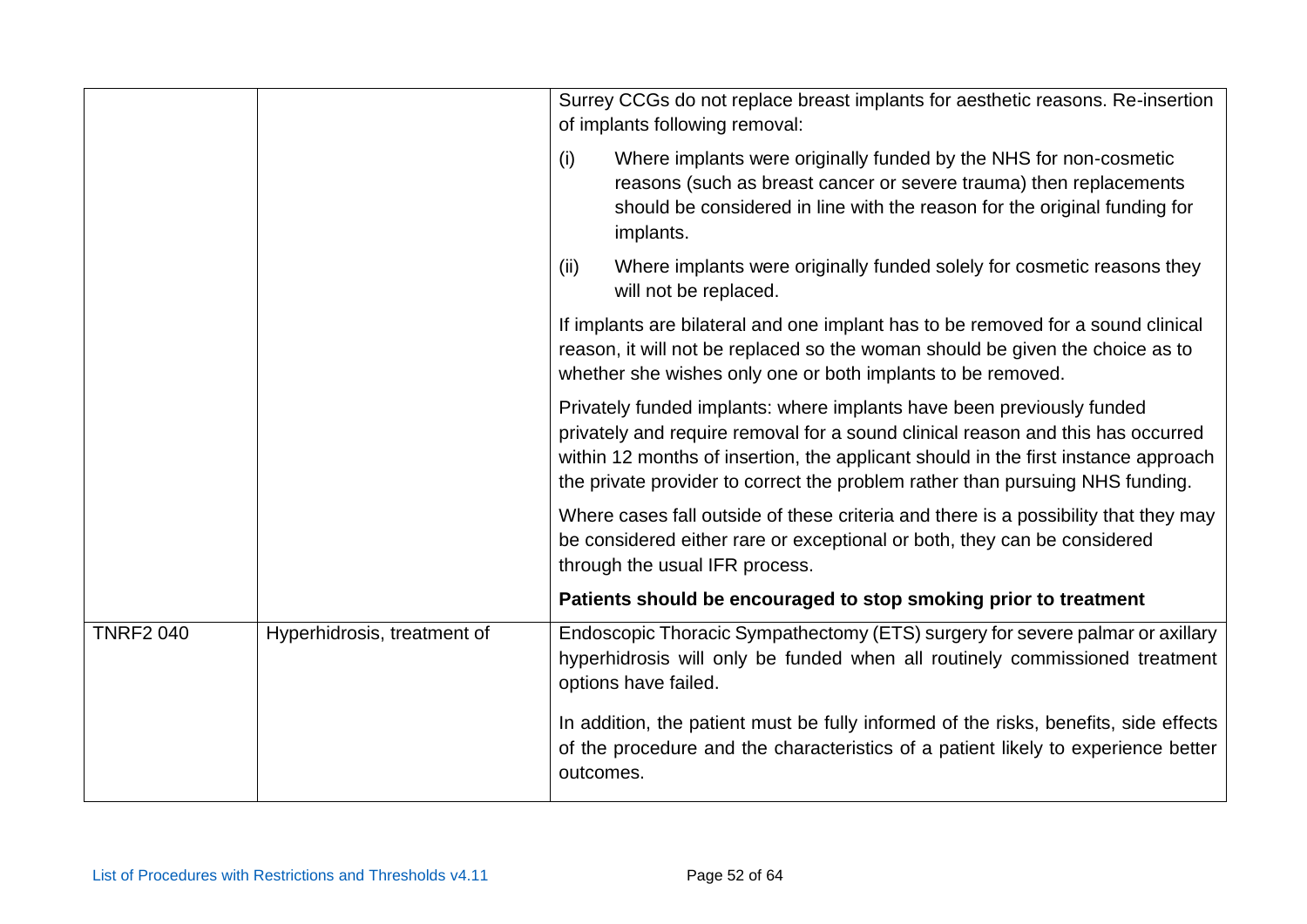| | | |
|---|---|---|
| | | Surrey CCGs do not replace breast implants for aesthetic reasons. Re-insertion of implants following removal:<br><br>(i) Where implants were originally funded by the NHS for non-cosmetic reasons (such as breast cancer or severe trauma) then replacements should be considered in line with the reason for the original funding for implants.<br><br>(ii) Where implants were originally funded solely for cosmetic reasons they will not be replaced.<br><br>If implants are bilateral and one implant has to be removed for a sound clinical reason, it will not be replaced so the woman should be given the choice as to whether she wishes only one or both implants to be removed.<br><br>Privately funded implants: where implants have been previously funded privately and require removal for a sound clinical reason and this has occurred within 12 months of insertion, the applicant should in the first instance approach the private provider to correct the problem rather than pursuing NHS funding.<br><br>Where cases fall outside of these criteria and there is a possibility that they may be considered either rare or exceptional or both, they can be considered through the usual IFR process.<br><br>**Patients should be encouraged to stop smoking prior to treatment** |
| TNRF2 040 | Hyperhidrosis, treatment of | Endoscopic Thoracic Sympathectomy (ETS) surgery for severe palmar or axillary hyperhidrosis will only be funded when all routinely commissioned treatment options have failed.<br><br>In addition, the patient must be fully informed of the risks, benefits, side effects of the procedure and the characteristics of a patient likely to experience better outcomes. |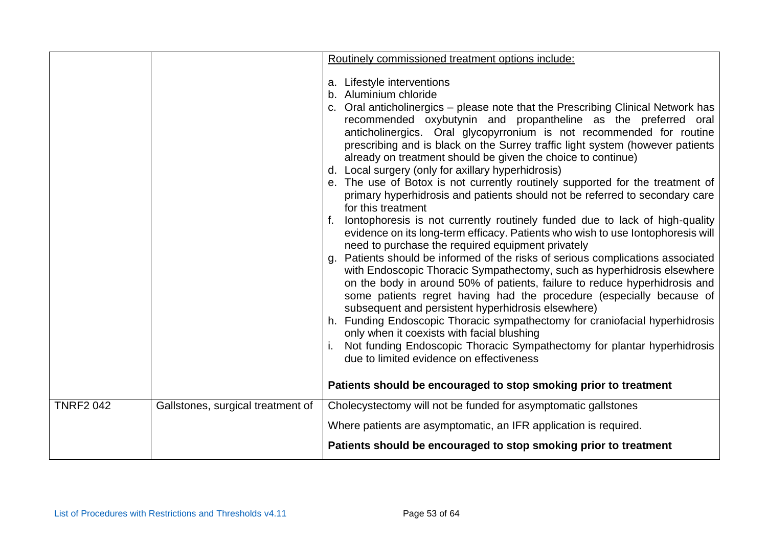| | | |
|---|---|---|
| | | <u>Routinely commissioned treatment options include:</u><br><br>a. Lifestyle interventions<br>b. Aluminium chloride<br>c. Oral anticholinergics – please note that the Prescribing Clinical Network has recommended oxybutynin and propantheline as the preferred oral anticholinergics. Oral glycopyrronium is not recommended for routine prescribing and is black on the Surrey traffic light system (however patients already on treatment should be given the choice to continue)<br>d. Local surgery (only for axillary hyperhidrosis)<br>e. The use of Botox is not currently routinely supported for the treatment of primary hyperhidrosis and patients should not be referred to secondary care for this treatment<br>f. Iontophoresis is not currently routinely funded due to lack of high-quality evidence on its long-term efficacy. Patients who wish to use Iontophoresis will need to purchase the required equipment privately<br>g. Patients should be informed of the risks of serious complications associated with Endoscopic Thoracic Sympathectomy, such as hyperhidrosis elsewhere on the body in around 50% of patients, failure to reduce hyperhidrosis and some patients regret having had the procedure (especially because of subsequent and persistent hyperhidrosis elsewhere)<br>h. Funding Endoscopic Thoracic sympathectomy for craniofacial hyperhidrosis only when it coexists with facial blushing<br>i. Not funding Endoscopic Thoracic Sympathectomy for plantar hyperhidrosis due to limited evidence on effectiveness<br><br>**Patients should be encouraged to stop smoking prior to treatment** |
| TNRF2 042 | Gallstones, surgical treatment of | Cholecystectomy will not be funded for asymptomatic gallstones<br><br>Where patients are asymptomatic, an IFR application is required.<br><br>**Patients should be encouraged to stop smoking prior to treatment** |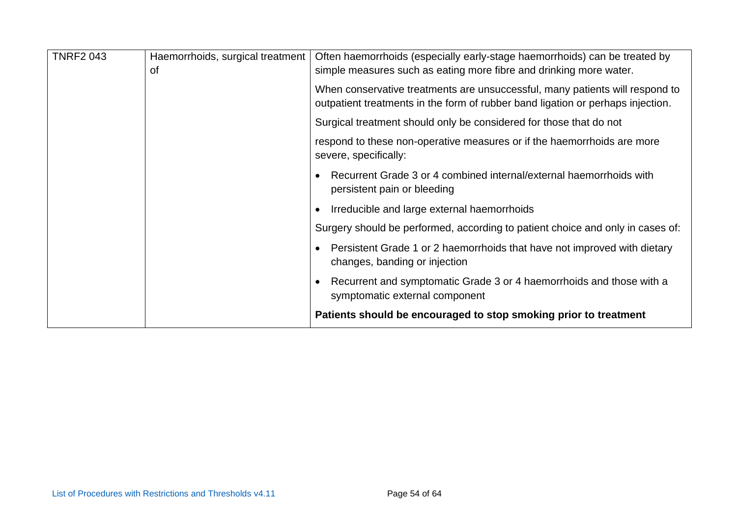| | | |
|---|---|---|
| TNRF2 043 | Haemorrhoids, surgical treatment of | Often haemorrhoids (especially early-stage haemorrhoids) can be treated by simple measures such as eating more fibre and drinking more water.<br><br>When conservative treatments are unsuccessful, many patients will respond to outpatient treatments in the form of rubber band ligation or perhaps injection.<br><br>Surgical treatment should only be considered for those that do not<br><br>respond to these non-operative measures or if the haemorrhoids are more severe, specifically:<br><br>• Recurrent Grade 3 or 4 combined internal/external haemorrhoids with persistent pain or bleeding<br><br>• Irreducible and large external haemorrhoids<br><br>Surgery should be performed, according to patient choice and only in cases of:<br><br>• Persistent Grade 1 or 2 haemorrhoids that have not improved with dietary changes, banding or injection<br><br>• Recurrent and symptomatic Grade 3 or 4 haemorrhoids and those with a symptomatic external component<br><br>**Patients should be encouraged to stop smoking prior to treatment** |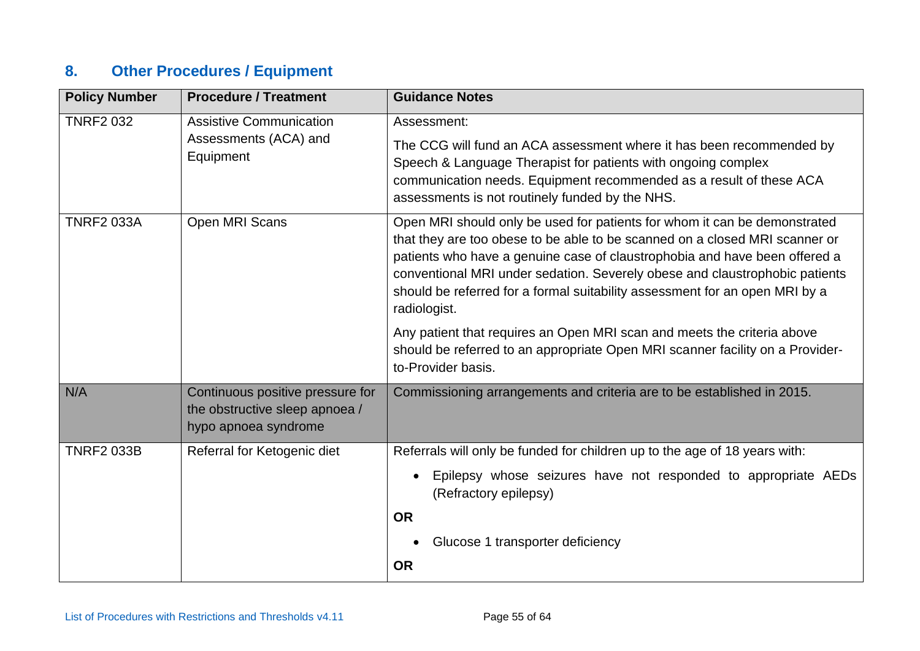## 8. Other Procedures / Equipment

| Policy Number | Procedure / Treatment | Guidance Notes |
| --- | --- | --- |
| TNRF2 032 | Assistive Communication Assessments (ACA) and Equipment | Assessment:<br><br>The CCG will fund an ACA assessment where it has been recommended by Speech & Language Therapist for patients with ongoing complex communication needs. Equipment recommended as a result of these ACA assessments is not routinely funded by the NHS. |
| TNRF2 033A | Open MRI Scans | Open MRI should only be used for patients for whom it can be demonstrated that they are too obese to be able to be scanned on a closed MRI scanner or patients who have a genuine case of claustrophobia and have been offered a conventional MRI under sedation. Severely obese and claustrophobic patients should be referred for a formal suitability assessment for an open MRI by a radiologist.<br><br>Any patient that requires an Open MRI scan and meets the criteria above should be referred to an appropriate Open MRI scanner facility on a Provider-to-Provider basis. |
| N/A | Continuous positive pressure for the obstructive sleep apnoea / hypo apnoea syndrome | Commissioning arrangements and criteria are to be established in 2015. |
| TNRF2 033B | Referral for Ketogenic diet | Referrals will only be funded for children up to the age of 18 years with:<br><br>• Epilepsy whose seizures have not responded to appropriate AEDs (Refractory epilepsy)<br><br>**OR**<br><br>• Glucose 1 transporter deficiency<br><br>**OR** |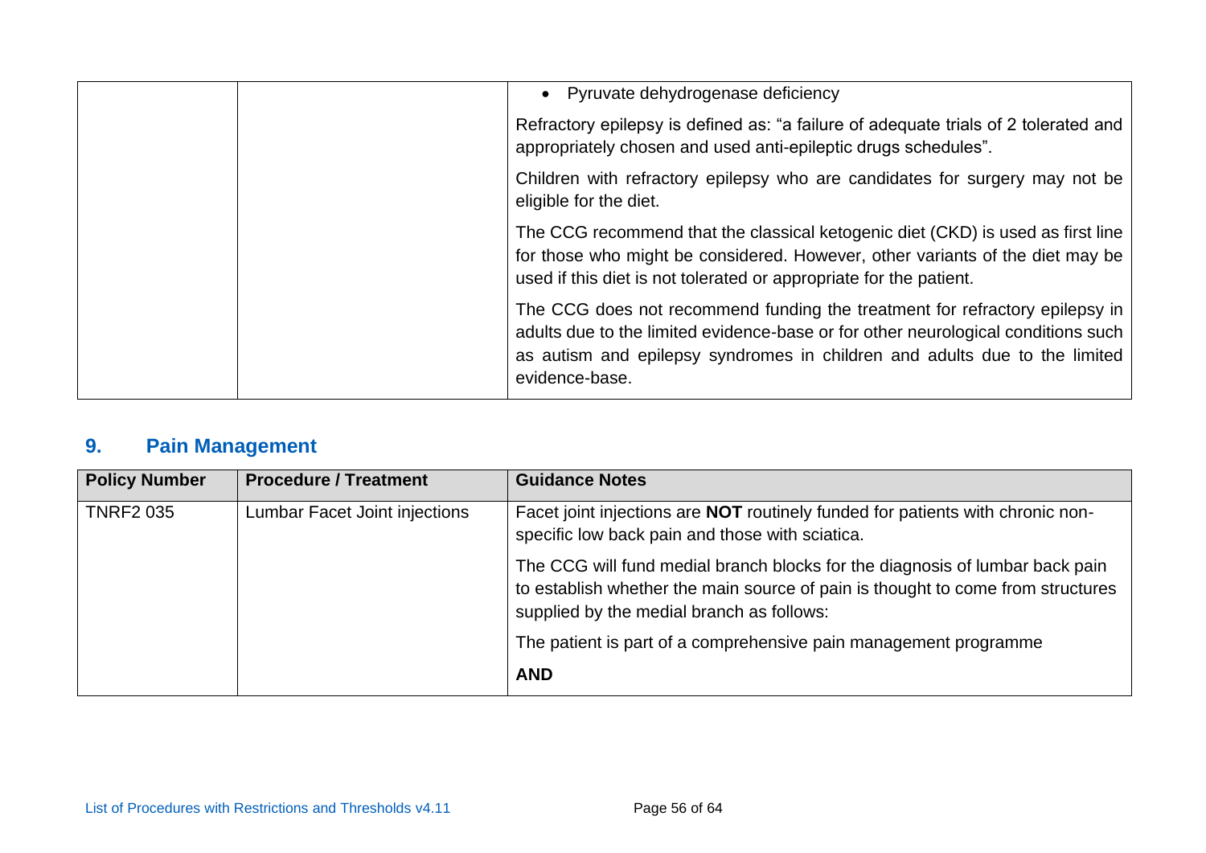| | | • Pyruvate dehydrogenase deficiency<br><br>Refractory epilepsy is defined as: “a failure of adequate trials of 2 tolerated and appropriately chosen and used anti-epileptic drugs schedules”.<br><br>Children with refractory epilepsy who are candidates for surgery may not be eligible for the diet.<br><br>The CCG recommend that the classical ketogenic diet (CKD) is used as first line for those who might be considered. However, other variants of the diet may be used if this diet is not tolerated or appropriate for the patient.<br><br>The CCG does not recommend funding the treatment for refractory epilepsy in adults due to the limited evidence-base or for other neurological conditions such as autism and epilepsy syndromes in children and adults due to the limited evidence-base. |
|---|---|---|

## 9. Pain Management

| Policy Number | Procedure / Treatment | Guidance Notes |
|---|---|---|
| TNRF2 035 | Lumbar Facet Joint injections | Facet joint injections are **NOT** routinely funded for patients with chronic non-specific low back pain and those with sciatica.<br><br>The CCG will fund medial branch blocks for the diagnosis of lumbar back pain to establish whether the main source of pain is thought to come from structures supplied by the medial branch as follows:<br><br>The patient is part of a comprehensive pain management programme<br><br>**AND** |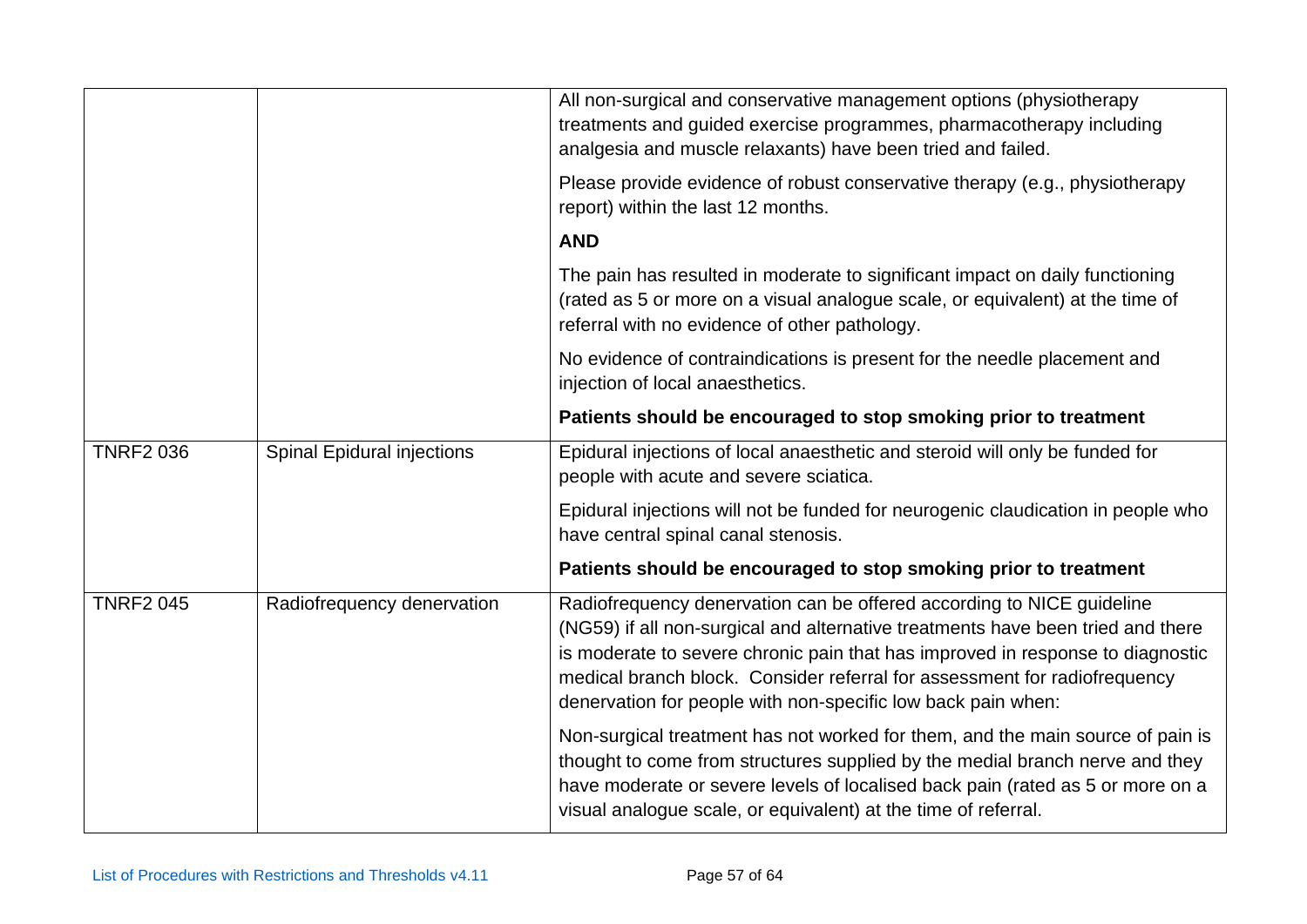| | | |
|---|---|---|
| | | All non-surgical and conservative management options (physiotherapy treatments and guided exercise programmes, pharmacotherapy including analgesia and muscle relaxants) have been tried and failed.<br><br>Please provide evidence of robust conservative therapy (e.g., physiotherapy report) within the last 12 months.<br><br>**AND**<br><br>The pain has resulted in moderate to significant impact on daily functioning (rated as 5 or more on a visual analogue scale, or equivalent) at the time of referral with no evidence of other pathology.<br><br>No evidence of contraindications is present for the needle placement and injection of local anaesthetics.<br><br>**Patients should be encouraged to stop smoking prior to treatment** |
| TNRF2 036 | Spinal Epidural injections | Epidural injections of local anaesthetic and steroid will only be funded for people with acute and severe sciatica.<br><br>Epidural injections will not be funded for neurogenic claudication in people who have central spinal canal stenosis.<br><br>**Patients should be encouraged to stop smoking prior to treatment** |
| TNRF2 045 | Radiofrequency denervation | Radiofrequency denervation can be offered according to NICE guideline (NG59) if all non-surgical and alternative treatments have been tried and there is moderate to severe chronic pain that has improved in response to diagnostic medical branch block. Consider referral for assessment for radiofrequency denervation for people with non-specific low back pain when:<br><br>Non-surgical treatment has not worked for them, and the main source of pain is thought to come from structures supplied by the medial branch nerve and they have moderate or severe levels of localised back pain (rated as 5 or more on a visual analogue scale, or equivalent) at the time of referral. |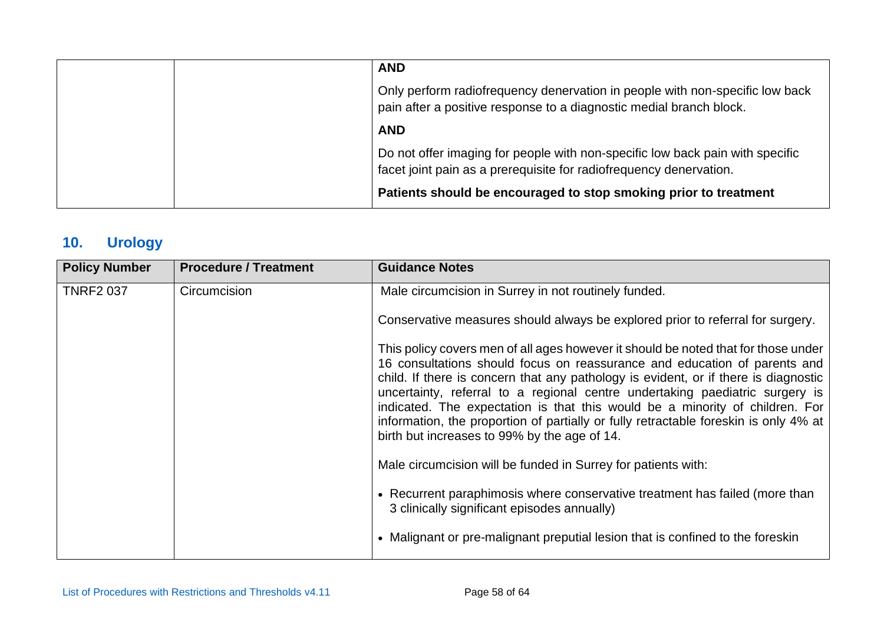| | | **AND**<br><br>Only perform radiofrequency denervation in people with non-specific low back pain after a positive response to a diagnostic medial branch block.<br><br>**AND**<br><br>Do not offer imaging for people with non-specific low back pain with specific facet joint pain as a prerequisite for radiofrequency denervation.<br><br>**Patients should be encouraged to stop smoking prior to treatment** |
|---|---|---|

## 10. Urology

| Policy Number | Procedure / Treatment | Guidance Notes |
|---|---|---|
| TNRF2 037 | Circumcision | Male circumcision in Surrey in not routinely funded.<br><br>Conservative measures should always be explored prior to referral for surgery.<br><br>This policy covers men of all ages however it should be noted that for those under 16 consultations should focus on reassurance and education of parents and child. If there is concern that any pathology is evident, or if there is diagnostic uncertainty, referral to a regional centre undertaking paediatric surgery is indicated. The expectation is that this would be a minority of children. For information, the proportion of partially or fully retractable foreskin is only 4% at birth but increases to 99% by the age of 14.<br><br>Male circumcision will be funded in Surrey for patients with:<br><br>• Recurrent paraphimosis where conservative treatment has failed (more than 3 clinically significant episodes annually)<br><br>• Malignant or pre-malignant preputial lesion that is confined to the foreskin |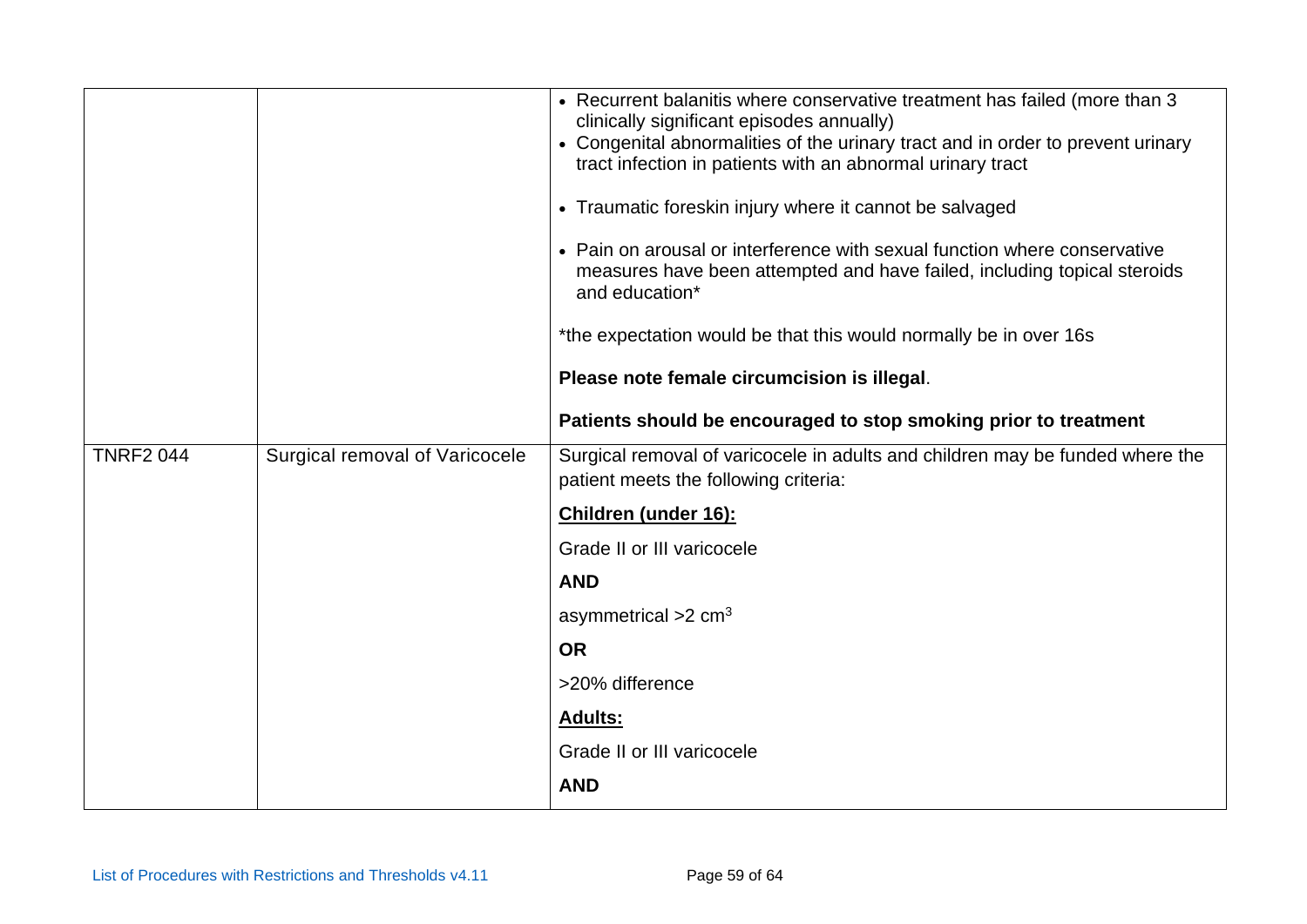| | | |
|---|---|---|
| | | • Recurrent balanitis where conservative treatment has failed (more than 3 clinically significant episodes annually)<br>• Congenital abnormalities of the urinary tract and in order to prevent urinary tract infection in patients with an abnormal urinary tract<br><br>• Traumatic foreskin injury where it cannot be salvaged<br><br>• Pain on arousal or interference with sexual function where conservative measures have been attempted and have failed, including topical steroids and education*<br><br>*the expectation would be that this would normally be in over 16s<br><br>**Please note female circumcision is illegal**.<br><br>**Patients should be encouraged to stop smoking prior to treatment** |
| TNRF2 044 | Surgical removal of Varicocele | Surgical removal of varicocele in adults and children may be funded where the patient meets the following criteria:<br><br>**<u>Children (under 16):</u>**<br><br>Grade II or III varicocele<br><br>**AND**<br><br>asymmetrical >2 $cm^3$<br><br>**OR**<br><br>>20% difference<br><br>**<u>Adults:</u>**<br><br>Grade II or III varicocele<br><br>**AND** |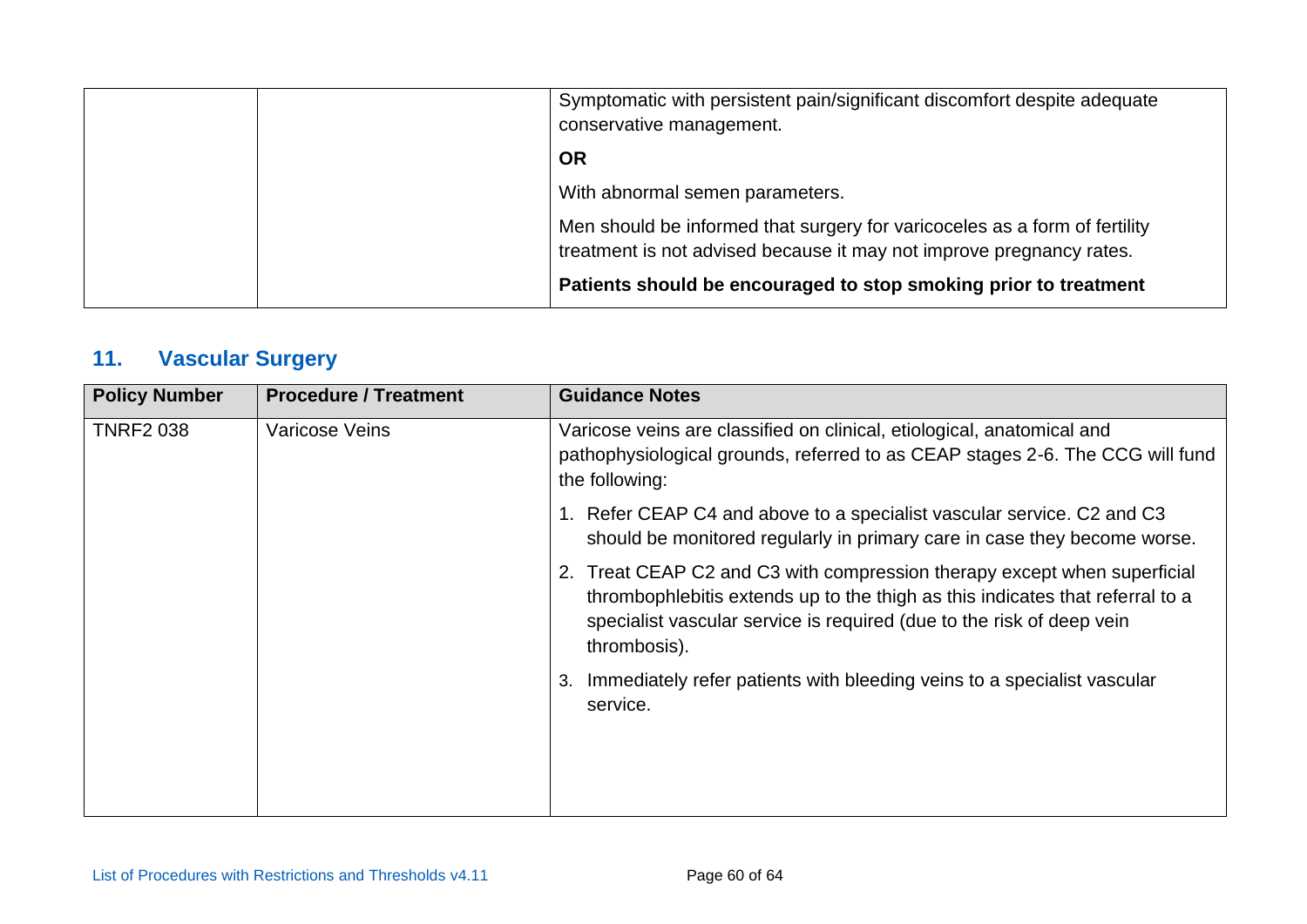| | | |
|---|---|---|
| | | Symptomatic with persistent pain/significant discomfort despite adequate conservative management.<br><br>**OR**<br><br>With abnormal semen parameters.<br><br>Men should be informed that surgery for varicoceles as a form of fertility treatment is not advised because it may not improve pregnancy rates.<br><br>**Patients should be encouraged to stop smoking prior to treatment** |

## 11. Vascular Surgery

| Policy Number | Procedure / Treatment | Guidance Notes |
|---|---|---|
| TNRF2 038 | Varicose Veins | Varicose veins are classified on clinical, etiological, anatomical and pathophysiological grounds, referred to as CEAP stages 2-6. The CCG will fund the following:<br><br>1. Refer CEAP C4 and above to a specialist vascular service. C2 and C3 should be monitored regularly in primary care in case they become worse.<br>2. Treat CEAP C2 and C3 with compression therapy except when superficial thrombophlebitis extends up to the thigh as this indicates that referral to a specialist vascular service is required (due to the risk of deep vein thrombosis).<br>3. Immediately refer patients with bleeding veins to a specialist vascular service. |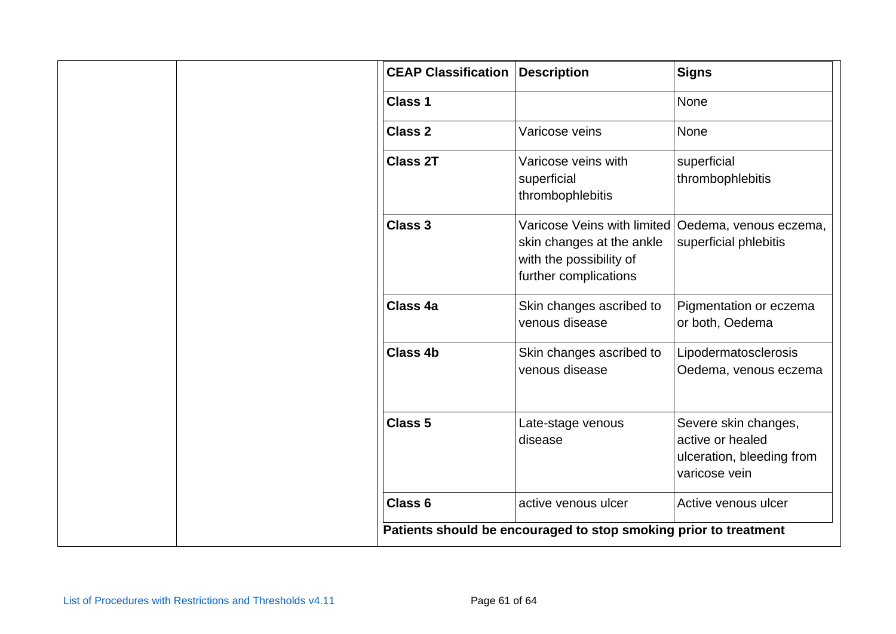| CEAP Classification | Description | Signs |
|---|---|---|
| **Class 1** | | None |
| **Class 2** | Varicose veins | None |
| **Class 2T** | Varicose veins with superficial thrombophlebitis | superficial thrombophlebitis |
| **Class 3** | Varicose Veins with limited skin changes at the ankle with the possibility of further complications | Oedema, venous eczema, superficial phlebitis |
| **Class 4a** | Skin changes ascribed to venous disease | Pigmentation or eczema or both, Oedema |
| **Class 4b** | Skin changes ascribed to venous disease | Lipodermatosclerosis Oedema, venous eczema |
| **Class 5** | Late-stage venous disease | Severe skin changes, active or healed ulceration, bleeding from varicose vein |
| **Class 6** | active venous ulcer | Active venous ulcer |

**Patients should be encouraged to stop smoking prior to treatment**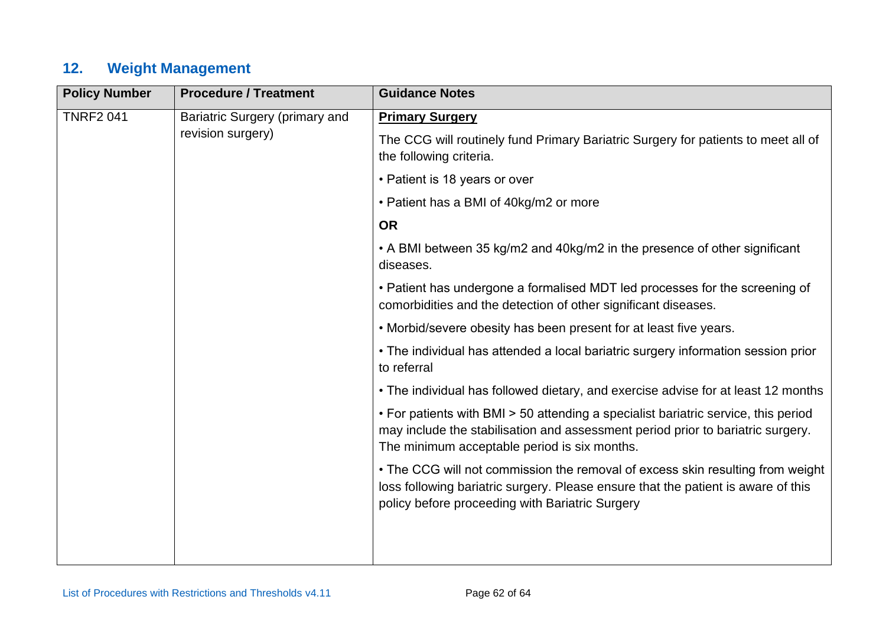## 12. Weight Management

| Policy Number | Procedure / Treatment | Guidance Notes |
|---|---|---|
| TNRF2 041 | Bariatric Surgery (primary and revision surgery) | **Primary Surgery**<br><br>The CCG will routinely fund Primary Bariatric Surgery for patients to meet all of the following criteria.<br><br>• Patient is 18 years or over<br><br>• Patient has a BMI of 40kg/m2 or more<br><br>**OR**<br><br>• A BMI between 35 kg/m2 and 40kg/m2 in the presence of other significant diseases.<br><br>• Patient has undergone a formalised MDT led processes for the screening of comorbidities and the detection of other significant diseases.<br><br>• Morbid/severe obesity has been present for at least five years.<br><br>• The individual has attended a local bariatric surgery information session prior to referral<br><br>• The individual has followed dietary, and exercise advise for at least 12 months<br><br>• For patients with BMI > 50 attending a specialist bariatric service, this period may include the stabilisation and assessment period prior to bariatric surgery. The minimum acceptable period is six months.<br><br>• The CCG will not commission the removal of excess skin resulting from weight loss following bariatric surgery. Please ensure that the patient is aware of this policy before proceeding with Bariatric Surgery |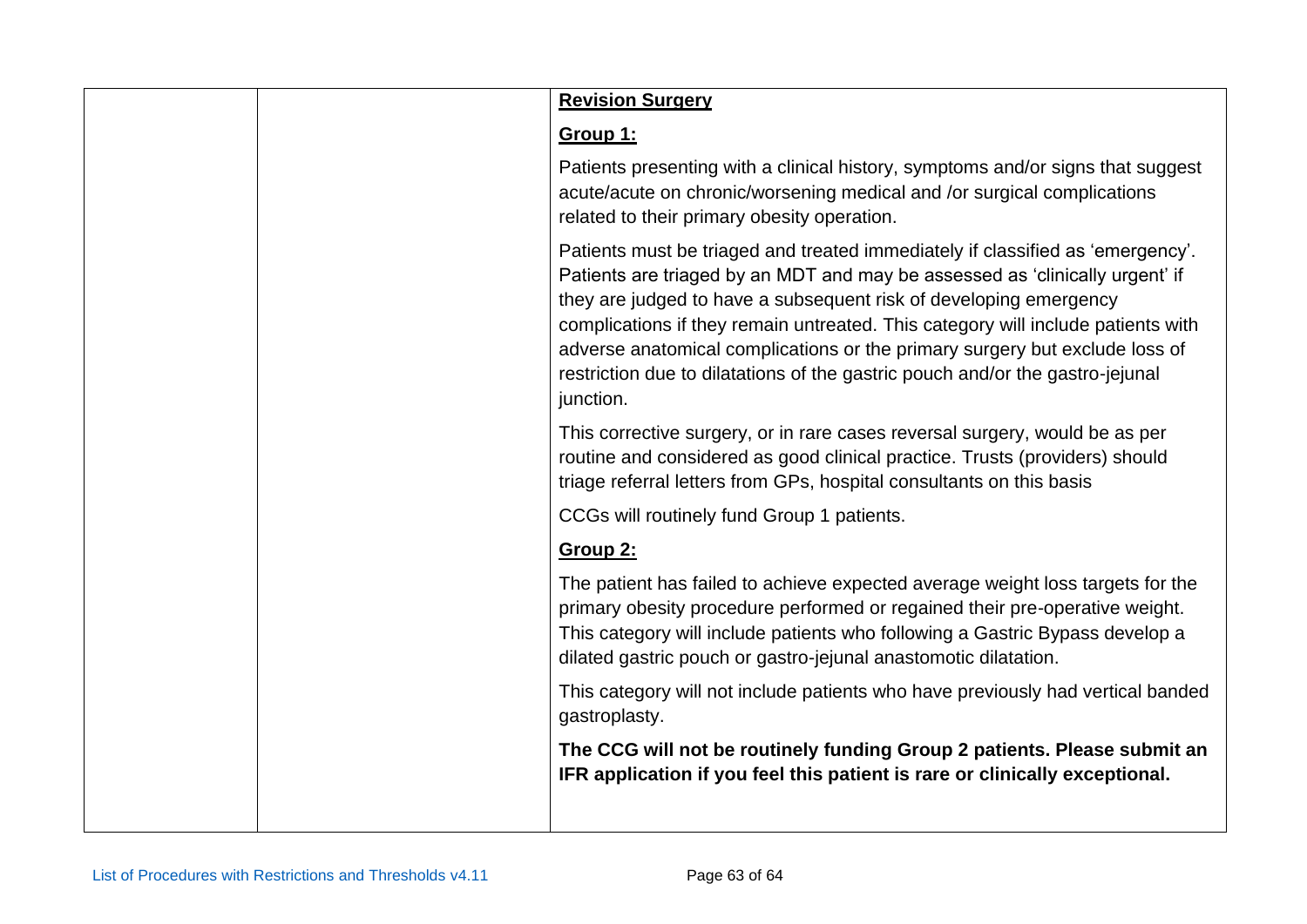| | | **Revision Surgery**<br><br>**Group 1:**<br><br>Patients presenting with a clinical history, symptoms and/or signs that suggest acute/acute on chronic/worsening medical and /or surgical complications related to their primary obesity operation.<br><br>Patients must be triaged and treated immediately if classified as 'emergency'. Patients are triaged by an MDT and may be assessed as 'clinically urgent' if they are judged to have a subsequent risk of developing emergency complications if they remain untreated. This category will include patients with adverse anatomical complications or the primary surgery but exclude loss of restriction due to dilatations of the gastric pouch and/or the gastro-jejunal junction.<br><br>This corrective surgery, or in rare cases reversal surgery, would be as per routine and considered as good clinical practice. Trusts (providers) should triage referral letters from GPs, hospital consultants on this basis<br><br>CCGs will routinely fund Group 1 patients.<br><br>**Group 2:**<br><br>The patient has failed to achieve expected average weight loss targets for the primary obesity procedure performed or regained their pre-operative weight. This category will include patients who following a Gastric Bypass develop a dilated gastric pouch or gastro-jejunal anastomotic dilatation.<br><br>This category will not include patients who have previously had vertical banded gastroplasty.<br><br>**The CCG will not be routinely funding Group 2 patients. Please submit an IFR application if you feel this patient is rare or clinically exceptional.** |
|---|---|---|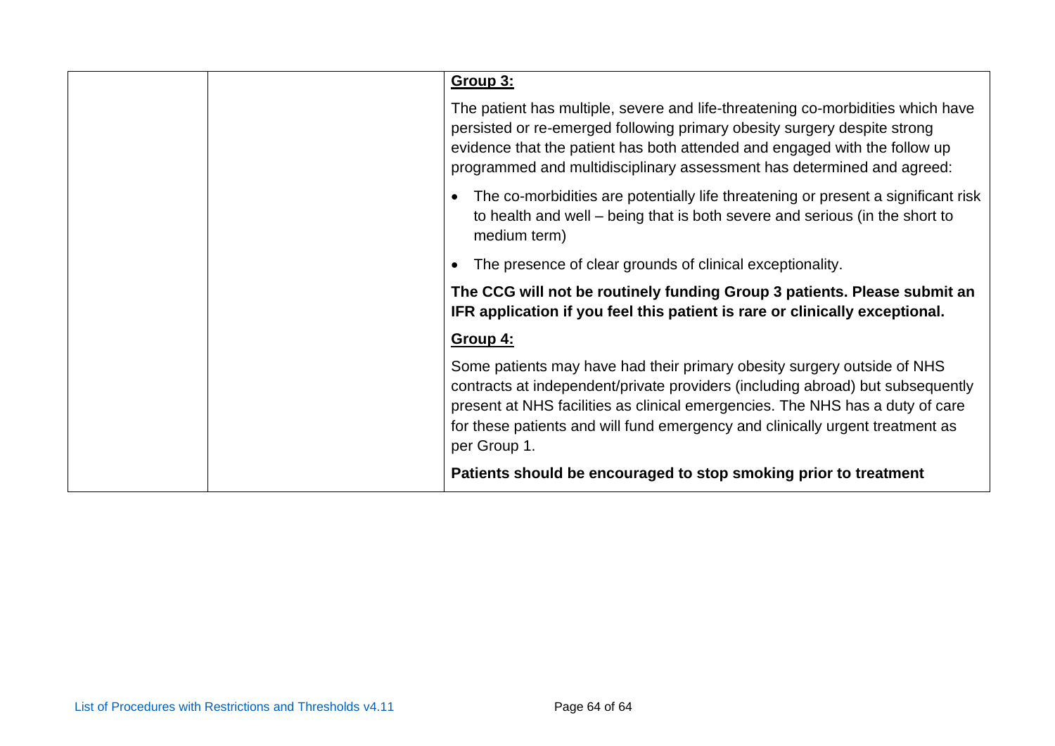| | | |
|---|---|---|
| | | **<u>Group 3:</u>**<br><br>The patient has multiple, severe and life-threatening co-morbidities which have persisted or re-emerged following primary obesity surgery despite strong evidence that the patient has both attended and engaged with the follow up programmed and multidisciplinary assessment has determined and agreed:<br><br>• The co-morbidities are potentially life threatening or present a significant risk to health and well – being that is both severe and serious (in the short to medium term)<br><br>• The presence of clear grounds of clinical exceptionality.<br><br>**The CCG will not be routinely funding Group 3 patients. Please submit an IFR application if you feel this patient is rare or clinically exceptional.**<br><br>**<u>Group 4:</u>**<br><br>Some patients may have had their primary obesity surgery outside of NHS contracts at independent/private providers (including abroad) but subsequently present at NHS facilities as clinical emergencies. The NHS has a duty of care for these patients and will fund emergency and clinically urgent treatment as per Group 1.<br><br>**Patients should be encouraged to stop smoking prior to treatment** |